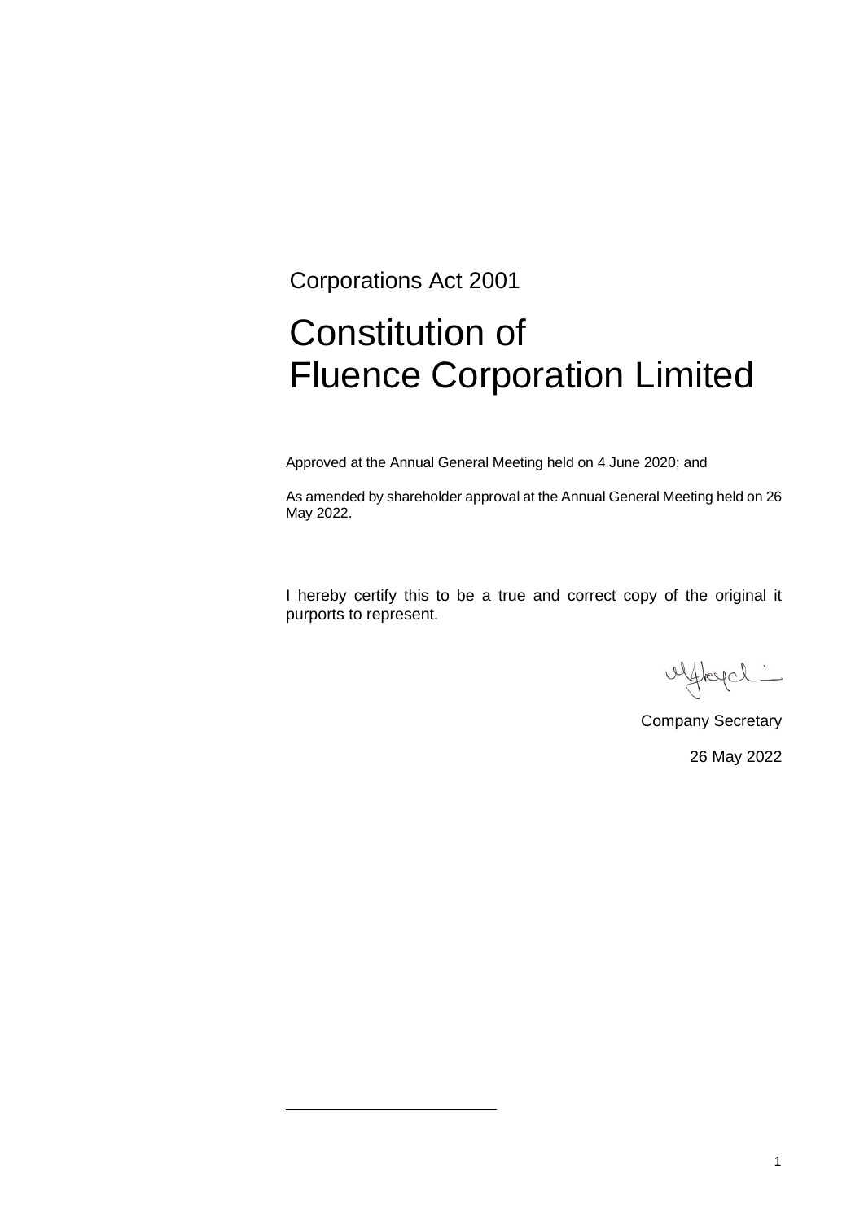Corporations Act 2001

# Constitution of Fluence Corporation Limited

Approved at the Annual General Meeting held on 4 June 2020; and

As amended by shareholder approval at the Annual General Meeting held on 26 May 2022.

I hereby certify this to be a true and correct copy of the original it purports to represent.

Company Secretary

26 May 2022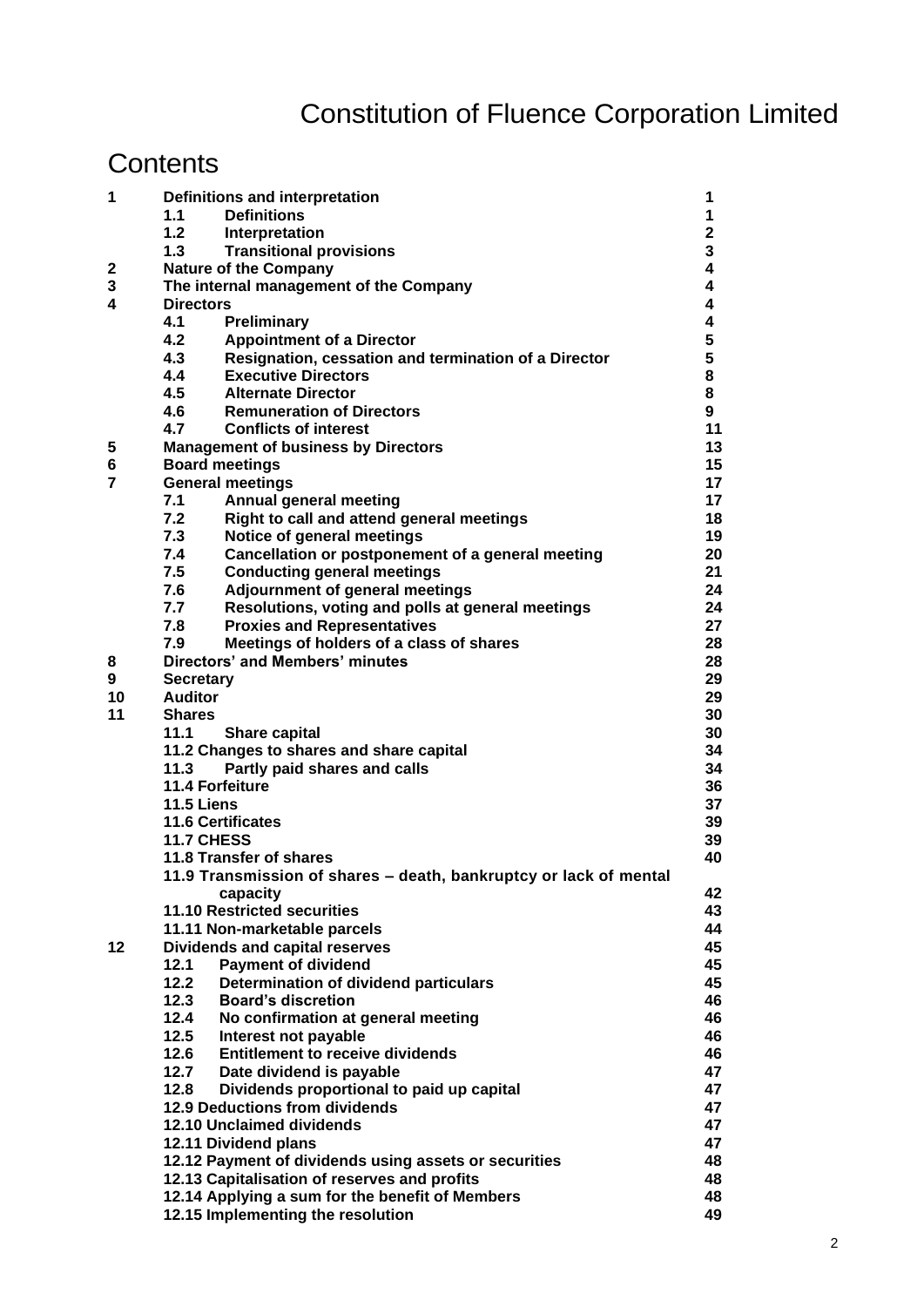# Constitution of Fluence Corporation Limited

## Contents

| | | | |
|---|---|---|---|
| **1** | **Definitions and interpretation** | | **1** |
| | **1.1** | **Definitions** | **1** |
| | **1.2** | **Interpretation** | **2** |
| | **1.3** | **Transitional provisions** | **3** |
| **2** | **Nature of the Company** | | **4** |
| **3** | **The internal management of the Company** | | **4** |
| **4** | **Directors** | | **4** |
| | **4.1** | **Preliminary** | **4** |
| | **4.2** | **Appointment of a Director** | **5** |
| | **4.3** | **Resignation, cessation and termination of a Director** | **5** |
| | **4.4** | **Executive Directors** | **8** |
| | **4.5** | **Alternate Director** | **8** |
| | **4.6** | **Remuneration of Directors** | **9** |
| | **4.7** | **Conflicts of interest** | **11** |
| **5** | **Management of business by Directors** | | **13** |
| **6** | **Board meetings** | | **15** |
| **7** | **General meetings** | | **17** |
| | **7.1** | **Annual general meeting** | **17** |
| | **7.2** | **Right to call and attend general meetings** | **18** |
| | **7.3** | **Notice of general meetings** | **19** |
| | **7.4** | **Cancellation or postponement of a general meeting** | **20** |
| | **7.5** | **Conducting general meetings** | **21** |
| | **7.6** | **Adjournment of general meetings** | **24** |
| | **7.7** | **Resolutions, voting and polls at general meetings** | **24** |
| | **7.8** | **Proxies and Representatives** | **27** |
| | **7.9** | **Meetings of holders of a class of shares** | **28** |
| **8** | **Directors' and Members' minutes** | | **28** |
| **9** | **Secretary** | | **29** |
| **10** | **Auditor** | | **29** |
| **11** | **Shares** | | **30** |
| | **11.1** | **Share capital** | **30** |
| | **11.2 Changes to shares and share capital** | | **34** |
| | **11.3** | **Partly paid shares and calls** | **34** |
| | **11.4 Forfeiture** | | **36** |
| | **11.5 Liens** | | **37** |
| | **11.6 Certificates** | | **39** |
| | **11.7 CHESS** | | **39** |
| | **11.8 Transfer of shares** | | **40** |
| | **11.9 Transmission of shares – death, bankruptcy or lack of mental capacity** | | **42** |
| | **11.10 Restricted securities** | | **43** |
| | **11.11 Non-marketable parcels** | | **44** |
| **12** | **Dividends and capital reserves** | | **45** |
| | **12.1** | **Payment of dividend** | **45** |
| | **12.2** | **Determination of dividend particulars** | **45** |
| | **12.3** | **Board's discretion** | **46** |
| | **12.4** | **No confirmation at general meeting** | **46** |
| | **12.5** | **Interest not payable** | **46** |
| | **12.6** | **Entitlement to receive dividends** | **46** |
| | **12.7** | **Date dividend is payable** | **47** |
| | **12.8** | **Dividends proportional to paid up capital** | **47** |
| | **12.9 Deductions from dividends** | | **47** |
| | **12.10 Unclaimed dividends** | | **47** |
| | **12.11 Dividend plans** | | **47** |
| | **12.12 Payment of dividends using assets or securities** | | **48** |
| | **12.13 Capitalisation of reserves and profits** | | **48** |
| | **12.14 Applying a sum for the benefit of Members** | | **48** |
| | **12.15 Implementing the resolution** | | **49** |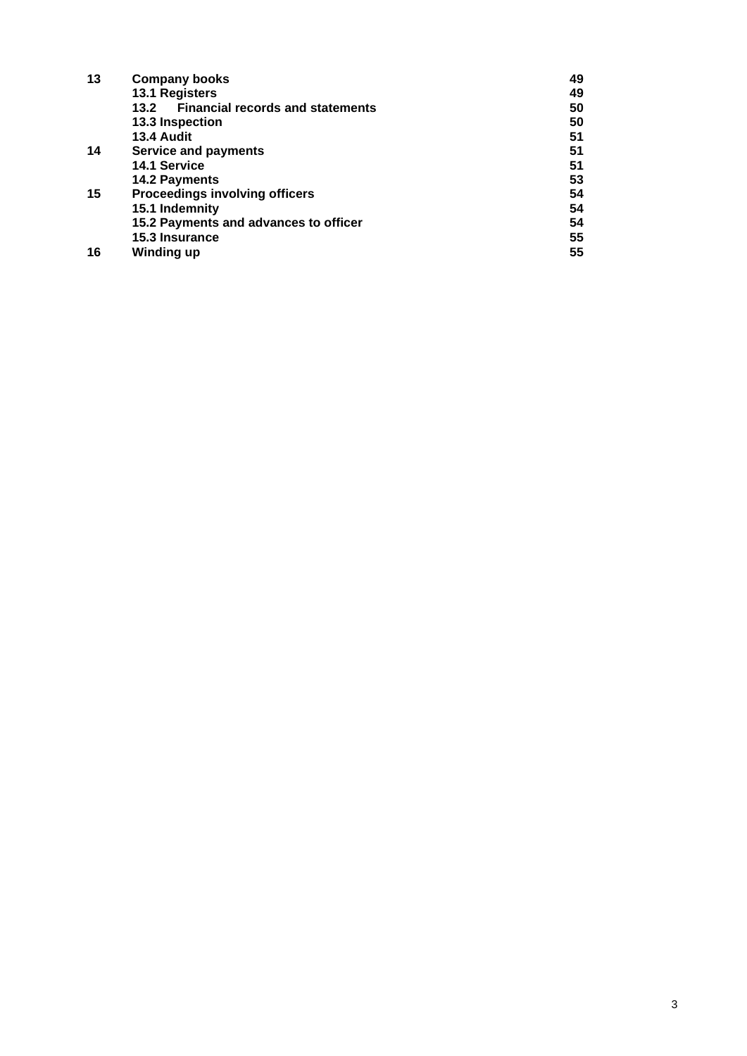| | | |
|---|---|---|
| **13** | **Company books** | **49** |
| | **13.1 Registers** | **49** |
| | **13.2 Financial records and statements** | **50** |
| | **13.3 Inspection** | **50** |
| | **13.4 Audit** | **51** |
| **14** | **Service and payments** | **51** |
| | **14.1 Service** | **51** |
| | **14.2 Payments** | **53** |
| **15** | **Proceedings involving officers** | **54** |
| | **15.1 Indemnity** | **54** |
| | **15.2 Payments and advances to officer** | **54** |
| | **15.3 Insurance** | **55** |
| **16** | **Winding up** | **55** |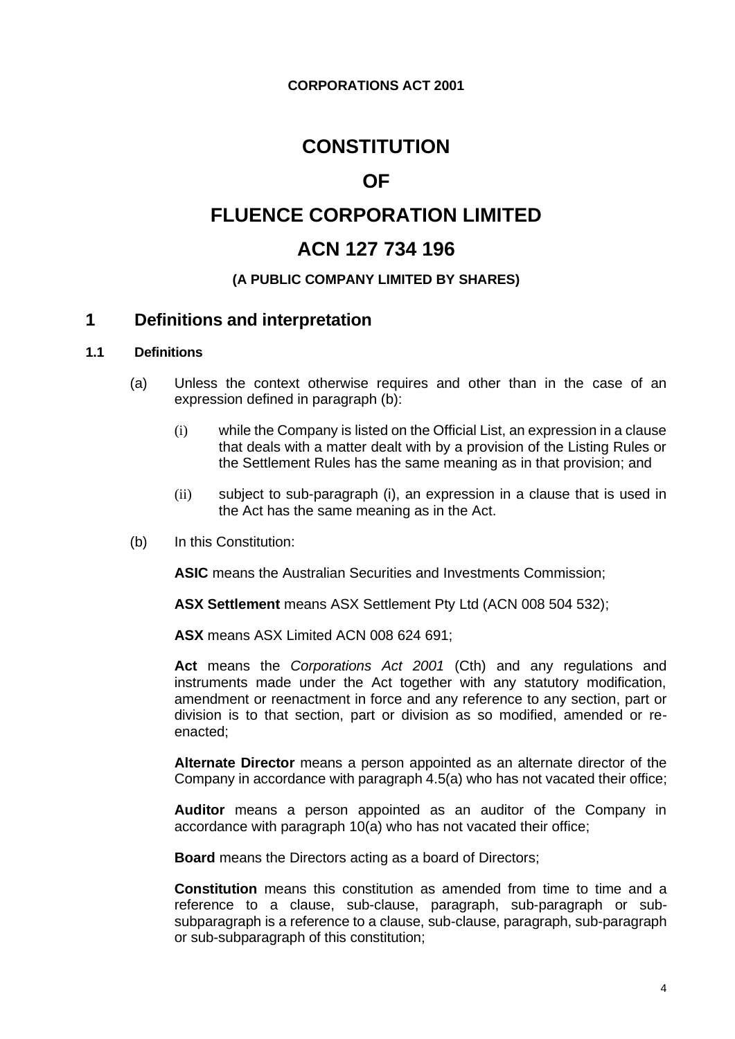**CORPORATIONS ACT 2001**

# CONSTITUTION

# OF

# FLUENCE CORPORATION LIMITED

# ACN 127 734 196

**(A PUBLIC COMPANY LIMITED BY SHARES)**

## 1 Definitions and interpretation

### 1.1 Definitions

(a) Unless the context otherwise requires and other than in the case of an expression defined in paragraph (b):

(i) while the Company is listed on the Official List, an expression in a clause that deals with a matter dealt with by a provision of the Listing Rules or the Settlement Rules has the same meaning as in that provision; and

(ii) subject to sub-paragraph (i), an expression in a clause that is used in the Act has the same meaning as in the Act.

(b) In this Constitution:

**ASIC** means the Australian Securities and Investments Commission;

**ASX Settlement** means ASX Settlement Pty Ltd (ACN 008 504 532);

**ASX** means ASX Limited ACN 008 624 691;

**Act** means the *Corporations Act 2001* (Cth) and any regulations and instruments made under the Act together with any statutory modification, amendment or reenactment in force and any reference to any section, part or division is to that section, part or division as so modified, amended or re-enacted;

**Alternate Director** means a person appointed as an alternate director of the Company in accordance with paragraph 4.5(a) who has not vacated their office;

**Auditor** means a person appointed as an auditor of the Company in accordance with paragraph 10(a) who has not vacated their office;

**Board** means the Directors acting as a board of Directors;

**Constitution** means this constitution as amended from time to time and a reference to a clause, sub-clause, paragraph, sub-paragraph or sub-subparagraph is a reference to a clause, sub-clause, paragraph, sub-paragraph or sub-subparagraph of this constitution;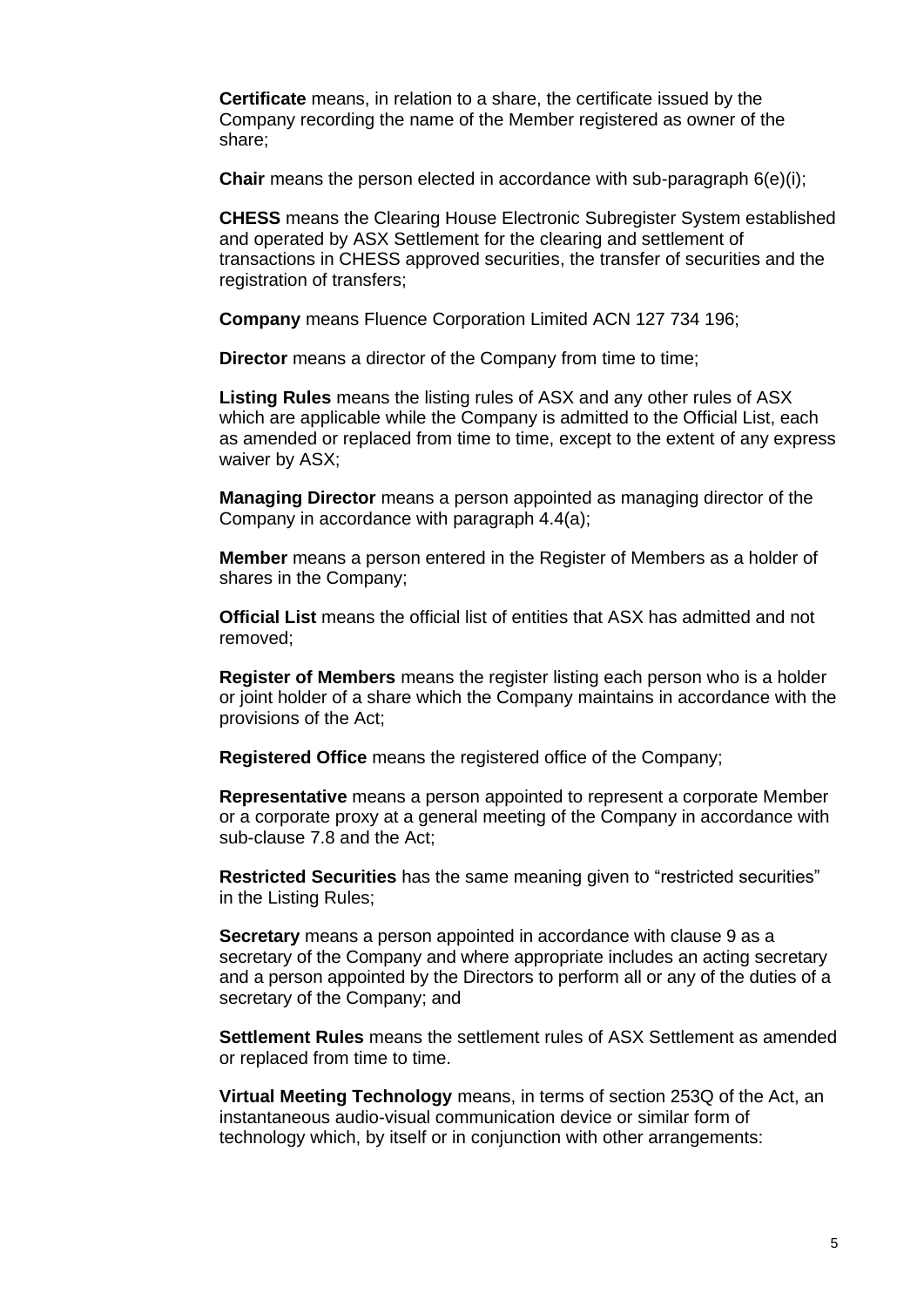**Certificate** means, in relation to a share, the certificate issued by the Company recording the name of the Member registered as owner of the share;

**Chair** means the person elected in accordance with sub-paragraph 6(e)(i);

**CHESS** means the Clearing House Electronic Subregister System established and operated by ASX Settlement for the clearing and settlement of transactions in CHESS approved securities, the transfer of securities and the registration of transfers;

**Company** means Fluence Corporation Limited ACN 127 734 196;

**Director** means a director of the Company from time to time;

**Listing Rules** means the listing rules of ASX and any other rules of ASX which are applicable while the Company is admitted to the Official List, each as amended or replaced from time to time, except to the extent of any express waiver by ASX;

**Managing Director** means a person appointed as managing director of the Company in accordance with paragraph 4.4(a);

**Member** means a person entered in the Register of Members as a holder of shares in the Company;

**Official List** means the official list of entities that ASX has admitted and not removed;

**Register of Members** means the register listing each person who is a holder or joint holder of a share which the Company maintains in accordance with the provisions of the Act;

**Registered Office** means the registered office of the Company;

**Representative** means a person appointed to represent a corporate Member or a corporate proxy at a general meeting of the Company in accordance with sub-clause 7.8 and the Act;

**Restricted Securities** has the same meaning given to "restricted securities" in the Listing Rules;

**Secretary** means a person appointed in accordance with clause 9 as a secretary of the Company and where appropriate includes an acting secretary and a person appointed by the Directors to perform all or any of the duties of a secretary of the Company; and

**Settlement Rules** means the settlement rules of ASX Settlement as amended or replaced from time to time.

**Virtual Meeting Technology** means, in terms of section 253Q of the Act, an instantaneous audio-visual communication device or similar form of technology which, by itself or in conjunction with other arrangements: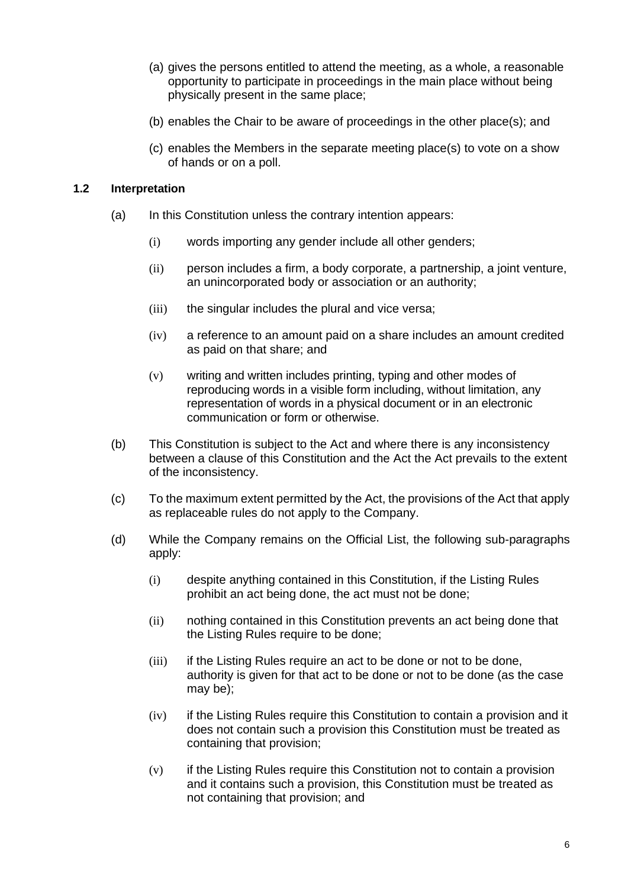(a) gives the persons entitled to attend the meeting, as a whole, a reasonable opportunity to participate in proceedings in the main place without being physically present in the same place;

(b) enables the Chair to be aware of proceedings in the other place(s); and

(c) enables the Members in the separate meeting place(s) to vote on a show of hands or on a poll.

### 1.2 Interpretation

(a) In this Constitution unless the contrary intention appears:

(i) words importing any gender include all other genders;

(ii) person includes a firm, a body corporate, a partnership, a joint venture, an unincorporated body or association or an authority;

(iii) the singular includes the plural and vice versa;

(iv) a reference to an amount paid on a share includes an amount credited as paid on that share; and

(v) writing and written includes printing, typing and other modes of reproducing words in a visible form including, without limitation, any representation of words in a physical document or in an electronic communication or form or otherwise.

(b) This Constitution is subject to the Act and where there is any inconsistency between a clause of this Constitution and the Act the Act prevails to the extent of the inconsistency.

(c) To the maximum extent permitted by the Act, the provisions of the Act that apply as replaceable rules do not apply to the Company.

(d) While the Company remains on the Official List, the following sub-paragraphs apply:

(i) despite anything contained in this Constitution, if the Listing Rules prohibit an act being done, the act must not be done;

(ii) nothing contained in this Constitution prevents an act being done that the Listing Rules require to be done;

(iii) if the Listing Rules require an act to be done or not to be done, authority is given for that act to be done or not to be done (as the case may be);

(iv) if the Listing Rules require this Constitution to contain a provision and it does not contain such a provision this Constitution must be treated as containing that provision;

(v) if the Listing Rules require this Constitution not to contain a provision and it contains such a provision, this Constitution must be treated as not containing that provision; and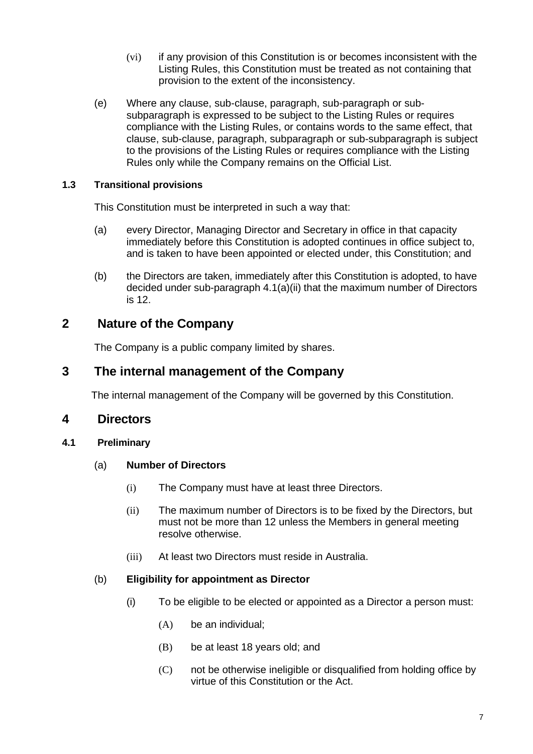(vi) if any provision of this Constitution is or becomes inconsistent with the Listing Rules, this Constitution must be treated as not containing that provision to the extent of the inconsistency.

(e) Where any clause, sub-clause, paragraph, sub-paragraph or sub-subparagraph is expressed to be subject to the Listing Rules or requires compliance with the Listing Rules, or contains words to the same effect, that clause, sub-clause, paragraph, subparagraph or sub-subparagraph is subject to the provisions of the Listing Rules or requires compliance with the Listing Rules only while the Company remains on the Official List.

### 1.3 Transitional provisions

This Constitution must be interpreted in such a way that:

(a) every Director, Managing Director and Secretary in office in that capacity immediately before this Constitution is adopted continues in office subject to, and is taken to have been appointed or elected under, this Constitution; and

(b) the Directors are taken, immediately after this Constitution is adopted, to have decided under sub-paragraph 4.1(a)(ii) that the maximum number of Directors is 12.

## 2 Nature of the Company

The Company is a public company limited by shares.

## 3 The internal management of the Company

The internal management of the Company will be governed by this Constitution.

## 4 Directors

### 4.1 Preliminary

(a) **Number of Directors**

(i) The Company must have at least three Directors.

(ii) The maximum number of Directors is to be fixed by the Directors, but must not be more than 12 unless the Members in general meeting resolve otherwise.

(iii) At least two Directors must reside in Australia.

(b) **Eligibility for appointment as Director**

(i) To be eligible to be elected or appointed as a Director a person must:

(A) be an individual;

(B) be at least 18 years old; and

(C) not be otherwise ineligible or disqualified from holding office by virtue of this Constitution or the Act.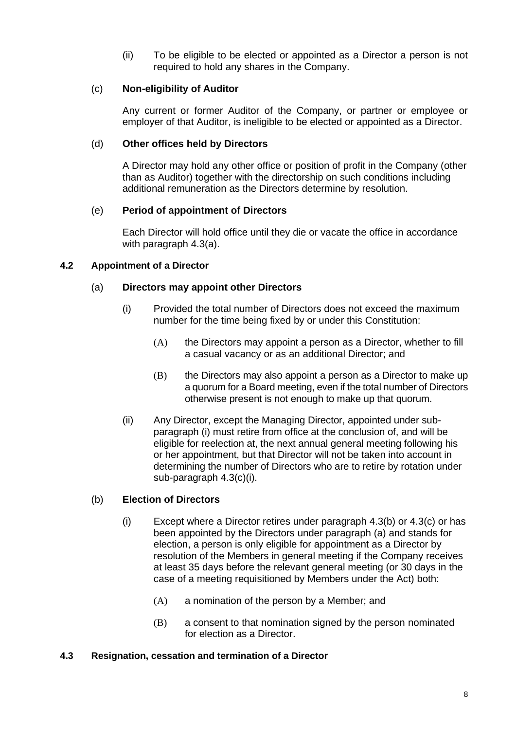(ii) To be eligible to be elected or appointed as a Director a person is not required to hold any shares in the Company.

(c) **Non-eligibility of Auditor**

Any current or former Auditor of the Company, or partner or employee or employer of that Auditor, is ineligible to be elected or appointed as a Director.

(d) **Other offices held by Directors**

A Director may hold any other office or position of profit in the Company (other than as Auditor) together with the directorship on such conditions including additional remuneration as the Directors determine by resolution.

(e) **Period of appointment of Directors**

Each Director will hold office until they die or vacate the office in accordance with paragraph 4.3(a).

### 4.2 Appointment of a Director

(a) **Directors may appoint other Directors**

(i) Provided the total number of Directors does not exceed the maximum number for the time being fixed by or under this Constitution:

(A) the Directors may appoint a person as a Director, whether to fill a casual vacancy or as an additional Director; and

(B) the Directors may also appoint a person as a Director to make up a quorum for a Board meeting, even if the total number of Directors otherwise present is not enough to make up that quorum.

(ii) Any Director, except the Managing Director, appointed under sub-paragraph (i) must retire from office at the conclusion of, and will be eligible for reelection at, the next annual general meeting following his or her appointment, but that Director will not be taken into account in determining the number of Directors who are to retire by rotation under sub-paragraph 4.3(c)(i).

(b) **Election of Directors**

(i) Except where a Director retires under paragraph 4.3(b) or 4.3(c) or has been appointed by the Directors under paragraph (a) and stands for election, a person is only eligible for appointment as a Director by resolution of the Members in general meeting if the Company receives at least 35 days before the relevant general meeting (or 30 days in the case of a meeting requisitioned by Members under the Act) both:

(A) a nomination of the person by a Member; and

(B) a consent to that nomination signed by the person nominated for election as a Director.

### 4.3 Resignation, cessation and termination of a Director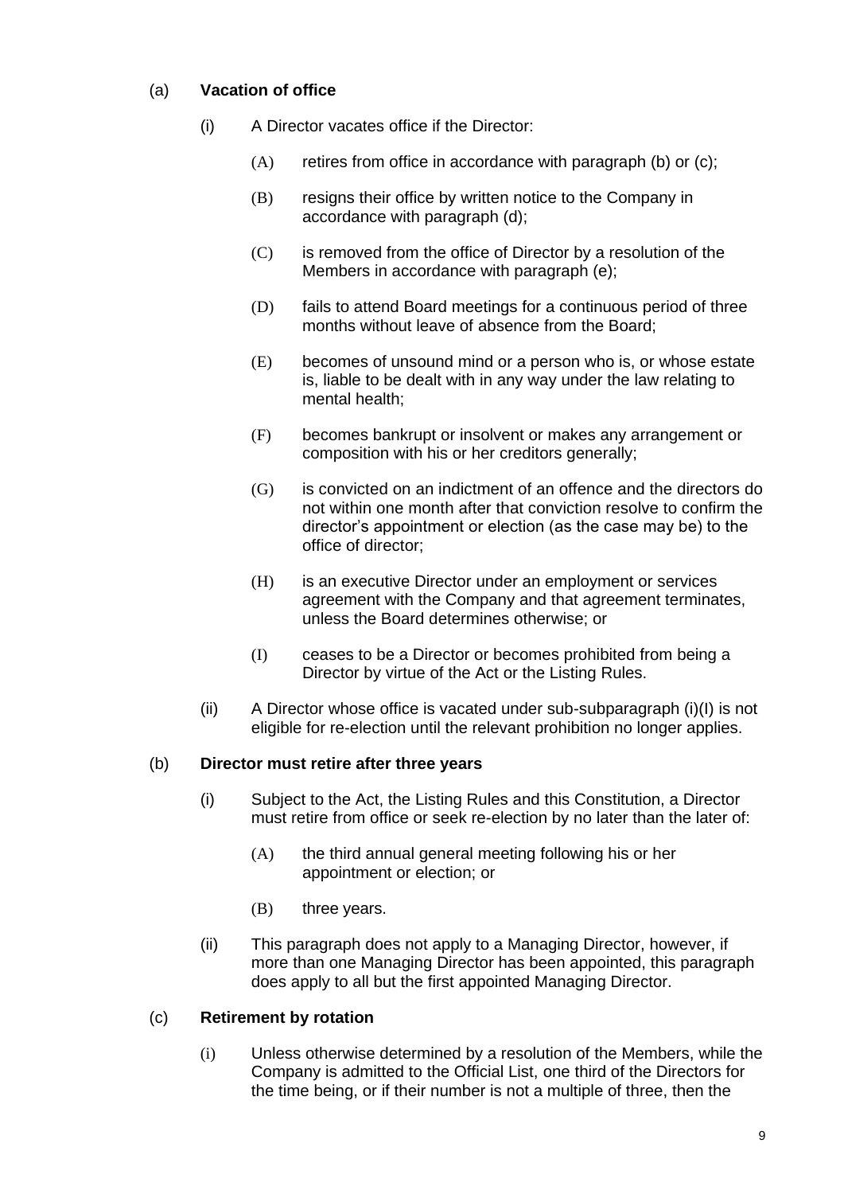(a) **Vacation of office**

(i) A Director vacates office if the Director:

(A) retires from office in accordance with paragraph (b) or (c);

(B) resigns their office by written notice to the Company in accordance with paragraph (d);

(C) is removed from the office of Director by a resolution of the Members in accordance with paragraph (e);

(D) fails to attend Board meetings for a continuous period of three months without leave of absence from the Board;

(E) becomes of unsound mind or a person who is, or whose estate is, liable to be dealt with in any way under the law relating to mental health;

(F) becomes bankrupt or insolvent or makes any arrangement or composition with his or her creditors generally;

(G) is convicted on an indictment of an offence and the directors do not within one month after that conviction resolve to confirm the director's appointment or election (as the case may be) to the office of director;

(H) is an executive Director under an employment or services agreement with the Company and that agreement terminates, unless the Board determines otherwise; or

(I) ceases to be a Director or becomes prohibited from being a Director by virtue of the Act or the Listing Rules.

(ii) A Director whose office is vacated under sub-subparagraph (i)(I) is not eligible for re-election until the relevant prohibition no longer applies.

(b) **Director must retire after three years**

(i) Subject to the Act, the Listing Rules and this Constitution, a Director must retire from office or seek re-election by no later than the later of:

(A) the third annual general meeting following his or her appointment or election; or

(B) three years.

(ii) This paragraph does not apply to a Managing Director, however, if more than one Managing Director has been appointed, this paragraph does apply to all but the first appointed Managing Director.

(c) **Retirement by rotation**

(i) Unless otherwise determined by a resolution of the Members, while the Company is admitted to the Official List, one third of the Directors for the time being, or if their number is not a multiple of three, then the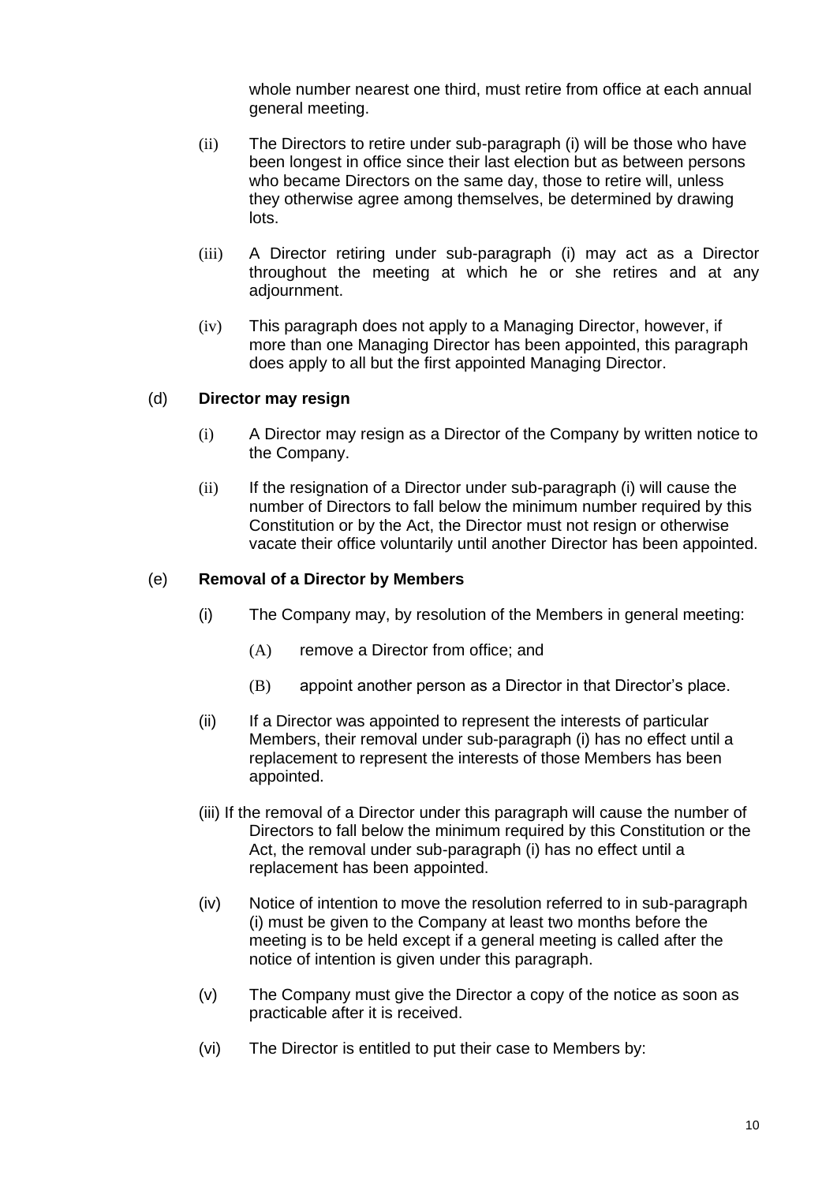whole number nearest one third, must retire from office at each annual general meeting.

(ii) The Directors to retire under sub-paragraph (i) will be those who have been longest in office since their last election but as between persons who became Directors on the same day, those to retire will, unless they otherwise agree among themselves, be determined by drawing lots.

(iii) A Director retiring under sub-paragraph (i) may act as a Director throughout the meeting at which he or she retires and at any adjournment.

(iv) This paragraph does not apply to a Managing Director, however, if more than one Managing Director has been appointed, this paragraph does apply to all but the first appointed Managing Director.

(d) **Director may resign**

(i) A Director may resign as a Director of the Company by written notice to the Company.

(ii) If the resignation of a Director under sub-paragraph (i) will cause the number of Directors to fall below the minimum number required by this Constitution or by the Act, the Director must not resign or otherwise vacate their office voluntarily until another Director has been appointed.

(e) **Removal of a Director by Members**

(i) The Company may, by resolution of the Members in general meeting:

(A) remove a Director from office; and

(B) appoint another person as a Director in that Director's place.

(ii) If a Director was appointed to represent the interests of particular Members, their removal under sub-paragraph (i) has no effect until a replacement to represent the interests of those Members has been appointed.

(iii) If the removal of a Director under this paragraph will cause the number of Directors to fall below the minimum required by this Constitution or the Act, the removal under sub-paragraph (i) has no effect until a replacement has been appointed.

(iv) Notice of intention to move the resolution referred to in sub-paragraph (i) must be given to the Company at least two months before the meeting is to be held except if a general meeting is called after the notice of intention is given under this paragraph.

(v) The Company must give the Director a copy of the notice as soon as practicable after it is received.

(vi) The Director is entitled to put their case to Members by: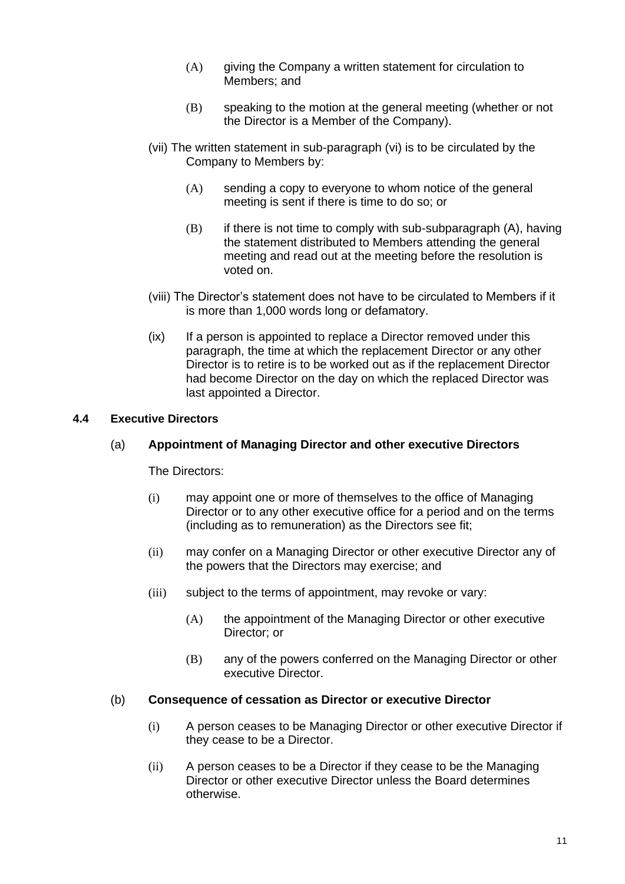(A) giving the Company a written statement for circulation to Members; and

(B) speaking to the motion at the general meeting (whether or not the Director is a Member of the Company).

(vii) The written statement in sub-paragraph (vi) is to be circulated by the Company to Members by:

(A) sending a copy to everyone to whom notice of the general meeting is sent if there is time to do so; or

(B) if there is not time to comply with sub-subparagraph (A), having the statement distributed to Members attending the general meeting and read out at the meeting before the resolution is voted on.

(viii) The Director's statement does not have to be circulated to Members if it is more than 1,000 words long or defamatory.

(ix) If a person is appointed to replace a Director removed under this paragraph, the time at which the replacement Director or any other Director is to retire is to be worked out as if the replacement Director had become Director on the day on which the replaced Director was last appointed a Director.

**4.4 Executive Directors**

(a) **Appointment of Managing Director and other executive Directors**

The Directors:

(i) may appoint one or more of themselves to the office of Managing Director or to any other executive office for a period and on the terms (including as to remuneration) as the Directors see fit;

(ii) may confer on a Managing Director or other executive Director any of the powers that the Directors may exercise; and

(iii) subject to the terms of appointment, may revoke or vary:

(A) the appointment of the Managing Director or other executive Director; or

(B) any of the powers conferred on the Managing Director or other executive Director.

(b) **Consequence of cessation as Director or executive Director**

(i) A person ceases to be Managing Director or other executive Director if they cease to be a Director.

(ii) A person ceases to be a Director if they cease to be the Managing Director or other executive Director unless the Board determines otherwise.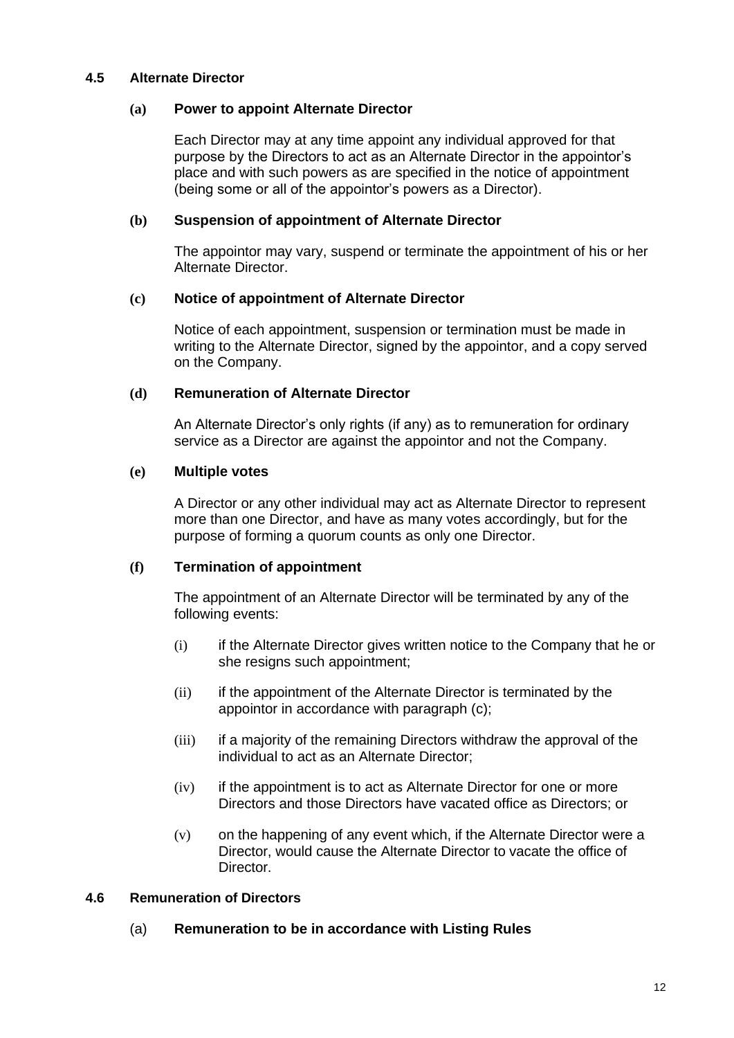### 4.5 Alternate Director

#### (a) Power to appoint Alternate Director

Each Director may at any time appoint any individual approved for that purpose by the Directors to act as an Alternate Director in the appointor's place and with such powers as are specified in the notice of appointment (being some or all of the appointor's powers as a Director).

#### (b) Suspension of appointment of Alternate Director

The appointor may vary, suspend or terminate the appointment of his or her Alternate Director.

#### (c) Notice of appointment of Alternate Director

Notice of each appointment, suspension or termination must be made in writing to the Alternate Director, signed by the appointor, and a copy served on the Company.

#### (d) Remuneration of Alternate Director

An Alternate Director's only rights (if any) as to remuneration for ordinary service as a Director are against the appointor and not the Company.

#### (e) Multiple votes

A Director or any other individual may act as Alternate Director to represent more than one Director, and have as many votes accordingly, but for the purpose of forming a quorum counts as only one Director.

#### (f) Termination of appointment

The appointment of an Alternate Director will be terminated by any of the following events:

(i) if the Alternate Director gives written notice to the Company that he or she resigns such appointment;

(ii) if the appointment of the Alternate Director is terminated by the appointor in accordance with paragraph (c);

(iii) if a majority of the remaining Directors withdraw the approval of the individual to act as an Alternate Director;

(iv) if the appointment is to act as Alternate Director for one or more Directors and those Directors have vacated office as Directors; or

(v) on the happening of any event which, if the Alternate Director were a Director, would cause the Alternate Director to vacate the office of Director.

### 4.6 Remuneration of Directors

#### (a) Remuneration to be in accordance with Listing Rules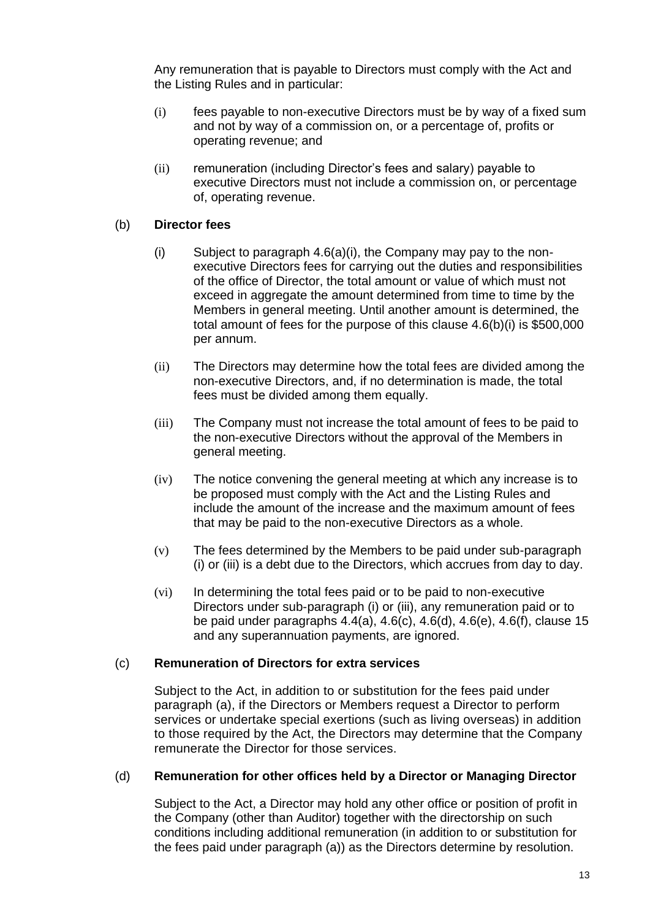Any remuneration that is payable to Directors must comply with the Act and the Listing Rules and in particular:

(i) fees payable to non-executive Directors must be by way of a fixed sum and not by way of a commission on, or a percentage of, profits or operating revenue; and

(ii) remuneration (including Director's fees and salary) payable to executive Directors must not include a commission on, or percentage of, operating revenue.

(b) **Director fees**

(i) Subject to paragraph 4.6(a)(i), the Company may pay to the non-executive Directors fees for carrying out the duties and responsibilities of the office of Director, the total amount or value of which must not exceed in aggregate the amount determined from time to time by the Members in general meeting. Until another amount is determined, the total amount of fees for the purpose of this clause 4.6(b)(i) is $500,000 per annum.

(ii) The Directors may determine how the total fees are divided among the non-executive Directors, and, if no determination is made, the total fees must be divided among them equally.

(iii) The Company must not increase the total amount of fees to be paid to the non-executive Directors without the approval of the Members in general meeting.

(iv) The notice convening the general meeting at which any increase is to be proposed must comply with the Act and the Listing Rules and include the amount of the increase and the maximum amount of fees that may be paid to the non-executive Directors as a whole.

(v) The fees determined by the Members to be paid under sub-paragraph (i) or (iii) is a debt due to the Directors, which accrues from day to day.

(vi) In determining the total fees paid or to be paid to non-executive Directors under sub-paragraph (i) or (iii), any remuneration paid or to be paid under paragraphs 4.4(a), 4.6(c), 4.6(d), 4.6(e), 4.6(f), clause 15 and any superannuation payments, are ignored.

(c) **Remuneration of Directors for extra services**

Subject to the Act, in addition to or substitution for the fees paid under paragraph (a), if the Directors or Members request a Director to perform services or undertake special exertions (such as living overseas) in addition to those required by the Act, the Directors may determine that the Company remunerate the Director for those services.

(d) **Remuneration for other offices held by a Director or Managing Director**

Subject to the Act, a Director may hold any other office or position of profit in the Company (other than Auditor) together with the directorship on such conditions including additional remuneration (in addition to or substitution for the fees paid under paragraph (a)) as the Directors determine by resolution.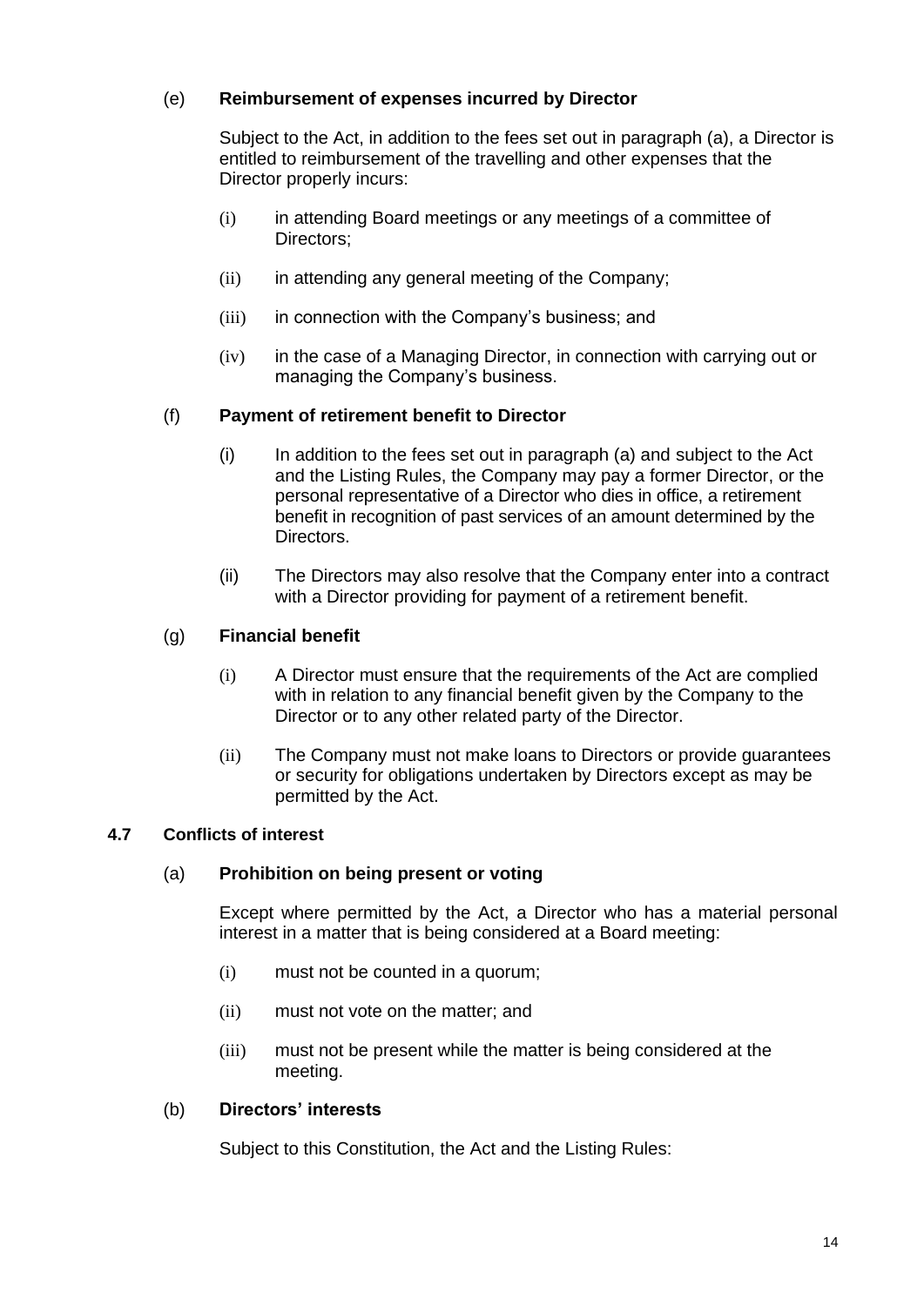(e) **Reimbursement of expenses incurred by Director**

Subject to the Act, in addition to the fees set out in paragraph (a), a Director is entitled to reimbursement of the travelling and other expenses that the Director properly incurs:

(i) in attending Board meetings or any meetings of a committee of Directors;

(ii) in attending any general meeting of the Company;

(iii) in connection with the Company's business; and

(iv) in the case of a Managing Director, in connection with carrying out or managing the Company's business.

(f) **Payment of retirement benefit to Director**

(i) In addition to the fees set out in paragraph (a) and subject to the Act and the Listing Rules, the Company may pay a former Director, or the personal representative of a Director who dies in office, a retirement benefit in recognition of past services of an amount determined by the Directors.

(ii) The Directors may also resolve that the Company enter into a contract with a Director providing for payment of a retirement benefit.

(g) **Financial benefit**

(i) A Director must ensure that the requirements of the Act are complied with in relation to any financial benefit given by the Company to the Director or to any other related party of the Director.

(ii) The Company must not make loans to Directors or provide guarantees or security for obligations undertaken by Directors except as may be permitted by the Act.

### 4.7 Conflicts of interest

(a) **Prohibition on being present or voting**

Except where permitted by the Act, a Director who has a material personal interest in a matter that is being considered at a Board meeting:

(i) must not be counted in a quorum;

(ii) must not vote on the matter; and

(iii) must not be present while the matter is being considered at the meeting.

(b) **Directors' interests**

Subject to this Constitution, the Act and the Listing Rules: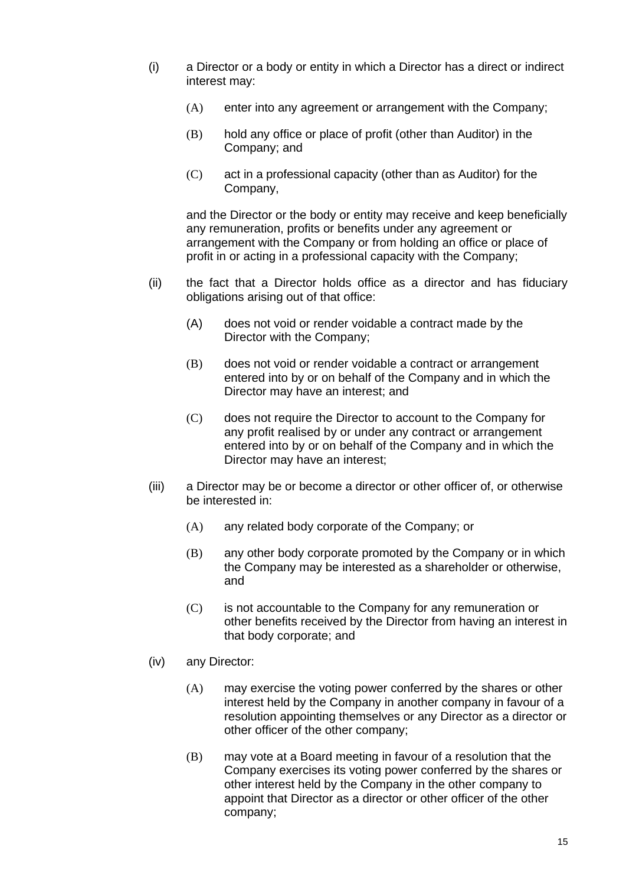(i) a Director or a body or entity in which a Director has a direct or indirect interest may:

   (A) enter into any agreement or arrangement with the Company;

   (B) hold any office or place of profit (other than Auditor) in the Company; and

   (C) act in a professional capacity (other than as Auditor) for the Company,

   and the Director or the body or entity may receive and keep beneficially any remuneration, profits or benefits under any agreement or arrangement with the Company or from holding an office or place of profit in or acting in a professional capacity with the Company;

(ii) the fact that a Director holds office as a director and has fiduciary obligations arising out of that office:

   (A) does not void or render voidable a contract made by the Director with the Company;

   (B) does not void or render voidable a contract or arrangement entered into by or on behalf of the Company and in which the Director may have an interest; and

   (C) does not require the Director to account to the Company for any profit realised by or under any contract or arrangement entered into by or on behalf of the Company and in which the Director may have an interest;

(iii) a Director may be or become a director or other officer of, or otherwise be interested in:

   (A) any related body corporate of the Company; or

   (B) any other body corporate promoted by the Company or in which the Company may be interested as a shareholder or otherwise, and

   (C) is not accountable to the Company for any remuneration or other benefits received by the Director from having an interest in that body corporate; and

(iv) any Director:

   (A) may exercise the voting power conferred by the shares or other interest held by the Company in another company in favour of a resolution appointing themselves or any Director as a director or other officer of the other company;

   (B) may vote at a Board meeting in favour of a resolution that the Company exercises its voting power conferred by the shares or other interest held by the Company in the other company to appoint that Director as a director or other officer of the other company;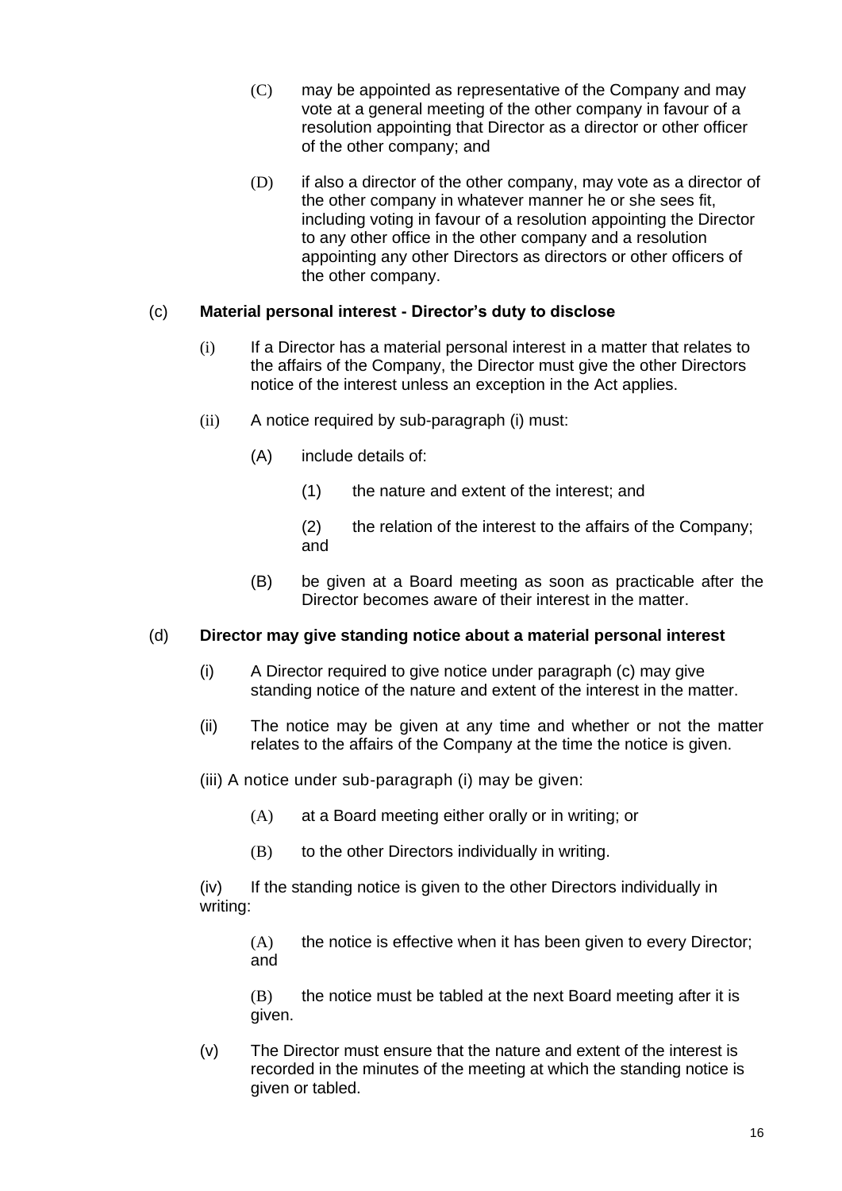(C) may be appointed as representative of the Company and may vote at a general meeting of the other company in favour of a resolution appointing that Director as a director or other officer of the other company; and

(D) if also a director of the other company, may vote as a director of the other company in whatever manner he or she sees fit, including voting in favour of a resolution appointing the Director to any other office in the other company and a resolution appointing any other Directors as directors or other officers of the other company.

(c) **Material personal interest - Director's duty to disclose**

(i) If a Director has a material personal interest in a matter that relates to the affairs of the Company, the Director must give the other Directors notice of the interest unless an exception in the Act applies.

(ii) A notice required by sub-paragraph (i) must:

(A) include details of:

(1) the nature and extent of the interest; and

(2) the relation of the interest to the affairs of the Company; and

(B) be given at a Board meeting as soon as practicable after the Director becomes aware of their interest in the matter.

(d) **Director may give standing notice about a material personal interest**

(i) A Director required to give notice under paragraph (c) may give standing notice of the nature and extent of the interest in the matter.

(ii) The notice may be given at any time and whether or not the matter relates to the affairs of the Company at the time the notice is given.

(iii) A notice under sub-paragraph (i) may be given:

(A) at a Board meeting either orally or in writing; or

(B) to the other Directors individually in writing.

(iv) If the standing notice is given to the other Directors individually in writing:

(A) the notice is effective when it has been given to every Director; and

(B) the notice must be tabled at the next Board meeting after it is given.

(v) The Director must ensure that the nature and extent of the interest is recorded in the minutes of the meeting at which the standing notice is given or tabled.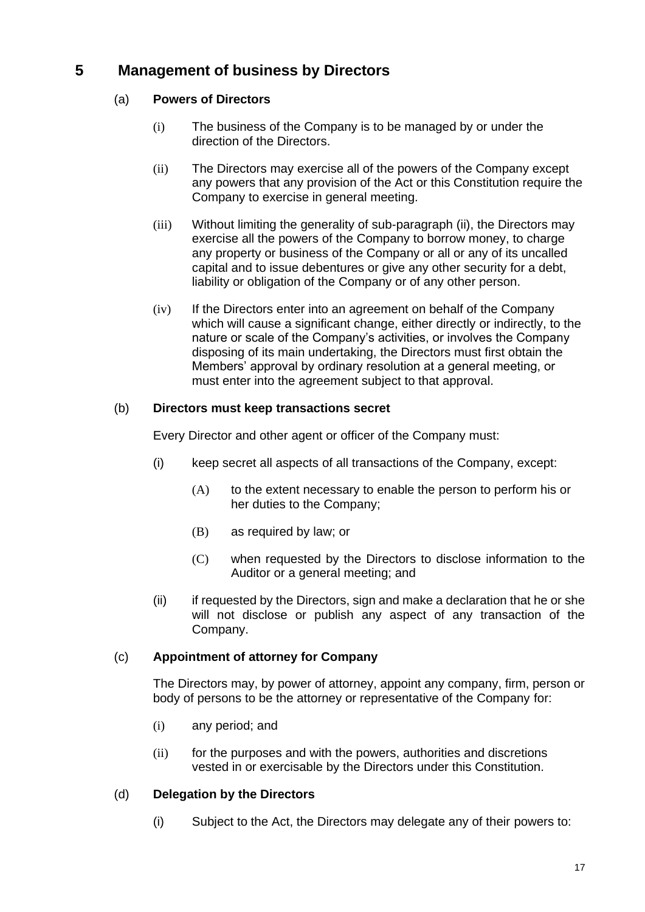## 5 Management of business by Directors

### (a) Powers of Directors

(i) The business of the Company is to be managed by or under the direction of the Directors.

(ii) The Directors may exercise all of the powers of the Company except any powers that any provision of the Act or this Constitution require the Company to exercise in general meeting.

(iii) Without limiting the generality of sub-paragraph (ii), the Directors may exercise all the powers of the Company to borrow money, to charge any property or business of the Company or all or any of its uncalled capital and to issue debentures or give any other security for a debt, liability or obligation of the Company or of any other person.

(iv) If the Directors enter into an agreement on behalf of the Company which will cause a significant change, either directly or indirectly, to the nature or scale of the Company's activities, or involves the Company disposing of its main undertaking, the Directors must first obtain the Members' approval by ordinary resolution at a general meeting, or must enter into the agreement subject to that approval.

### (b) Directors must keep transactions secret

Every Director and other agent or officer of the Company must:

(i) keep secret all aspects of all transactions of the Company, except:

(A) to the extent necessary to enable the person to perform his or her duties to the Company;

(B) as required by law; or

(C) when requested by the Directors to disclose information to the Auditor or a general meeting; and

(ii) if requested by the Directors, sign and make a declaration that he or she will not disclose or publish any aspect of any transaction of the Company.

### (c) Appointment of attorney for Company

The Directors may, by power of attorney, appoint any company, firm, person or body of persons to be the attorney or representative of the Company for:

(i) any period; and

(ii) for the purposes and with the powers, authorities and discretions vested in or exercisable by the Directors under this Constitution.

### (d) Delegation by the Directors

(i) Subject to the Act, the Directors may delegate any of their powers to: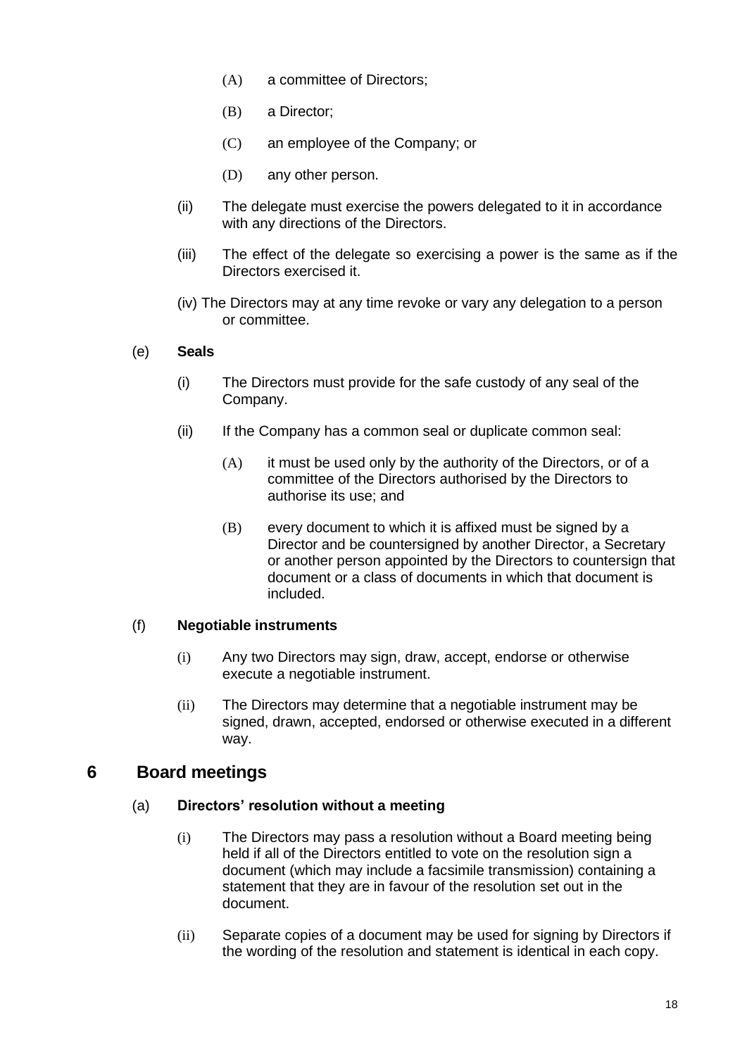(A) a committee of Directors;

(B) a Director;

(C) an employee of the Company; or

(D) any other person.

(ii) The delegate must exercise the powers delegated to it in accordance with any directions of the Directors.

(iii) The effect of the delegate so exercising a power is the same as if the Directors exercised it.

(iv) The Directors may at any time revoke or vary any delegation to a person or committee.

(e) **Seals**

(i) The Directors must provide for the safe custody of any seal of the Company.

(ii) If the Company has a common seal or duplicate common seal:

(A) it must be used only by the authority of the Directors, or of a committee of the Directors authorised by the Directors to authorise its use; and

(B) every document to which it is affixed must be signed by a Director and be countersigned by another Director, a Secretary or another person appointed by the Directors to countersign that document or a class of documents in which that document is included.

(f) **Negotiable instruments**

(i) Any two Directors may sign, draw, accept, endorse or otherwise execute a negotiable instrument.

(ii) The Directors may determine that a negotiable instrument may be signed, drawn, accepted, endorsed or otherwise executed in a different way.

## 6 Board meetings

(a) **Directors' resolution without a meeting**

(i) The Directors may pass a resolution without a Board meeting being held if all of the Directors entitled to vote on the resolution sign a document (which may include a facsimile transmission) containing a statement that they are in favour of the resolution set out in the document.

(ii) Separate copies of a document may be used for signing by Directors if the wording of the resolution and statement is identical in each copy.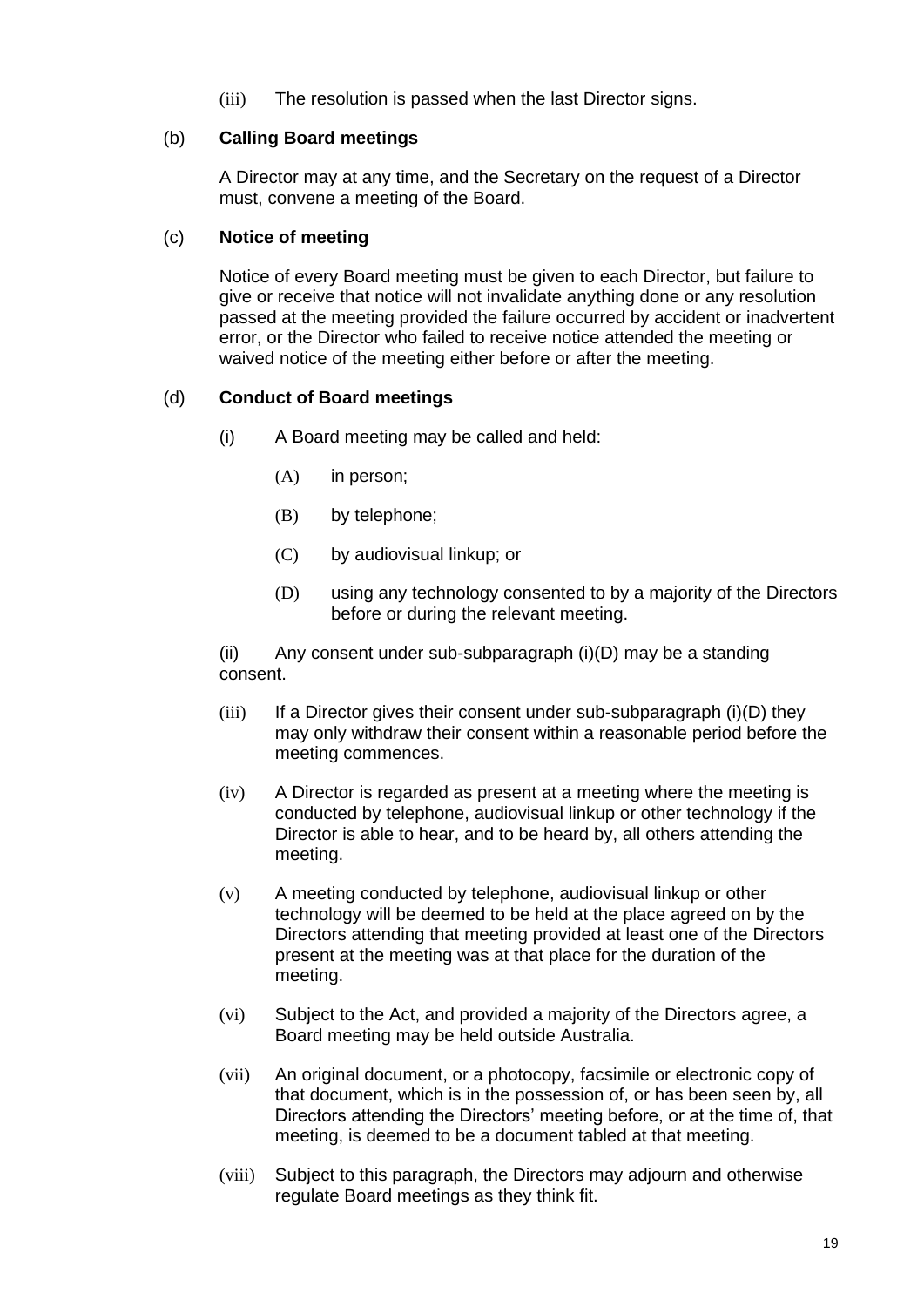(iii) The resolution is passed when the last Director signs.

(b) **Calling Board meetings**

A Director may at any time, and the Secretary on the request of a Director must, convene a meeting of the Board.

(c) **Notice of meeting**

Notice of every Board meeting must be given to each Director, but failure to give or receive that notice will not invalidate anything done or any resolution passed at the meeting provided the failure occurred by accident or inadvertent error, or the Director who failed to receive notice attended the meeting or waived notice of the meeting either before or after the meeting.

(d) **Conduct of Board meetings**

(i) A Board meeting may be called and held:

(A) in person;

(B) by telephone;

(C) by audiovisual linkup; or

(D) using any technology consented to by a majority of the Directors before or during the relevant meeting.

(ii) Any consent under sub-subparagraph (i)(D) may be a standing consent.

(iii) If a Director gives their consent under sub-subparagraph (i)(D) they may only withdraw their consent within a reasonable period before the meeting commences.

(iv) A Director is regarded as present at a meeting where the meeting is conducted by telephone, audiovisual linkup or other technology if the Director is able to hear, and to be heard by, all others attending the meeting.

(v) A meeting conducted by telephone, audiovisual linkup or other technology will be deemed to be held at the place agreed on by the Directors attending that meeting provided at least one of the Directors present at the meeting was at that place for the duration of the meeting.

(vi) Subject to the Act, and provided a majority of the Directors agree, a Board meeting may be held outside Australia.

(vii) An original document, or a photocopy, facsimile or electronic copy of that document, which is in the possession of, or has been seen by, all Directors attending the Directors' meeting before, or at the time of, that meeting, is deemed to be a document tabled at that meeting.

(viii) Subject to this paragraph, the Directors may adjourn and otherwise regulate Board meetings as they think fit.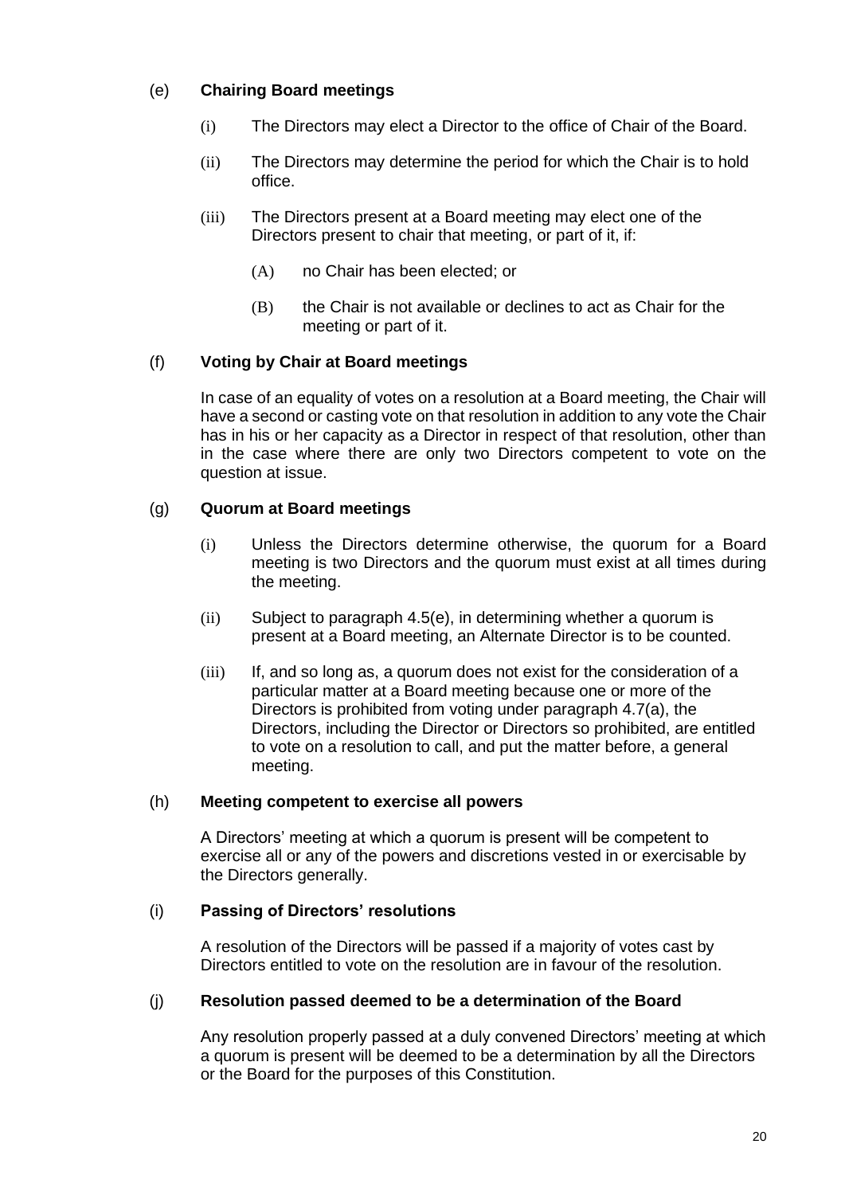(e) **Chairing Board meetings**

(i) The Directors may elect a Director to the office of Chair of the Board.

(ii) The Directors may determine the period for which the Chair is to hold office.

(iii) The Directors present at a Board meeting may elect one of the Directors present to chair that meeting, or part of it, if:

(A) no Chair has been elected; or

(B) the Chair is not available or declines to act as Chair for the meeting or part of it.

(f) **Voting by Chair at Board meetings**

In case of an equality of votes on a resolution at a Board meeting, the Chair will have a second or casting vote on that resolution in addition to any vote the Chair has in his or her capacity as a Director in respect of that resolution, other than in the case where there are only two Directors competent to vote on the question at issue.

(g) **Quorum at Board meetings**

(i) Unless the Directors determine otherwise, the quorum for a Board meeting is two Directors and the quorum must exist at all times during the meeting.

(ii) Subject to paragraph 4.5(e), in determining whether a quorum is present at a Board meeting, an Alternate Director is to be counted.

(iii) If, and so long as, a quorum does not exist for the consideration of a particular matter at a Board meeting because one or more of the Directors is prohibited from voting under paragraph 4.7(a), the Directors, including the Director or Directors so prohibited, are entitled to vote on a resolution to call, and put the matter before, a general meeting.

(h) **Meeting competent to exercise all powers**

A Directors' meeting at which a quorum is present will be competent to exercise all or any of the powers and discretions vested in or exercisable by the Directors generally.

(i) **Passing of Directors' resolutions**

A resolution of the Directors will be passed if a majority of votes cast by Directors entitled to vote on the resolution are in favour of the resolution.

(j) **Resolution passed deemed to be a determination of the Board**

Any resolution properly passed at a duly convened Directors' meeting at which a quorum is present will be deemed to be a determination by all the Directors or the Board for the purposes of this Constitution.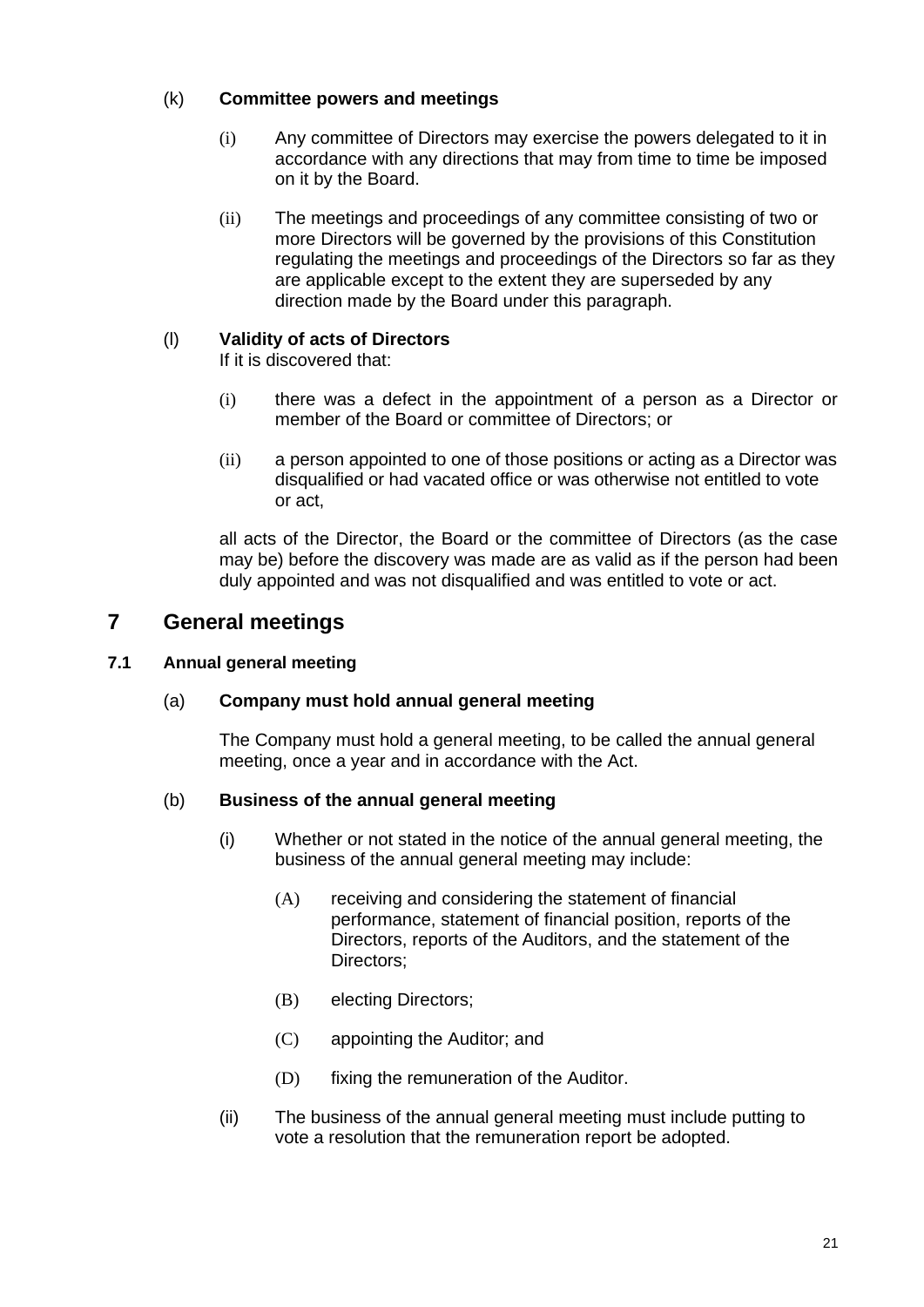(k) **Committee powers and meetings**

(i) Any committee of Directors may exercise the powers delegated to it in accordance with any directions that may from time to time be imposed on it by the Board.

(ii) The meetings and proceedings of any committee consisting of two or more Directors will be governed by the provisions of this Constitution regulating the meetings and proceedings of the Directors so far as they are applicable except to the extent they are superseded by any direction made by the Board under this paragraph.

(l) **Validity of acts of Directors**
If it is discovered that:

(i) there was a defect in the appointment of a person as a Director or member of the Board or committee of Directors; or

(ii) a person appointed to one of those positions or acting as a Director was disqualified or had vacated office or was otherwise not entitled to vote or act,

all acts of the Director, the Board or the committee of Directors (as the case may be) before the discovery was made are as valid as if the person had been duly appointed and was not disqualified and was entitled to vote or act.

# 7 General meetings

## 7.1 Annual general meeting

(a) **Company must hold annual general meeting**

The Company must hold a general meeting, to be called the annual general meeting, once a year and in accordance with the Act.

(b) **Business of the annual general meeting**

(i) Whether or not stated in the notice of the annual general meeting, the business of the annual general meeting may include:

(A) receiving and considering the statement of financial performance, statement of financial position, reports of the Directors, reports of the Auditors, and the statement of the Directors;

(B) electing Directors;

(C) appointing the Auditor; and

(D) fixing the remuneration of the Auditor.

(ii) The business of the annual general meeting must include putting to vote a resolution that the remuneration report be adopted.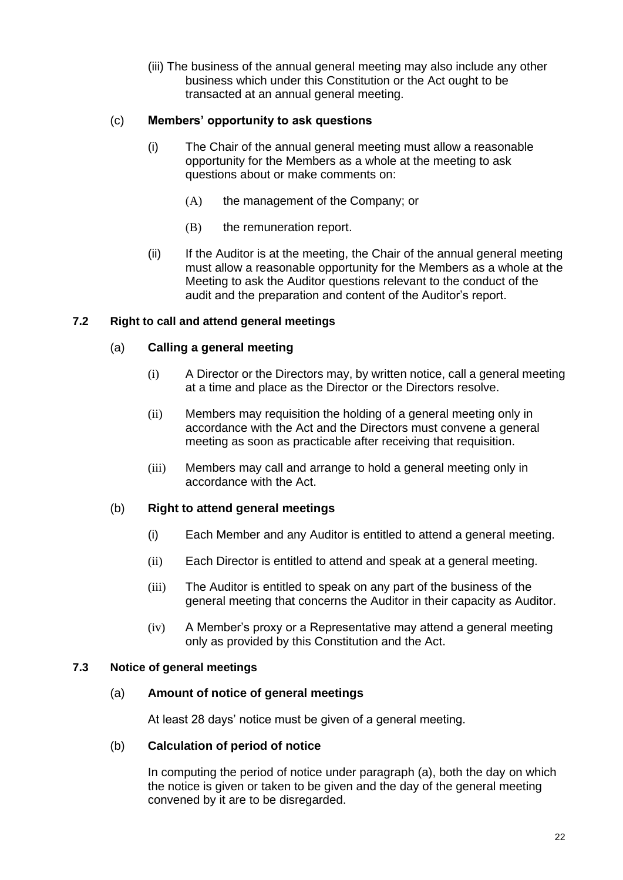(iii) The business of the annual general meeting may also include any other business which under this Constitution or the Act ought to be transacted at an annual general meeting.

(c) **Members' opportunity to ask questions**

(i) The Chair of the annual general meeting must allow a reasonable opportunity for the Members as a whole at the meeting to ask questions about or make comments on:

(A) the management of the Company; or

(B) the remuneration report.

(ii) If the Auditor is at the meeting, the Chair of the annual general meeting must allow a reasonable opportunity for the Members as a whole at the Meeting to ask the Auditor questions relevant to the conduct of the audit and the preparation and content of the Auditor's report.

**7.2 Right to call and attend general meetings**

(a) **Calling a general meeting**

(i) A Director or the Directors may, by written notice, call a general meeting at a time and place as the Director or the Directors resolve.

(ii) Members may requisition the holding of a general meeting only in accordance with the Act and the Directors must convene a general meeting as soon as practicable after receiving that requisition.

(iii) Members may call and arrange to hold a general meeting only in accordance with the Act.

(b) **Right to attend general meetings**

(i) Each Member and any Auditor is entitled to attend a general meeting.

(ii) Each Director is entitled to attend and speak at a general meeting.

(iii) The Auditor is entitled to speak on any part of the business of the general meeting that concerns the Auditor in their capacity as Auditor.

(iv) A Member's proxy or a Representative may attend a general meeting only as provided by this Constitution and the Act.

**7.3 Notice of general meetings**

(a) **Amount of notice of general meetings**

At least 28 days' notice must be given of a general meeting.

(b) **Calculation of period of notice**

In computing the period of notice under paragraph (a), both the day on which the notice is given or taken to be given and the day of the general meeting convened by it are to be disregarded.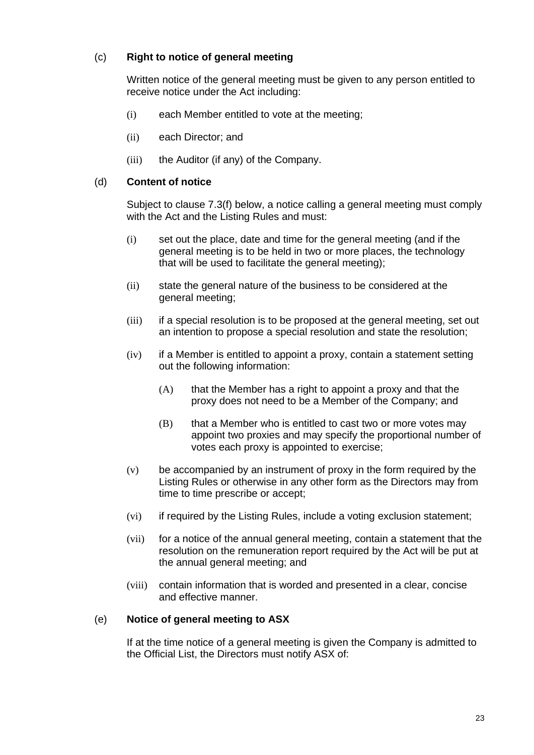(c) **Right to notice of general meeting**

Written notice of the general meeting must be given to any person entitled to receive notice under the Act including:

(i) each Member entitled to vote at the meeting;

(ii) each Director; and

(iii) the Auditor (if any) of the Company.

(d) **Content of notice**

Subject to clause 7.3(f) below, a notice calling a general meeting must comply with the Act and the Listing Rules and must:

(i) set out the place, date and time for the general meeting (and if the general meeting is to be held in two or more places, the technology that will be used to facilitate the general meeting);

(ii) state the general nature of the business to be considered at the general meeting;

(iii) if a special resolution is to be proposed at the general meeting, set out an intention to propose a special resolution and state the resolution;

(iv) if a Member is entitled to appoint a proxy, contain a statement setting out the following information:

(A) that the Member has a right to appoint a proxy and that the proxy does not need to be a Member of the Company; and

(B) that a Member who is entitled to cast two or more votes may appoint two proxies and may specify the proportional number of votes each proxy is appointed to exercise;

(v) be accompanied by an instrument of proxy in the form required by the Listing Rules or otherwise in any other form as the Directors may from time to time prescribe or accept;

(vi) if required by the Listing Rules, include a voting exclusion statement;

(vii) for a notice of the annual general meeting, contain a statement that the resolution on the remuneration report required by the Act will be put at the annual general meeting; and

(viii) contain information that is worded and presented in a clear, concise and effective manner.

(e) **Notice of general meeting to ASX**

If at the time notice of a general meeting is given the Company is admitted to the Official List, the Directors must notify ASX of: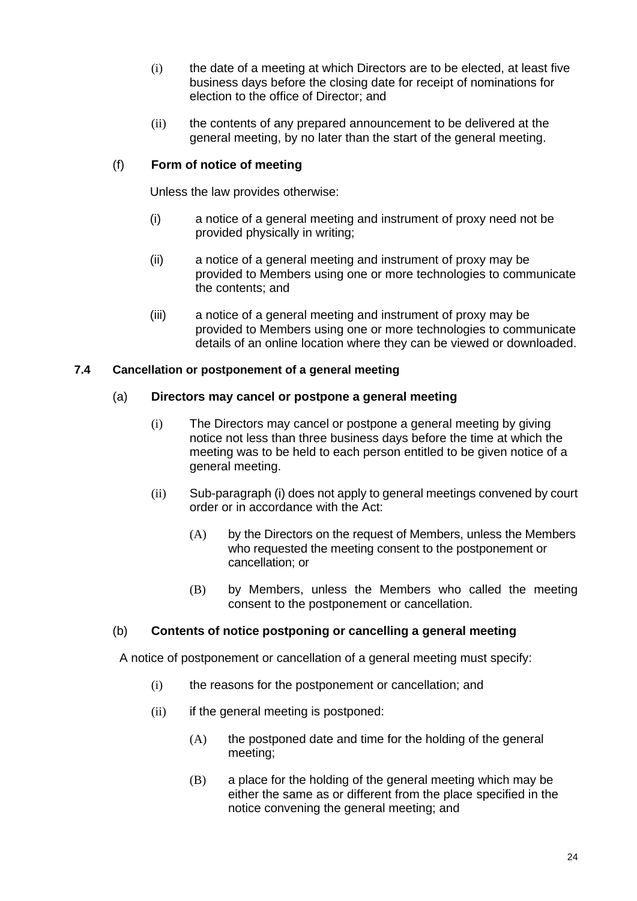(i) the date of a meeting at which Directors are to be elected, at least five business days before the closing date for receipt of nominations for election to the office of Director; and

(ii) the contents of any prepared announcement to be delivered at the general meeting, by no later than the start of the general meeting.

(f) **Form of notice of meeting**

Unless the law provides otherwise:

(i) a notice of a general meeting and instrument of proxy need not be provided physically in writing;

(ii) a notice of a general meeting and instrument of proxy may be provided to Members using one or more technologies to communicate the contents; and

(iii) a notice of a general meeting and instrument of proxy may be provided to Members using one or more technologies to communicate details of an online location where they can be viewed or downloaded.

### 7.4 Cancellation or postponement of a general meeting

(a) **Directors may cancel or postpone a general meeting**

(i) The Directors may cancel or postpone a general meeting by giving notice not less than three business days before the time at which the meeting was to be held to each person entitled to be given notice of a general meeting.

(ii) Sub-paragraph (i) does not apply to general meetings convened by court order or in accordance with the Act:

(A) by the Directors on the request of Members, unless the Members who requested the meeting consent to the postponement or cancellation; or

(B) by Members, unless the Members who called the meeting consent to the postponement or cancellation.

(b) **Contents of notice postponing or cancelling a general meeting**

A notice of postponement or cancellation of a general meeting must specify:

(i) the reasons for the postponement or cancellation; and

(ii) if the general meeting is postponed:

(A) the postponed date and time for the holding of the general meeting;

(B) a place for the holding of the general meeting which may be either the same as or different from the place specified in the notice convening the general meeting; and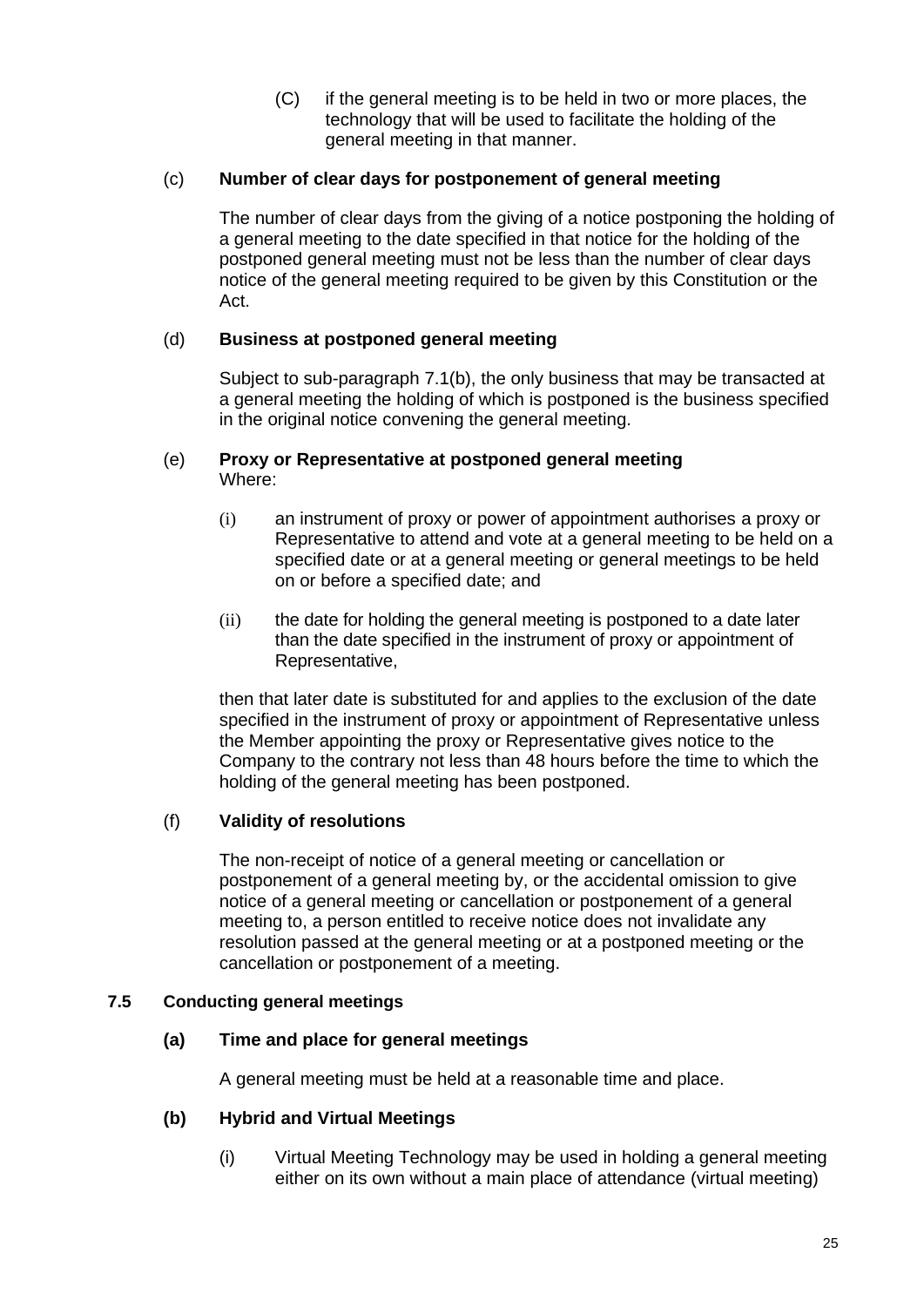(C) if the general meeting is to be held in two or more places, the technology that will be used to facilitate the holding of the general meeting in that manner.

(c) **Number of clear days for postponement of general meeting**

The number of clear days from the giving of a notice postponing the holding of a general meeting to the date specified in that notice for the holding of the postponed general meeting must not be less than the number of clear days notice of the general meeting required to be given by this Constitution or the Act.

(d) **Business at postponed general meeting**

Subject to sub-paragraph 7.1(b), the only business that may be transacted at a general meeting the holding of which is postponed is the business specified in the original notice convening the general meeting.

(e) **Proxy or Representative at postponed general meeting**
Where:

(i) an instrument of proxy or power of appointment authorises a proxy or Representative to attend and vote at a general meeting to be held on a specified date or at a general meeting or general meetings to be held on or before a specified date; and

(ii) the date for holding the general meeting is postponed to a date later than the date specified in the instrument of proxy or appointment of Representative,

then that later date is substituted for and applies to the exclusion of the date specified in the instrument of proxy or appointment of Representative unless the Member appointing the proxy or Representative gives notice to the Company to the contrary not less than 48 hours before the time to which the holding of the general meeting has been postponed.

(f) **Validity of resolutions**

The non-receipt of notice of a general meeting or cancellation or postponement of a general meeting by, or the accidental omission to give notice of a general meeting or cancellation or postponement of a general meeting to, a person entitled to receive notice does not invalidate any resolution passed at the general meeting or at a postponed meeting or the cancellation or postponement of a meeting.

### 7.5 Conducting general meetings

**(a) Time and place for general meetings**

A general meeting must be held at a reasonable time and place.

**(b) Hybrid and Virtual Meetings**

(i) Virtual Meeting Technology may be used in holding a general meeting either on its own without a main place of attendance (virtual meeting)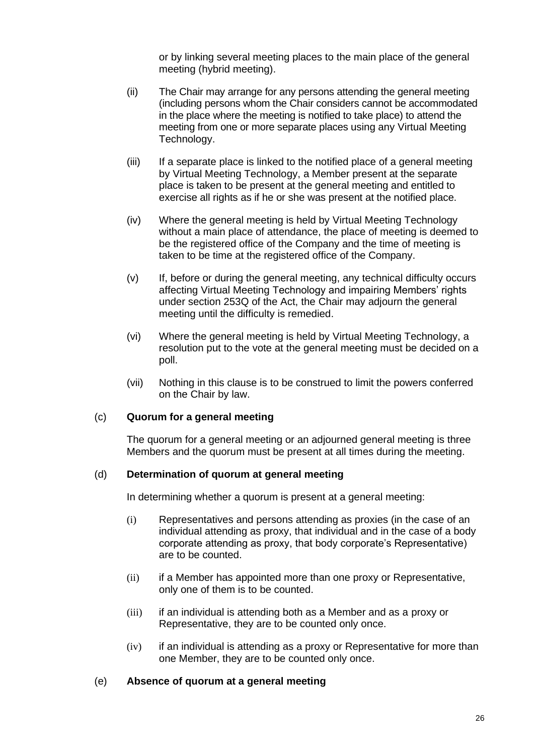or by linking several meeting places to the main place of the general meeting (hybrid meeting).

(ii) The Chair may arrange for any persons attending the general meeting (including persons whom the Chair considers cannot be accommodated in the place where the meeting is notified to take place) to attend the meeting from one or more separate places using any Virtual Meeting Technology.

(iii) If a separate place is linked to the notified place of a general meeting by Virtual Meeting Technology, a Member present at the separate place is taken to be present at the general meeting and entitled to exercise all rights as if he or she was present at the notified place.

(iv) Where the general meeting is held by Virtual Meeting Technology without a main place of attendance, the place of meeting is deemed to be the registered office of the Company and the time of meeting is taken to be time at the registered office of the Company.

(v) If, before or during the general meeting, any technical difficulty occurs affecting Virtual Meeting Technology and impairing Members' rights under section 253Q of the Act, the Chair may adjourn the general meeting until the difficulty is remedied.

(vi) Where the general meeting is held by Virtual Meeting Technology, a resolution put to the vote at the general meeting must be decided on a poll.

(vii) Nothing in this clause is to be construed to limit the powers conferred on the Chair by law.

(c) **Quorum for a general meeting**

The quorum for a general meeting or an adjourned general meeting is three Members and the quorum must be present at all times during the meeting.

(d) **Determination of quorum at general meeting**

In determining whether a quorum is present at a general meeting:

(i) Representatives and persons attending as proxies (in the case of an individual attending as proxy, that individual and in the case of a body corporate attending as proxy, that body corporate's Representative) are to be counted.

(ii) if a Member has appointed more than one proxy or Representative, only one of them is to be counted.

(iii) if an individual is attending both as a Member and as a proxy or Representative, they are to be counted only once.

(iv) if an individual is attending as a proxy or Representative for more than one Member, they are to be counted only once.

(e) **Absence of quorum at a general meeting**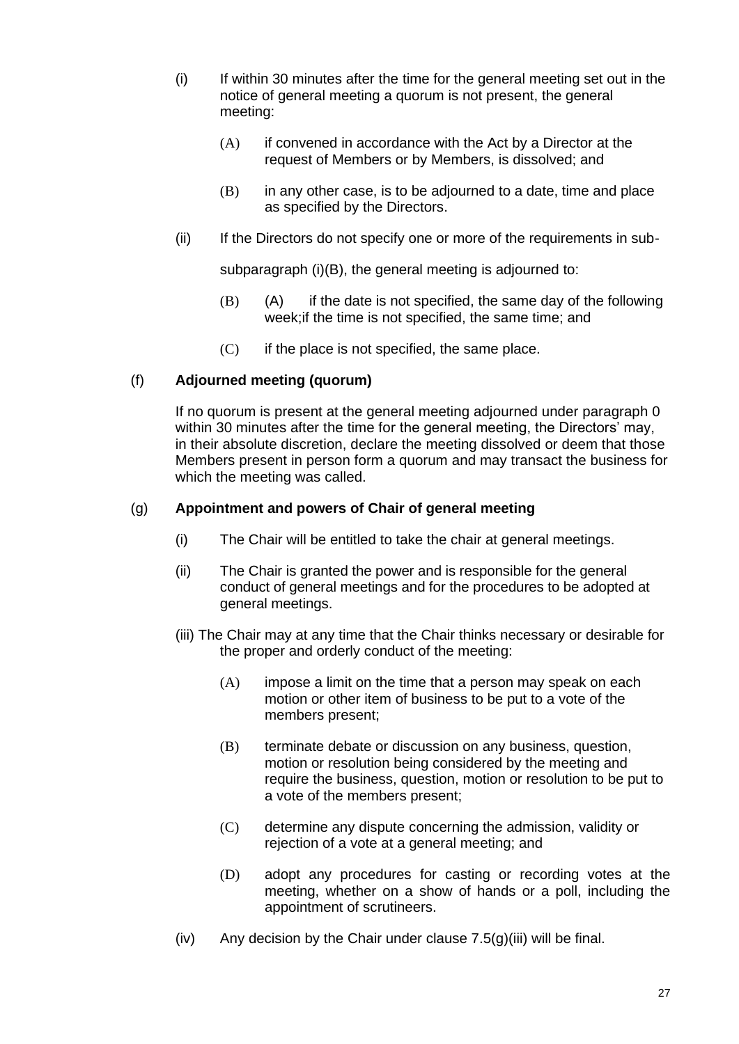(i) If within 30 minutes after the time for the general meeting set out in the notice of general meeting a quorum is not present, the general meeting:

(A) if convened in accordance with the Act by a Director at the request of Members or by Members, is dissolved; and

(B) in any other case, is to be adjourned to a date, time and place as specified by the Directors.

(ii) If the Directors do not specify one or more of the requirements in sub-

subparagraph (i)(B), the general meeting is adjourned to:

(B) (A) if the date is not specified, the same day of the following week;if the time is not specified, the same time; and

(C) if the place is not specified, the same place.

(f) **Adjourned meeting (quorum)**

If no quorum is present at the general meeting adjourned under paragraph 0 within 30 minutes after the time for the general meeting, the Directors' may, in their absolute discretion, declare the meeting dissolved or deem that those Members present in person form a quorum and may transact the business for which the meeting was called.

(g) **Appointment and powers of Chair of general meeting**

(i) The Chair will be entitled to take the chair at general meetings.

(ii) The Chair is granted the power and is responsible for the general conduct of general meetings and for the procedures to be adopted at general meetings.

(iii) The Chair may at any time that the Chair thinks necessary or desirable for the proper and orderly conduct of the meeting:

(A) impose a limit on the time that a person may speak on each motion or other item of business to be put to a vote of the members present;

(B) terminate debate or discussion on any business, question, motion or resolution being considered by the meeting and require the business, question, motion or resolution to be put to a vote of the members present;

(C) determine any dispute concerning the admission, validity or rejection of a vote at a general meeting; and

(D) adopt any procedures for casting or recording votes at the meeting, whether on a show of hands or a poll, including the appointment of scrutineers.

(iv) Any decision by the Chair under clause 7.5(g)(iii) will be final.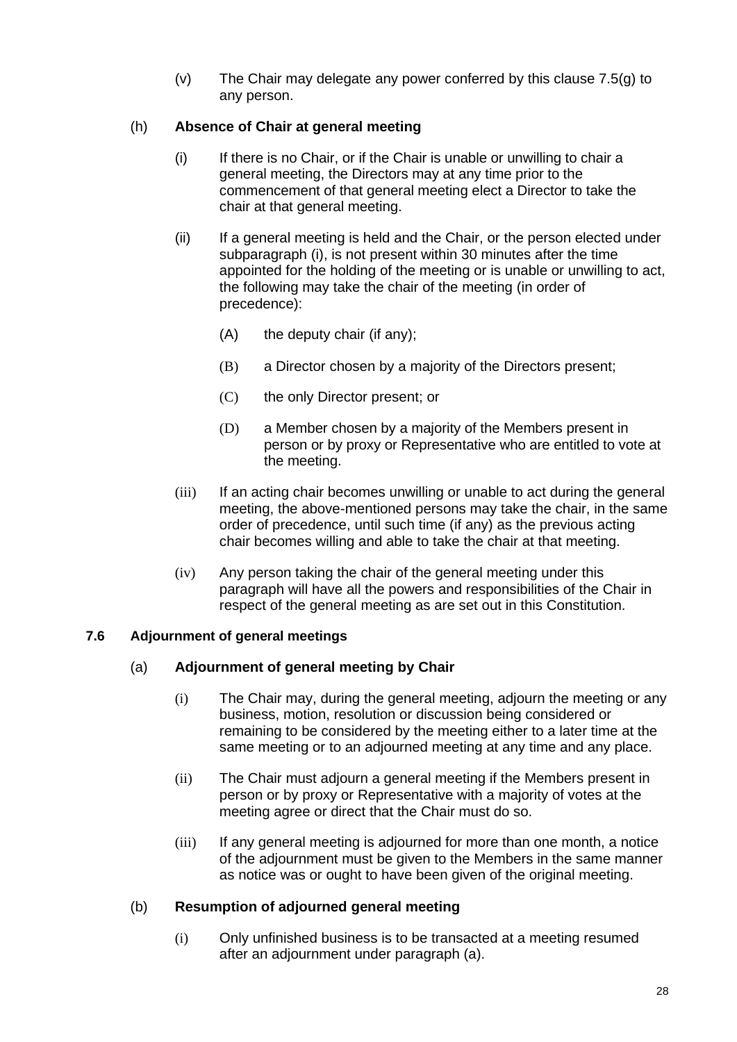(v) The Chair may delegate any power conferred by this clause 7.5(g) to any person.

(h) **Absence of Chair at general meeting**

(i) If there is no Chair, or if the Chair is unable or unwilling to chair a general meeting, the Directors may at any time prior to the commencement of that general meeting elect a Director to take the chair at that general meeting.

(ii) If a general meeting is held and the Chair, or the person elected under subparagraph (i), is not present within 30 minutes after the time appointed for the holding of the meeting or is unable or unwilling to act, the following may take the chair of the meeting (in order of precedence):

(A) the deputy chair (if any);

(B) a Director chosen by a majority of the Directors present;

(C) the only Director present; or

(D) a Member chosen by a majority of the Members present in person or by proxy or Representative who are entitled to vote at the meeting.

(iii) If an acting chair becomes unwilling or unable to act during the general meeting, the above-mentioned persons may take the chair, in the same order of precedence, until such time (if any) as the previous acting chair becomes willing and able to take the chair at that meeting.

(iv) Any person taking the chair of the general meeting under this paragraph will have all the powers and responsibilities of the Chair in respect of the general meeting as are set out in this Constitution.

**7.6 Adjournment of general meetings**

(a) **Adjournment of general meeting by Chair**

(i) The Chair may, during the general meeting, adjourn the meeting or any business, motion, resolution or discussion being considered or remaining to be considered by the meeting either to a later time at the same meeting or to an adjourned meeting at any time and any place.

(ii) The Chair must adjourn a general meeting if the Members present in person or by proxy or Representative with a majority of votes at the meeting agree or direct that the Chair must do so.

(iii) If any general meeting is adjourned for more than one month, a notice of the adjournment must be given to the Members in the same manner as notice was or ought to have been given of the original meeting.

(b) **Resumption of adjourned general meeting**

(i) Only unfinished business is to be transacted at a meeting resumed after an adjournment under paragraph (a).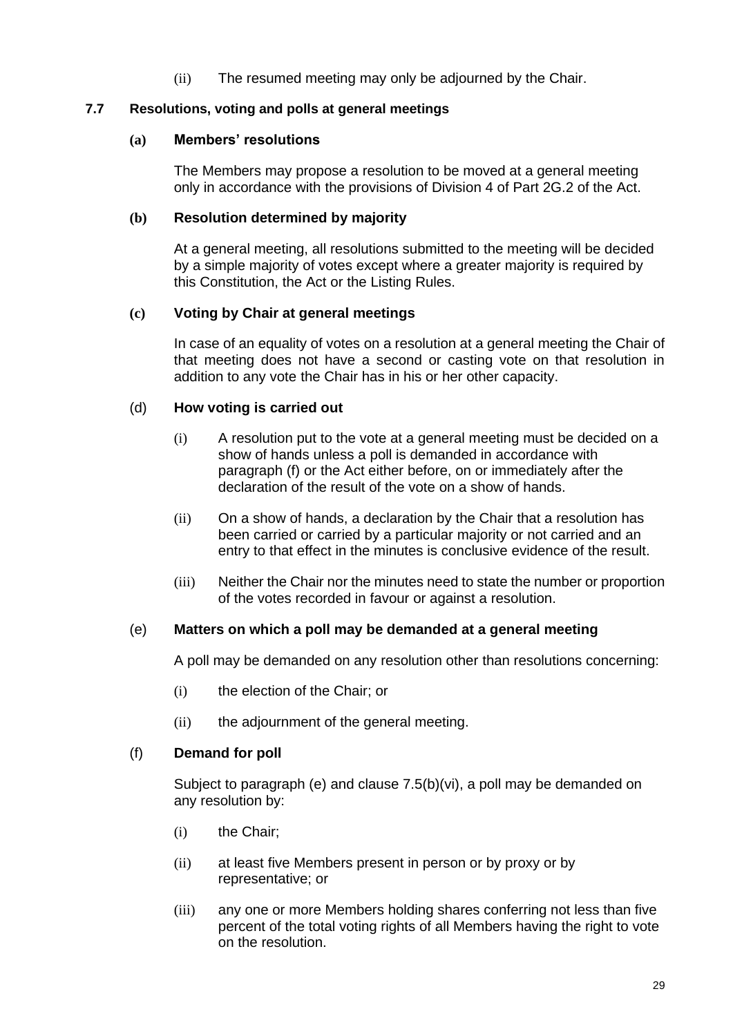(ii) The resumed meeting may only be adjourned by the Chair.

## 7.7 Resolutions, voting and polls at general meetings

### (a) Members' resolutions

The Members may propose a resolution to be moved at a general meeting only in accordance with the provisions of Division 4 of Part 2G.2 of the Act.

### (b) Resolution determined by majority

At a general meeting, all resolutions submitted to the meeting will be decided by a simple majority of votes except where a greater majority is required by this Constitution, the Act or the Listing Rules.

### (c) Voting by Chair at general meetings

In case of an equality of votes on a resolution at a general meeting the Chair of that meeting does not have a second or casting vote on that resolution in addition to any vote the Chair has in his or her other capacity.

### (d) How voting is carried out

(i) A resolution put to the vote at a general meeting must be decided on a show of hands unless a poll is demanded in accordance with paragraph (f) or the Act either before, on or immediately after the declaration of the result of the vote on a show of hands.

(ii) On a show of hands, a declaration by the Chair that a resolution has been carried or carried by a particular majority or not carried and an entry to that effect in the minutes is conclusive evidence of the result.

(iii) Neither the Chair nor the minutes need to state the number or proportion of the votes recorded in favour or against a resolution.

### (e) Matters on which a poll may be demanded at a general meeting

A poll may be demanded on any resolution other than resolutions concerning:

(i) the election of the Chair; or

(ii) the adjournment of the general meeting.

### (f) Demand for poll

Subject to paragraph (e) and clause 7.5(b)(vi), a poll may be demanded on any resolution by:

(i) the Chair;

(ii) at least five Members present in person or by proxy or by representative; or

(iii) any one or more Members holding shares conferring not less than five percent of the total voting rights of all Members having the right to vote on the resolution.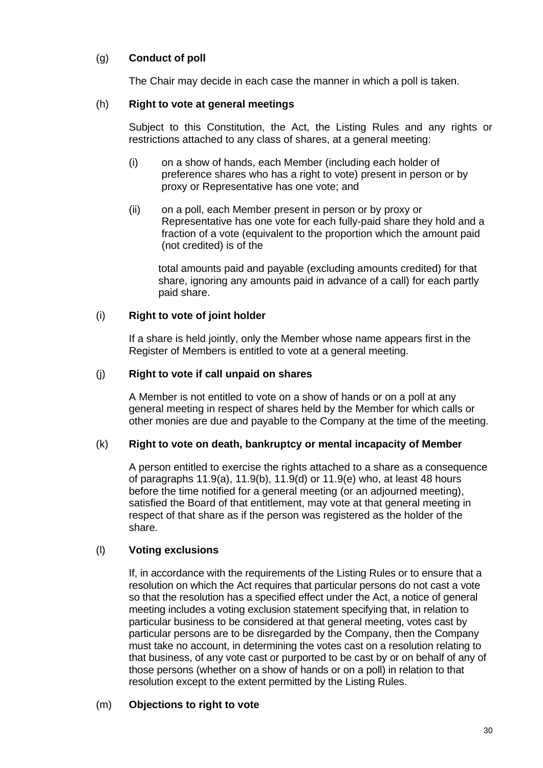(g) **Conduct of poll**

The Chair may decide in each case the manner in which a poll is taken.

(h) **Right to vote at general meetings**

Subject to this Constitution, the Act, the Listing Rules and any rights or restrictions attached to any class of shares, at a general meeting:

(i) on a show of hands, each Member (including each holder of preference shares who has a right to vote) present in person or by proxy or Representative has one vote; and

(ii) on a poll, each Member present in person or by proxy or Representative has one vote for each fully-paid share they hold and a fraction of a vote (equivalent to the proportion which the amount paid (not credited) is of the

total amounts paid and payable (excluding amounts credited) for that share, ignoring any amounts paid in advance of a call) for each partly paid share.

(i) **Right to vote of joint holder**

If a share is held jointly, only the Member whose name appears first in the Register of Members is entitled to vote at a general meeting.

(j) **Right to vote if call unpaid on shares**

A Member is not entitled to vote on a show of hands or on a poll at any general meeting in respect of shares held by the Member for which calls or other monies are due and payable to the Company at the time of the meeting.

(k) **Right to vote on death, bankruptcy or mental incapacity of Member**

A person entitled to exercise the rights attached to a share as a consequence of paragraphs 11.9(a), 11.9(b), 11.9(d) or 11.9(e) who, at least 48 hours before the time notified for a general meeting (or an adjourned meeting), satisfied the Board of that entitlement, may vote at that general meeting in respect of that share as if the person was registered as the holder of the share.

(l) **Voting exclusions**

If, in accordance with the requirements of the Listing Rules or to ensure that a resolution on which the Act requires that particular persons do not cast a vote so that the resolution has a specified effect under the Act, a notice of general meeting includes a voting exclusion statement specifying that, in relation to particular business to be considered at that general meeting, votes cast by particular persons are to be disregarded by the Company, then the Company must take no account, in determining the votes cast on a resolution relating to that business, of any vote cast or purported to be cast by or on behalf of any of those persons (whether on a show of hands or on a poll) in relation to that resolution except to the extent permitted by the Listing Rules.

(m) **Objections to right to vote**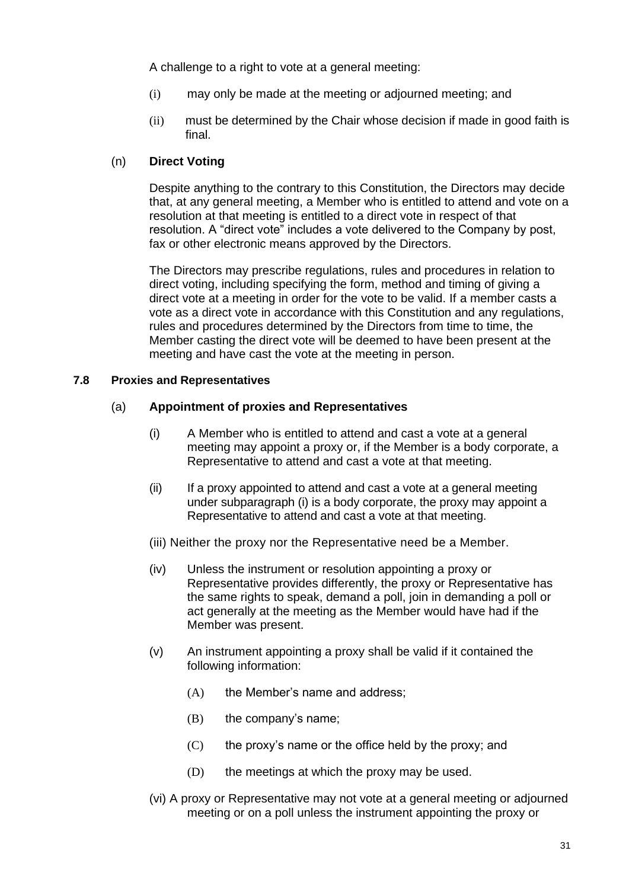A challenge to a right to vote at a general meeting:

(i) may only be made at the meeting or adjourned meeting; and

(ii) must be determined by the Chair whose decision if made in good faith is final.

(n) **Direct Voting**

Despite anything to the contrary to this Constitution, the Directors may decide that, at any general meeting, a Member who is entitled to attend and vote on a resolution at that meeting is entitled to a direct vote in respect of that resolution. A "direct vote" includes a vote delivered to the Company by post, fax or other electronic means approved by the Directors.

The Directors may prescribe regulations, rules and procedures in relation to direct voting, including specifying the form, method and timing of giving a direct vote at a meeting in order for the vote to be valid. If a member casts a vote as a direct vote in accordance with this Constitution and any regulations, rules and procedures determined by the Directors from time to time, the Member casting the direct vote will be deemed to have been present at the meeting and have cast the vote at the meeting in person.

**7.8 Proxies and Representatives**

(a) **Appointment of proxies and Representatives**

(i) A Member who is entitled to attend and cast a vote at a general meeting may appoint a proxy or, if the Member is a body corporate, a Representative to attend and cast a vote at that meeting.

(ii) If a proxy appointed to attend and cast a vote at a general meeting under subparagraph (i) is a body corporate, the proxy may appoint a Representative to attend and cast a vote at that meeting.

(iii) Neither the proxy nor the Representative need be a Member.

(iv) Unless the instrument or resolution appointing a proxy or Representative provides differently, the proxy or Representative has the same rights to speak, demand a poll, join in demanding a poll or act generally at the meeting as the Member would have had if the Member was present.

(v) An instrument appointing a proxy shall be valid if it contained the following information:

(A) the Member's name and address;

(B) the company's name;

(C) the proxy's name or the office held by the proxy; and

(D) the meetings at which the proxy may be used.

(vi) A proxy or Representative may not vote at a general meeting or adjourned meeting or on a poll unless the instrument appointing the proxy or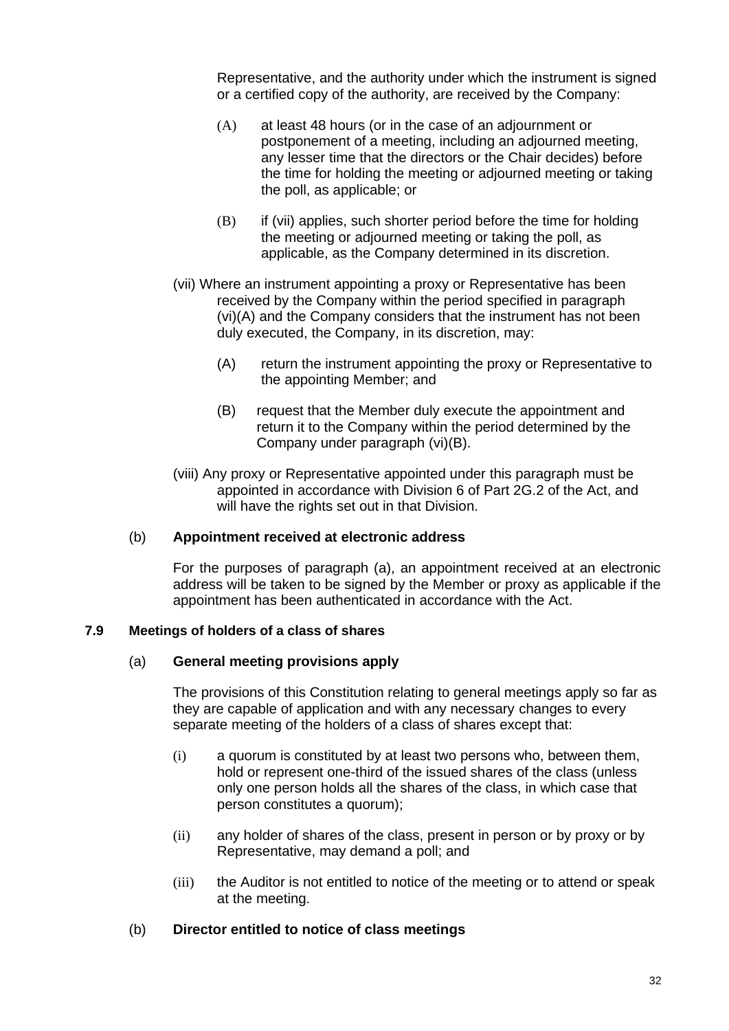Representative, and the authority under which the instrument is signed or a certified copy of the authority, are received by the Company:

(A) at least 48 hours (or in the case of an adjournment or postponement of a meeting, including an adjourned meeting, any lesser time that the directors or the Chair decides) before the time for holding the meeting or adjourned meeting or taking the poll, as applicable; or

(B) if (vii) applies, such shorter period before the time for holding the meeting or adjourned meeting or taking the poll, as applicable, as the Company determined in its discretion.

(vii) Where an instrument appointing a proxy or Representative has been received by the Company within the period specified in paragraph (vi)(A) and the Company considers that the instrument has not been duly executed, the Company, in its discretion, may:

(A) return the instrument appointing the proxy or Representative to the appointing Member; and

(B) request that the Member duly execute the appointment and return it to the Company within the period determined by the Company under paragraph (vi)(B).

(viii) Any proxy or Representative appointed under this paragraph must be appointed in accordance with Division 6 of Part 2G.2 of the Act, and will have the rights set out in that Division.

(b) **Appointment received at electronic address**

For the purposes of paragraph (a), an appointment received at an electronic address will be taken to be signed by the Member or proxy as applicable if the appointment has been authenticated in accordance with the Act.

### 7.9 Meetings of holders of a class of shares

(a) **General meeting provisions apply**

The provisions of this Constitution relating to general meetings apply so far as they are capable of application and with any necessary changes to every separate meeting of the holders of a class of shares except that:

(i) a quorum is constituted by at least two persons who, between them, hold or represent one-third of the issued shares of the class (unless only one person holds all the shares of the class, in which case that person constitutes a quorum);

(ii) any holder of shares of the class, present in person or by proxy or by Representative, may demand a poll; and

(iii) the Auditor is not entitled to notice of the meeting or to attend or speak at the meeting.

(b) **Director entitled to notice of class meetings**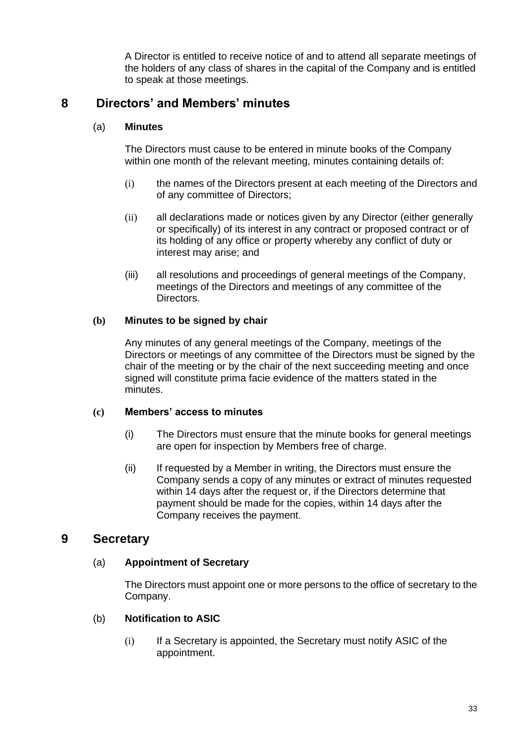A Director is entitled to receive notice of and to attend all separate meetings of the holders of any class of shares in the capital of the Company and is entitled to speak at those meetings.

## 8 Directors' and Members' minutes

(a) **Minutes**

The Directors must cause to be entered in minute books of the Company within one month of the relevant meeting, minutes containing details of:

(i) the names of the Directors present at each meeting of the Directors and of any committee of Directors;

(ii) all declarations made or notices given by any Director (either generally or specifically) of its interest in any contract or proposed contract or of its holding of any office or property whereby any conflict of duty or interest may arise; and

(iii) all resolutions and proceedings of general meetings of the Company, meetings of the Directors and meetings of any committee of the Directors.

**(b) Minutes to be signed by chair**

Any minutes of any general meetings of the Company, meetings of the Directors or meetings of any committee of the Directors must be signed by the chair of the meeting or by the chair of the next succeeding meeting and once signed will constitute prima facie evidence of the matters stated in the minutes.

**(c) Members' access to minutes**

(i) The Directors must ensure that the minute books for general meetings are open for inspection by Members free of charge.

(ii) If requested by a Member in writing, the Directors must ensure the Company sends a copy of any minutes or extract of minutes requested within 14 days after the request or, if the Directors determine that payment should be made for the copies, within 14 days after the Company receives the payment.

## 9 Secretary

(a) **Appointment of Secretary**

The Directors must appoint one or more persons to the office of secretary to the Company.

(b) **Notification to ASIC**

(i) If a Secretary is appointed, the Secretary must notify ASIC of the appointment.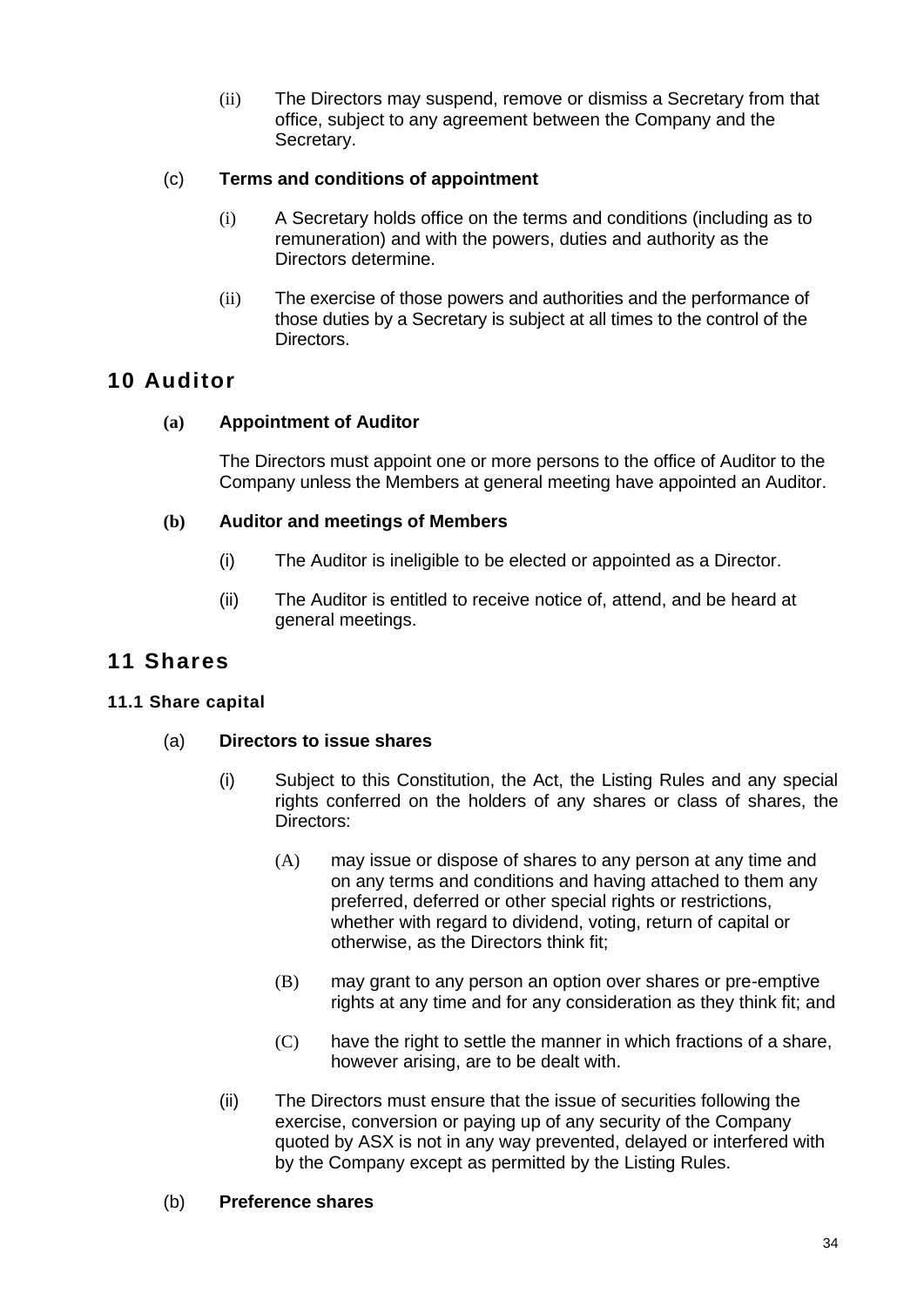(ii) The Directors may suspend, remove or dismiss a Secretary from that office, subject to any agreement between the Company and the Secretary.

(c) **Terms and conditions of appointment**

(i) A Secretary holds office on the terms and conditions (including as to remuneration) and with the powers, duties and authority as the Directors determine.

(ii) The exercise of those powers and authorities and the performance of those duties by a Secretary is subject at all times to the control of the Directors.

# 10 Auditor

**(a) Appointment of Auditor**

The Directors must appoint one or more persons to the office of Auditor to the Company unless the Members at general meeting have appointed an Auditor.

**(b) Auditor and meetings of Members**

(i) The Auditor is ineligible to be elected or appointed as a Director.

(ii) The Auditor is entitled to receive notice of, attend, and be heard at general meetings.

# 11 Shares

## 11.1 Share capital

(a) **Directors to issue shares**

(i) Subject to this Constitution, the Act, the Listing Rules and any special rights conferred on the holders of any shares or class of shares, the Directors:

(A) may issue or dispose of shares to any person at any time and on any terms and conditions and having attached to them any preferred, deferred or other special rights or restrictions, whether with regard to dividend, voting, return of capital or otherwise, as the Directors think fit;

(B) may grant to any person an option over shares or pre-emptive rights at any time and for any consideration as they think fit; and

(C) have the right to settle the manner in which fractions of a share, however arising, are to be dealt with.

(ii) The Directors must ensure that the issue of securities following the exercise, conversion or paying up of any security of the Company quoted by ASX is not in any way prevented, delayed or interfered with by the Company except as permitted by the Listing Rules.

(b) **Preference shares**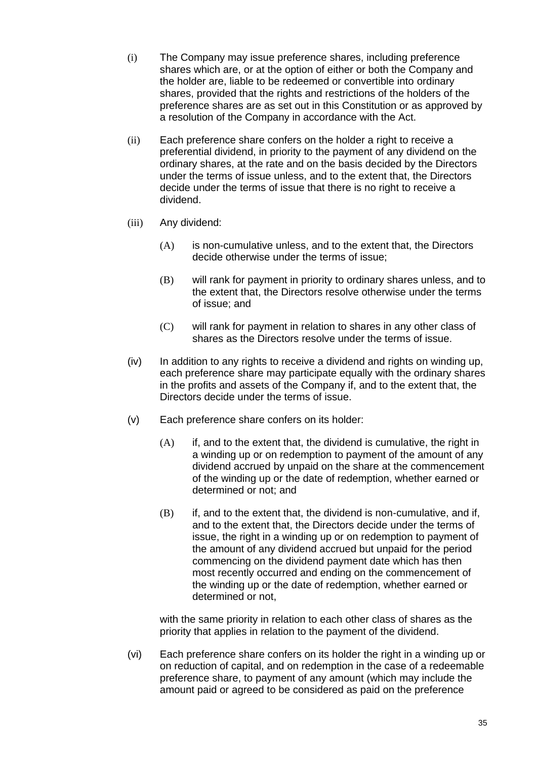(i) The Company may issue preference shares, including preference shares which are, or at the option of either or both the Company and the holder are, liable to be redeemed or convertible into ordinary shares, provided that the rights and restrictions of the holders of the preference shares are as set out in this Constitution or as approved by a resolution of the Company in accordance with the Act.

(ii) Each preference share confers on the holder a right to receive a preferential dividend, in priority to the payment of any dividend on the ordinary shares, at the rate and on the basis decided by the Directors under the terms of issue unless, and to the extent that, the Directors decide under the terms of issue that there is no right to receive a dividend.

(iii) Any dividend:

   (A) is non-cumulative unless, and to the extent that, the Directors decide otherwise under the terms of issue;

   (B) will rank for payment in priority to ordinary shares unless, and to the extent that, the Directors resolve otherwise under the terms of issue; and

   (C) will rank for payment in relation to shares in any other class of shares as the Directors resolve under the terms of issue.

(iv) In addition to any rights to receive a dividend and rights on winding up, each preference share may participate equally with the ordinary shares in the profits and assets of the Company if, and to the extent that, the Directors decide under the terms of issue.

(v) Each preference share confers on its holder:

   (A) if, and to the extent that, the dividend is cumulative, the right in a winding up or on redemption to payment of the amount of any dividend accrued by unpaid on the share at the commencement of the winding up or the date of redemption, whether earned or determined or not; and

   (B) if, and to the extent that, the dividend is non-cumulative, and if, and to the extent that, the Directors decide under the terms of issue, the right in a winding up or on redemption to payment of the amount of any dividend accrued but unpaid for the period commencing on the dividend payment date which has then most recently occurred and ending on the commencement of the winding up or the date of redemption, whether earned or determined or not,

   with the same priority in relation to each other class of shares as the priority that applies in relation to the payment of the dividend.

(vi) Each preference share confers on its holder the right in a winding up or on reduction of capital, and on redemption in the case of a redeemable preference share, to payment of any amount (which may include the amount paid or agreed to be considered as paid on the preference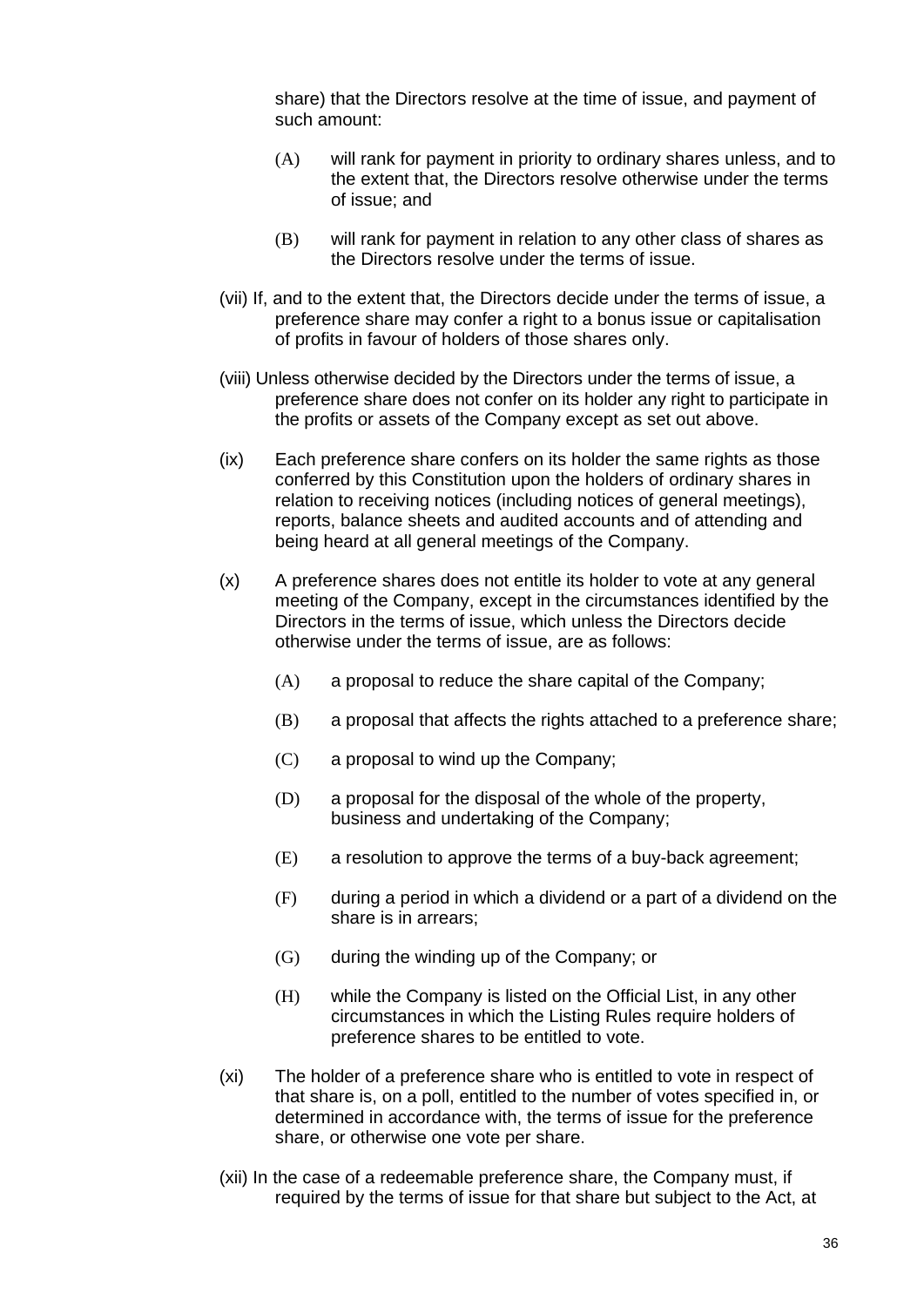share) that the Directors resolve at the time of issue, and payment of such amount:

(A) will rank for payment in priority to ordinary shares unless, and to the extent that, the Directors resolve otherwise under the terms of issue; and

(B) will rank for payment in relation to any other class of shares as the Directors resolve under the terms of issue.

(vii) If, and to the extent that, the Directors decide under the terms of issue, a preference share may confer a right to a bonus issue or capitalisation of profits in favour of holders of those shares only.

(viii) Unless otherwise decided by the Directors under the terms of issue, a preference share does not confer on its holder any right to participate in the profits or assets of the Company except as set out above.

(ix) Each preference share confers on its holder the same rights as those conferred by this Constitution upon the holders of ordinary shares in relation to receiving notices (including notices of general meetings), reports, balance sheets and audited accounts and of attending and being heard at all general meetings of the Company.

(x) A preference shares does not entitle its holder to vote at any general meeting of the Company, except in the circumstances identified by the Directors in the terms of issue, which unless the Directors decide otherwise under the terms of issue, are as follows:

(A) a proposal to reduce the share capital of the Company;

(B) a proposal that affects the rights attached to a preference share;

(C) a proposal to wind up the Company;

(D) a proposal for the disposal of the whole of the property, business and undertaking of the Company;

(E) a resolution to approve the terms of a buy-back agreement;

(F) during a period in which a dividend or a part of a dividend on the share is in arrears;

(G) during the winding up of the Company; or

(H) while the Company is listed on the Official List, in any other circumstances in which the Listing Rules require holders of preference shares to be entitled to vote.

(xi) The holder of a preference share who is entitled to vote in respect of that share is, on a poll, entitled to the number of votes specified in, or determined in accordance with, the terms of issue for the preference share, or otherwise one vote per share.

(xii) In the case of a redeemable preference share, the Company must, if required by the terms of issue for that share but subject to the Act, at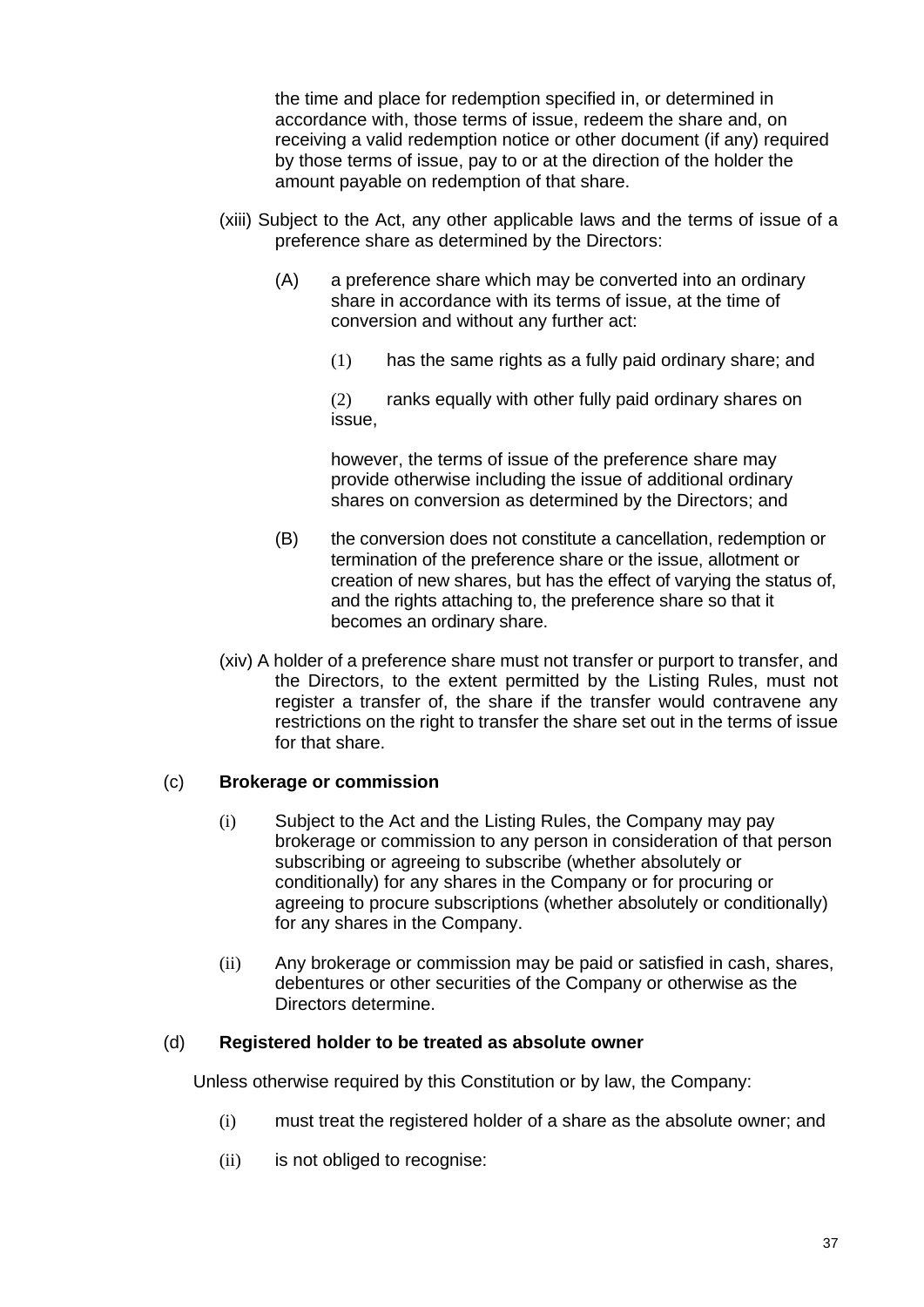the time and place for redemption specified in, or determined in accordance with, those terms of issue, redeem the share and, on receiving a valid redemption notice or other document (if any) required by those terms of issue, pay to or at the direction of the holder the amount payable on redemption of that share.

(xiii) Subject to the Act, any other applicable laws and the terms of issue of a preference share as determined by the Directors:

(A) a preference share which may be converted into an ordinary share in accordance with its terms of issue, at the time of conversion and without any further act:

(1) has the same rights as a fully paid ordinary share; and

(2) ranks equally with other fully paid ordinary shares on issue,

however, the terms of issue of the preference share may provide otherwise including the issue of additional ordinary shares on conversion as determined by the Directors; and

(B) the conversion does not constitute a cancellation, redemption or termination of the preference share or the issue, allotment or creation of new shares, but has the effect of varying the status of, and the rights attaching to, the preference share so that it becomes an ordinary share.

(xiv) A holder of a preference share must not transfer or purport to transfer, and the Directors, to the extent permitted by the Listing Rules, must not register a transfer of, the share if the transfer would contravene any restrictions on the right to transfer the share set out in the terms of issue for that share.

(c) **Brokerage or commission**

(i) Subject to the Act and the Listing Rules, the Company may pay brokerage or commission to any person in consideration of that person subscribing or agreeing to subscribe (whether absolutely or conditionally) for any shares in the Company or for procuring or agreeing to procure subscriptions (whether absolutely or conditionally) for any shares in the Company.

(ii) Any brokerage or commission may be paid or satisfied in cash, shares, debentures or other securities of the Company or otherwise as the Directors determine.

(d) **Registered holder to be treated as absolute owner**

Unless otherwise required by this Constitution or by law, the Company:

(i) must treat the registered holder of a share as the absolute owner; and

(ii) is not obliged to recognise: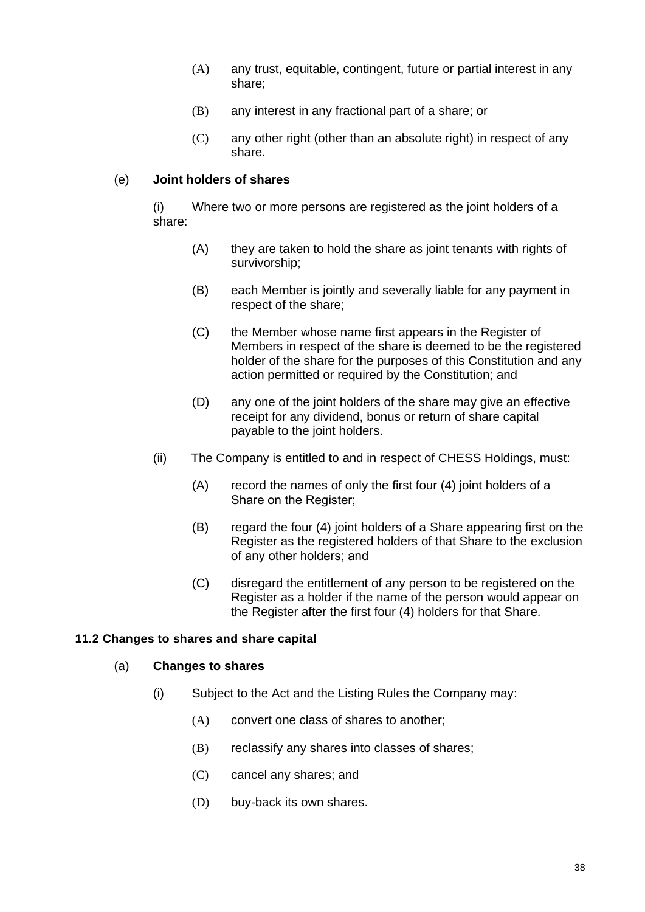(A) any trust, equitable, contingent, future or partial interest in any share;

(B) any interest in any fractional part of a share; or

(C) any other right (other than an absolute right) in respect of any share.

(e) **Joint holders of shares**

(i) Where two or more persons are registered as the joint holders of a share:

(A) they are taken to hold the share as joint tenants with rights of survivorship;

(B) each Member is jointly and severally liable for any payment in respect of the share;

(C) the Member whose name first appears in the Register of Members in respect of the share is deemed to be the registered holder of the share for the purposes of this Constitution and any action permitted or required by the Constitution; and

(D) any one of the joint holders of the share may give an effective receipt for any dividend, bonus or return of share capital payable to the joint holders.

(ii) The Company is entitled to and in respect of CHESS Holdings, must:

(A) record the names of only the first four (4) joint holders of a Share on the Register;

(B) regard the four (4) joint holders of a Share appearing first on the Register as the registered holders of that Share to the exclusion of any other holders; and

(C) disregard the entitlement of any person to be registered on the Register as a holder if the name of the person would appear on the Register after the first four (4) holders for that Share.

**11.2 Changes to shares and share capital**

(a) **Changes to shares**

(i) Subject to the Act and the Listing Rules the Company may:

(A) convert one class of shares to another;

(B) reclassify any shares into classes of shares;

(C) cancel any shares; and

(D) buy-back its own shares.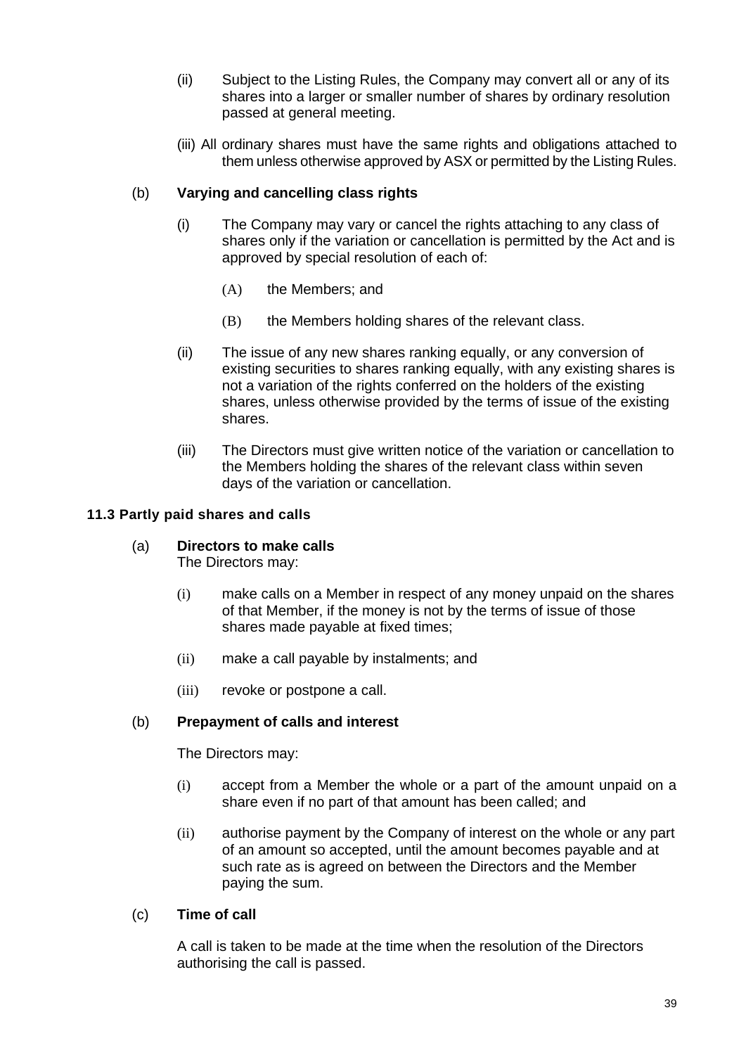(ii) Subject to the Listing Rules, the Company may convert all or any of its shares into a larger or smaller number of shares by ordinary resolution passed at general meeting.

(iii) All ordinary shares must have the same rights and obligations attached to them unless otherwise approved by ASX or permitted by the Listing Rules.

(b) **Varying and cancelling class rights**

(i) The Company may vary or cancel the rights attaching to any class of shares only if the variation or cancellation is permitted by the Act and is approved by special resolution of each of:

(A) the Members; and

(B) the Members holding shares of the relevant class.

(ii) The issue of any new shares ranking equally, or any conversion of existing securities to shares ranking equally, with any existing shares is not a variation of the rights conferred on the holders of the existing shares, unless otherwise provided by the terms of issue of the existing shares.

(iii) The Directors must give written notice of the variation or cancellation to the Members holding the shares of the relevant class within seven days of the variation or cancellation.

### 11.3 Partly paid shares and calls

(a) **Directors to make calls**
The Directors may:

(i) make calls on a Member in respect of any money unpaid on the shares of that Member, if the money is not by the terms of issue of those shares made payable at fixed times;

(ii) make a call payable by instalments; and

(iii) revoke or postpone a call.

(b) **Prepayment of calls and interest**

The Directors may:

(i) accept from a Member the whole or a part of the amount unpaid on a share even if no part of that amount has been called; and

(ii) authorise payment by the Company of interest on the whole or any part of an amount so accepted, until the amount becomes payable and at such rate as is agreed on between the Directors and the Member paying the sum.

(c) **Time of call**

A call is taken to be made at the time when the resolution of the Directors authorising the call is passed.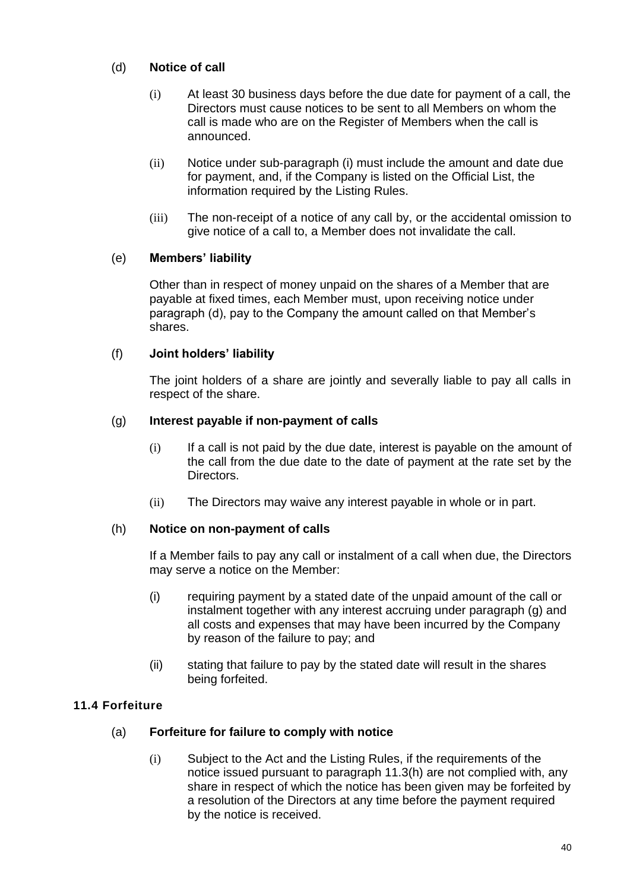(d) **Notice of call**

(i) At least 30 business days before the due date for payment of a call, the Directors must cause notices to be sent to all Members on whom the call is made who are on the Register of Members when the call is announced.

(ii) Notice under sub-paragraph (i) must include the amount and date due for payment, and, if the Company is listed on the Official List, the information required by the Listing Rules.

(iii) The non-receipt of a notice of any call by, or the accidental omission to give notice of a call to, a Member does not invalidate the call.

(e) **Members' liability**

Other than in respect of money unpaid on the shares of a Member that are payable at fixed times, each Member must, upon receiving notice under paragraph (d), pay to the Company the amount called on that Member's shares.

(f) **Joint holders' liability**

The joint holders of a share are jointly and severally liable to pay all calls in respect of the share.

(g) **Interest payable if non-payment of calls**

(i) If a call is not paid by the due date, interest is payable on the amount of the call from the due date to the date of payment at the rate set by the Directors.

(ii) The Directors may waive any interest payable in whole or in part.

(h) **Notice on non-payment of calls**

If a Member fails to pay any call or instalment of a call when due, the Directors may serve a notice on the Member:

(i) requiring payment by a stated date of the unpaid amount of the call or instalment together with any interest accruing under paragraph (g) and all costs and expenses that may have been incurred by the Company by reason of the failure to pay; and

(ii) stating that failure to pay by the stated date will result in the shares being forfeited.

### 11.4 Forfeiture

(a) **Forfeiture for failure to comply with notice**

(i) Subject to the Act and the Listing Rules, if the requirements of the notice issued pursuant to paragraph 11.3(h) are not complied with, any share in respect of which the notice has been given may be forfeited by a resolution of the Directors at any time before the payment required by the notice is received.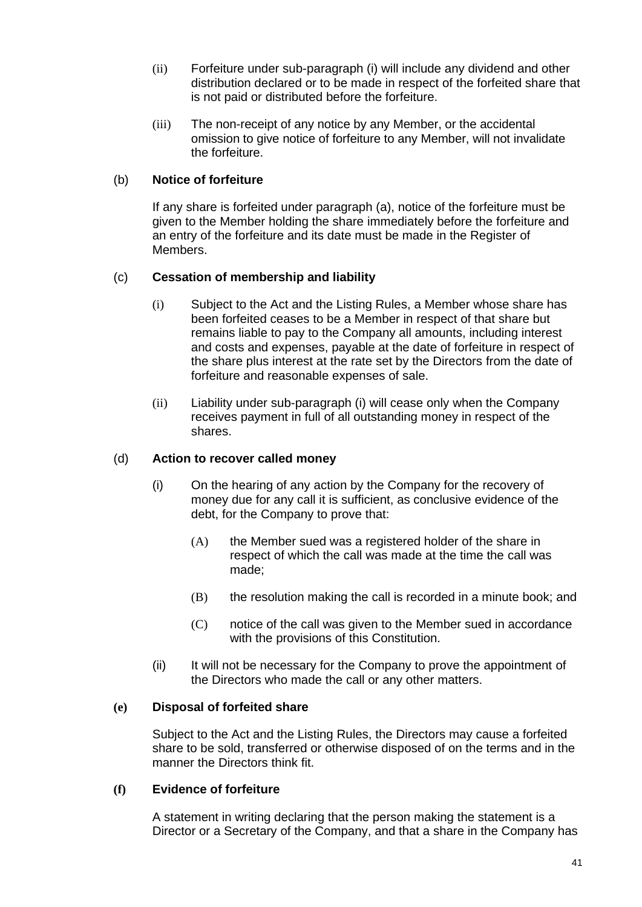(ii) Forfeiture under sub-paragraph (i) will include any dividend and other distribution declared or to be made in respect of the forfeited share that is not paid or distributed before the forfeiture.

(iii) The non-receipt of any notice by any Member, or the accidental omission to give notice of forfeiture to any Member, will not invalidate the forfeiture.

(b) **Notice of forfeiture**

If any share is forfeited under paragraph (a), notice of the forfeiture must be given to the Member holding the share immediately before the forfeiture and an entry of the forfeiture and its date must be made in the Register of Members.

(c) **Cessation of membership and liability**

(i) Subject to the Act and the Listing Rules, a Member whose share has been forfeited ceases to be a Member in respect of that share but remains liable to pay to the Company all amounts, including interest and costs and expenses, payable at the date of forfeiture in respect of the share plus interest at the rate set by the Directors from the date of forfeiture and reasonable expenses of sale.

(ii) Liability under sub-paragraph (i) will cease only when the Company receives payment in full of all outstanding money in respect of the shares.

(d) **Action to recover called money**

(i) On the hearing of any action by the Company for the recovery of money due for any call it is sufficient, as conclusive evidence of the debt, for the Company to prove that:

(A) the Member sued was a registered holder of the share in respect of which the call was made at the time the call was made;

(B) the resolution making the call is recorded in a minute book; and

(C) notice of the call was given to the Member sued in accordance with the provisions of this Constitution.

(ii) It will not be necessary for the Company to prove the appointment of the Directors who made the call or any other matters.

**(e) Disposal of forfeited share**

Subject to the Act and the Listing Rules, the Directors may cause a forfeited share to be sold, transferred or otherwise disposed of on the terms and in the manner the Directors think fit.

**(f) Evidence of forfeiture**

A statement in writing declaring that the person making the statement is a Director or a Secretary of the Company, and that a share in the Company has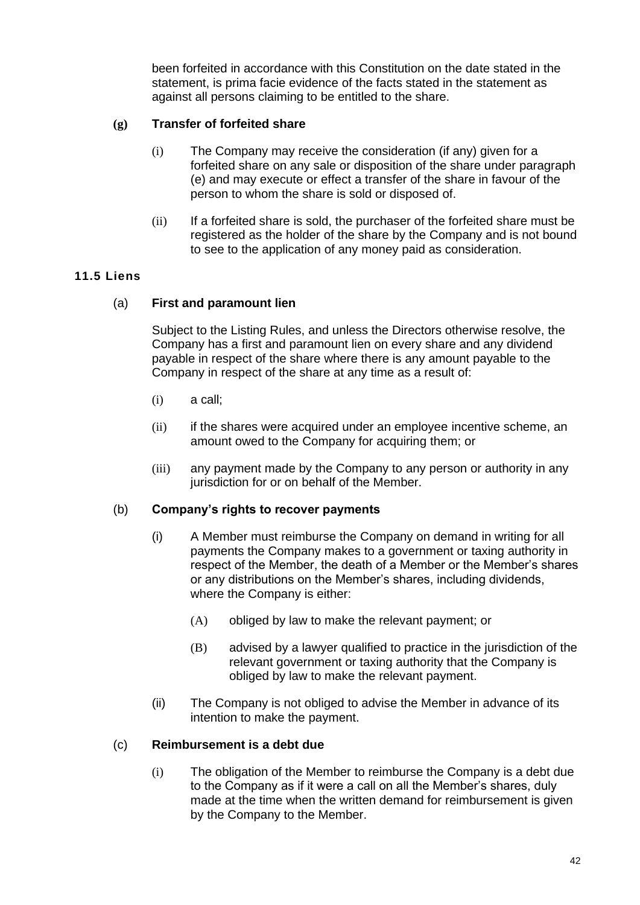been forfeited in accordance with this Constitution on the date stated in the statement, is prima facie evidence of the facts stated in the statement as against all persons claiming to be entitled to the share.

**(g) Transfer of forfeited share**

(i) The Company may receive the consideration (if any) given for a forfeited share on any sale or disposition of the share under paragraph (e) and may execute or effect a transfer of the share in favour of the person to whom the share is sold or disposed of.

(ii) If a forfeited share is sold, the purchaser of the forfeited share must be registered as the holder of the share by the Company and is not bound to see to the application of any money paid as consideration.

### 11.5 Liens

(a) **First and paramount lien**

Subject to the Listing Rules, and unless the Directors otherwise resolve, the Company has a first and paramount lien on every share and any dividend payable in respect of the share where there is any amount payable to the Company in respect of the share at any time as a result of:

(i) a call;

(ii) if the shares were acquired under an employee incentive scheme, an amount owed to the Company for acquiring them; or

(iii) any payment made by the Company to any person or authority in any jurisdiction for or on behalf of the Member.

(b) **Company's rights to recover payments**

(i) A Member must reimburse the Company on demand in writing for all payments the Company makes to a government or taxing authority in respect of the Member, the death of a Member or the Member's shares or any distributions on the Member's shares, including dividends, where the Company is either:

(A) obliged by law to make the relevant payment; or

(B) advised by a lawyer qualified to practice in the jurisdiction of the relevant government or taxing authority that the Company is obliged by law to make the relevant payment.

(ii) The Company is not obliged to advise the Member in advance of its intention to make the payment.

(c) **Reimbursement is a debt due**

(i) The obligation of the Member to reimburse the Company is a debt due to the Company as if it were a call on all the Member's shares, duly made at the time when the written demand for reimbursement is given by the Company to the Member.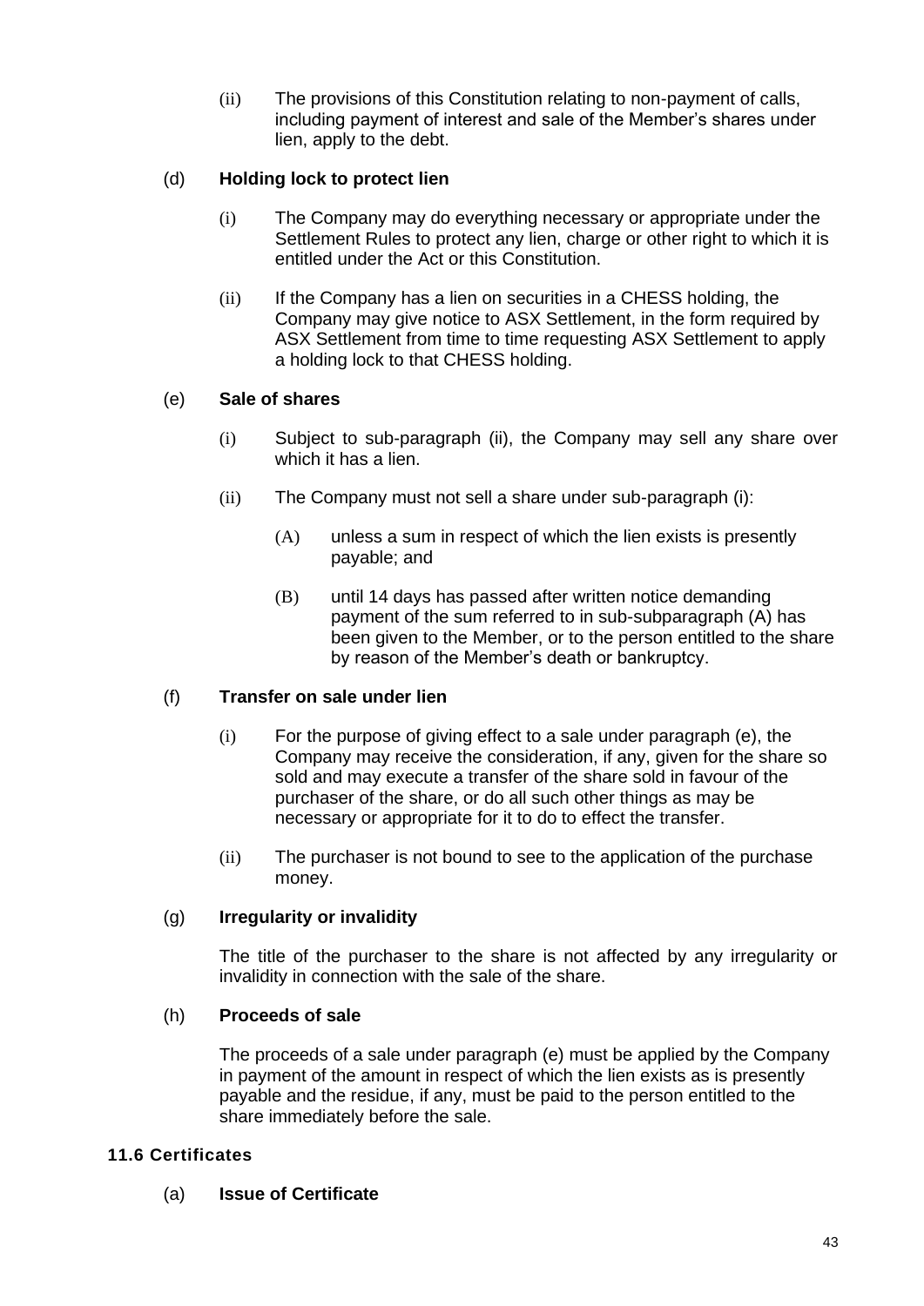(ii) The provisions of this Constitution relating to non-payment of calls, including payment of interest and sale of the Member's shares under lien, apply to the debt.

(d) **Holding lock to protect lien**

(i) The Company may do everything necessary or appropriate under the Settlement Rules to protect any lien, charge or other right to which it is entitled under the Act or this Constitution.

(ii) If the Company has a lien on securities in a CHESS holding, the Company may give notice to ASX Settlement, in the form required by ASX Settlement from time to time requesting ASX Settlement to apply a holding lock to that CHESS holding.

(e) **Sale of shares**

(i) Subject to sub-paragraph (ii), the Company may sell any share over which it has a lien.

(ii) The Company must not sell a share under sub-paragraph (i):

(A) unless a sum in respect of which the lien exists is presently payable; and

(B) until 14 days has passed after written notice demanding payment of the sum referred to in sub-subparagraph (A) has been given to the Member, or to the person entitled to the share by reason of the Member's death or bankruptcy.

(f) **Transfer on sale under lien**

(i) For the purpose of giving effect to a sale under paragraph (e), the Company may receive the consideration, if any, given for the share so sold and may execute a transfer of the share sold in favour of the purchaser of the share, or do all such other things as may be necessary or appropriate for it to do to effect the transfer.

(ii) The purchaser is not bound to see to the application of the purchase money.

(g) **Irregularity or invalidity**

The title of the purchaser to the share is not affected by any irregularity or invalidity in connection with the sale of the share.

(h) **Proceeds of sale**

The proceeds of a sale under paragraph (e) must be applied by the Company in payment of the amount in respect of which the lien exists as is presently payable and the residue, if any, must be paid to the person entitled to the share immediately before the sale.

### 11.6 Certificates

(a) **Issue of Certificate**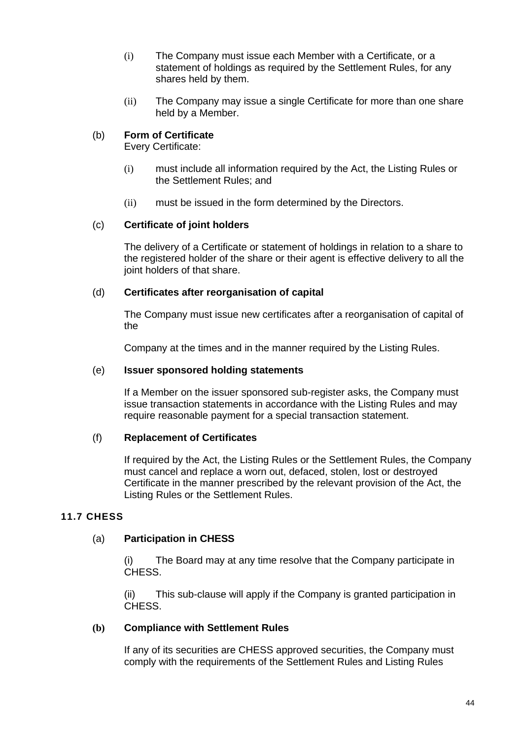(i) The Company must issue each Member with a Certificate, or a statement of holdings as required by the Settlement Rules, for any shares held by them.

(ii) The Company may issue a single Certificate for more than one share held by a Member.

(b) **Form of Certificate**
Every Certificate:

(i) must include all information required by the Act, the Listing Rules or the Settlement Rules; and

(ii) must be issued in the form determined by the Directors.

(c) **Certificate of joint holders**

The delivery of a Certificate or statement of holdings in relation to a share to the registered holder of the share or their agent is effective delivery to all the joint holders of that share.

(d) **Certificates after reorganisation of capital**

The Company must issue new certificates after a reorganisation of capital of the

Company at the times and in the manner required by the Listing Rules.

(e) **Issuer sponsored holding statements**

If a Member on the issuer sponsored sub-register asks, the Company must issue transaction statements in accordance with the Listing Rules and may require reasonable payment for a special transaction statement.

(f) **Replacement of Certificates**

If required by the Act, the Listing Rules or the Settlement Rules, the Company must cancel and replace a worn out, defaced, stolen, lost or destroyed Certificate in the manner prescribed by the relevant provision of the Act, the Listing Rules or the Settlement Rules.

### 11.7 CHESS

(a) **Participation in CHESS**

(i) The Board may at any time resolve that the Company participate in CHESS.

(ii) This sub-clause will apply if the Company is granted participation in CHESS.

**(b) Compliance with Settlement Rules**

If any of its securities are CHESS approved securities, the Company must comply with the requirements of the Settlement Rules and Listing Rules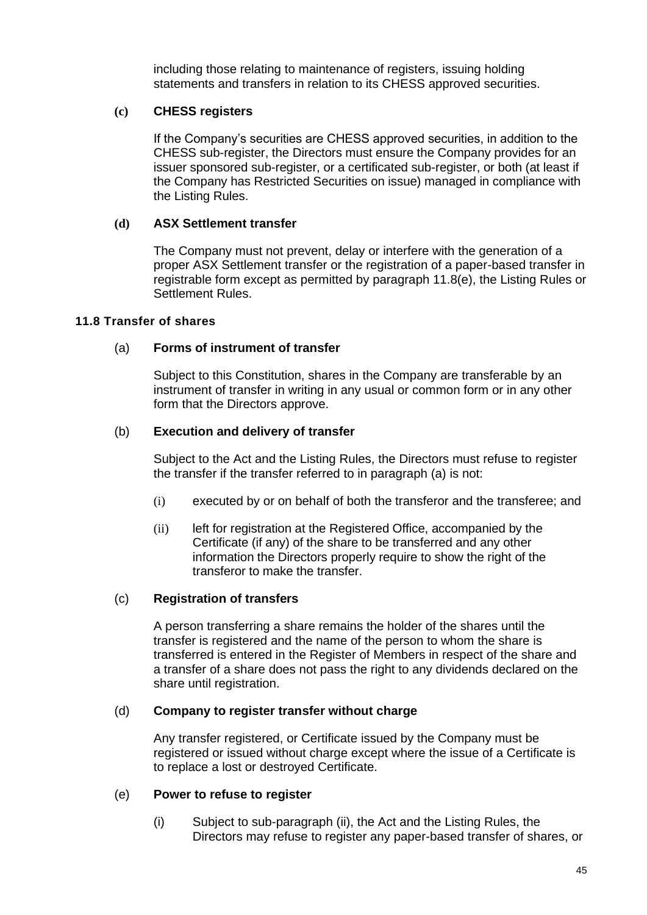including those relating to maintenance of registers, issuing holding statements and transfers in relation to its CHESS approved securities.

**(c) CHESS registers**

If the Company's securities are CHESS approved securities, in addition to the CHESS sub-register, the Directors must ensure the Company provides for an issuer sponsored sub-register, or a certificated sub-register, or both (at least if the Company has Restricted Securities on issue) managed in compliance with the Listing Rules.

**(d) ASX Settlement transfer**

The Company must not prevent, delay or interfere with the generation of a proper ASX Settlement transfer or the registration of a paper-based transfer in registrable form except as permitted by paragraph 11.8(e), the Listing Rules or Settlement Rules.

#### 11.8 Transfer of shares

(a) **Forms of instrument of transfer**

Subject to this Constitution, shares in the Company are transferable by an instrument of transfer in writing in any usual or common form or in any other form that the Directors approve.

(b) **Execution and delivery of transfer**

Subject to the Act and the Listing Rules, the Directors must refuse to register the transfer if the transfer referred to in paragraph (a) is not:

(i) executed by or on behalf of both the transferor and the transferee; and

(ii) left for registration at the Registered Office, accompanied by the Certificate (if any) of the share to be transferred and any other information the Directors properly require to show the right of the transferor to make the transfer.

(c) **Registration of transfers**

A person transferring a share remains the holder of the shares until the transfer is registered and the name of the person to whom the share is transferred is entered in the Register of Members in respect of the share and a transfer of a share does not pass the right to any dividends declared on the share until registration.

(d) **Company to register transfer without charge**

Any transfer registered, or Certificate issued by the Company must be registered or issued without charge except where the issue of a Certificate is to replace a lost or destroyed Certificate.

(e) **Power to refuse to register**

(i) Subject to sub-paragraph (ii), the Act and the Listing Rules, the Directors may refuse to register any paper-based transfer of shares, or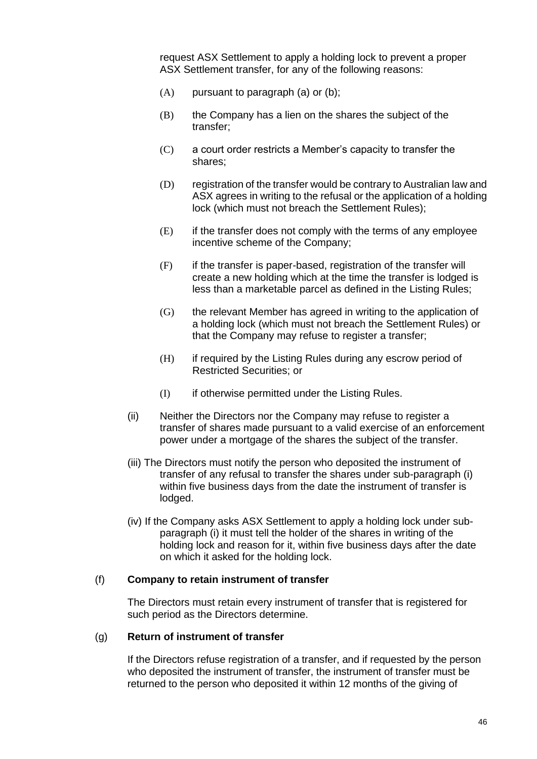request ASX Settlement to apply a holding lock to prevent a proper ASX Settlement transfer, for any of the following reasons:

(A) pursuant to paragraph (a) or (b);

(B) the Company has a lien on the shares the subject of the transfer;

(C) a court order restricts a Member's capacity to transfer the shares;

(D) registration of the transfer would be contrary to Australian law and ASX agrees in writing to the refusal or the application of a holding lock (which must not breach the Settlement Rules);

(E) if the transfer does not comply with the terms of any employee incentive scheme of the Company;

(F) if the transfer is paper-based, registration of the transfer will create a new holding which at the time the transfer is lodged is less than a marketable parcel as defined in the Listing Rules;

(G) the relevant Member has agreed in writing to the application of a holding lock (which must not breach the Settlement Rules) or that the Company may refuse to register a transfer;

(H) if required by the Listing Rules during any escrow period of Restricted Securities; or

(I) if otherwise permitted under the Listing Rules.

(ii) Neither the Directors nor the Company may refuse to register a transfer of shares made pursuant to a valid exercise of an enforcement power under a mortgage of the shares the subject of the transfer.

(iii) The Directors must notify the person who deposited the instrument of transfer of any refusal to transfer the shares under sub-paragraph (i) within five business days from the date the instrument of transfer is lodged.

(iv) If the Company asks ASX Settlement to apply a holding lock under sub-paragraph (i) it must tell the holder of the shares in writing of the holding lock and reason for it, within five business days after the date on which it asked for the holding lock.

(f) **Company to retain instrument of transfer**

The Directors must retain every instrument of transfer that is registered for such period as the Directors determine.

(g) **Return of instrument of transfer**

If the Directors refuse registration of a transfer, and if requested by the person who deposited the instrument of transfer, the instrument of transfer must be returned to the person who deposited it within 12 months of the giving of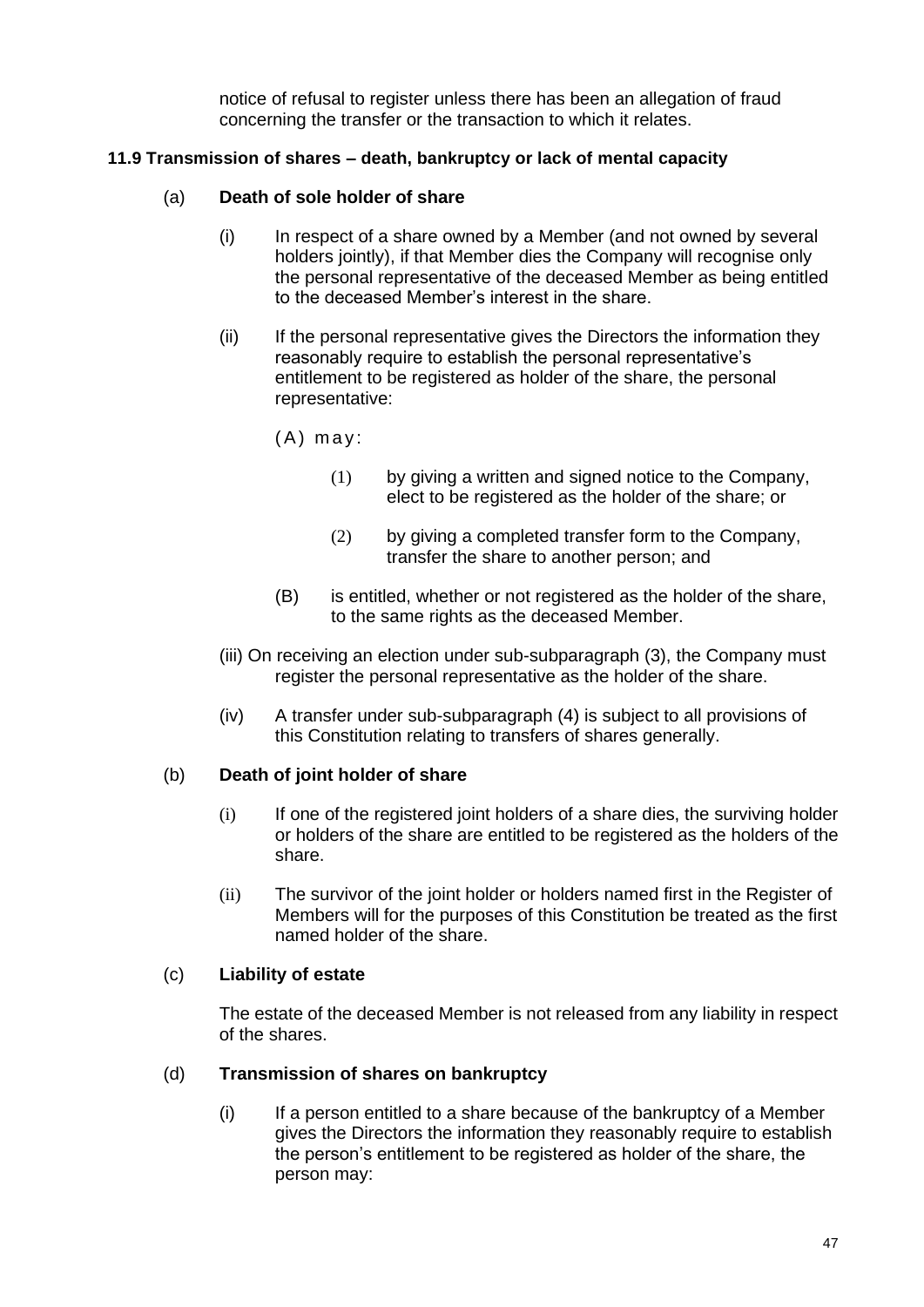notice of refusal to register unless there has been an allegation of fraud concerning the transfer or the transaction to which it relates.

**11.9 Transmission of shares – death, bankruptcy or lack of mental capacity**

(a) **Death of sole holder of share**

(i) In respect of a share owned by a Member (and not owned by several holders jointly), if that Member dies the Company will recognise only the personal representative of the deceased Member as being entitled to the deceased Member's interest in the share.

(ii) If the personal representative gives the Directors the information they reasonably require to establish the personal representative's entitlement to be registered as holder of the share, the personal representative:

(A) may:

(1) by giving a written and signed notice to the Company, elect to be registered as the holder of the share; or

(2) by giving a completed transfer form to the Company, transfer the share to another person; and

(B) is entitled, whether or not registered as the holder of the share, to the same rights as the deceased Member.

(iii) On receiving an election under sub-subparagraph (3), the Company must register the personal representative as the holder of the share.

(iv) A transfer under sub-subparagraph (4) is subject to all provisions of this Constitution relating to transfers of shares generally.

(b) **Death of joint holder of share**

(i) If one of the registered joint holders of a share dies, the surviving holder or holders of the share are entitled to be registered as the holders of the share.

(ii) The survivor of the joint holder or holders named first in the Register of Members will for the purposes of this Constitution be treated as the first named holder of the share.

(c) **Liability of estate**

The estate of the deceased Member is not released from any liability in respect of the shares.

(d) **Transmission of shares on bankruptcy**

(i) If a person entitled to a share because of the bankruptcy of a Member gives the Directors the information they reasonably require to establish the person's entitlement to be registered as holder of the share, the person may: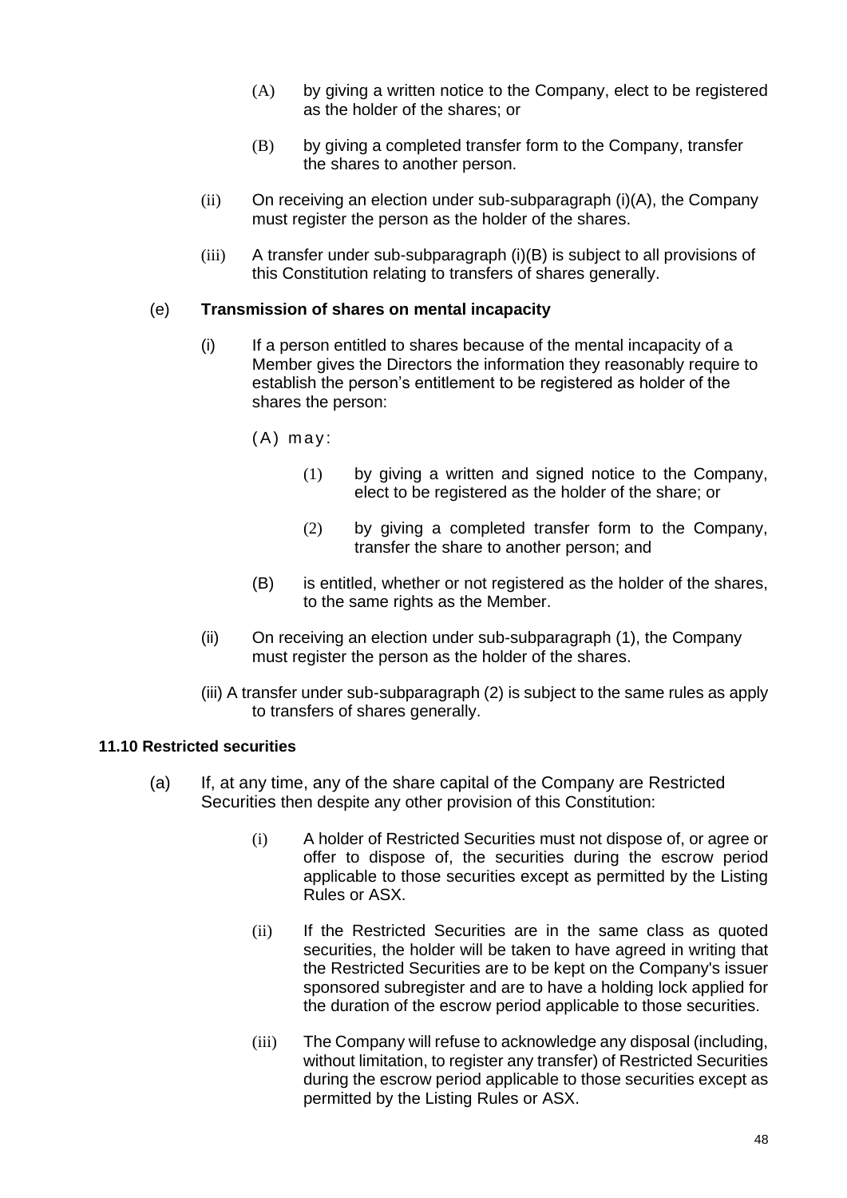(A) by giving a written notice to the Company, elect to be registered as the holder of the shares; or

(B) by giving a completed transfer form to the Company, transfer the shares to another person.

(ii) On receiving an election under sub-subparagraph (i)(A), the Company must register the person as the holder of the shares.

(iii) A transfer under sub-subparagraph (i)(B) is subject to all provisions of this Constitution relating to transfers of shares generally.

(e) **Transmission of shares on mental incapacity**

(i) If a person entitled to shares because of the mental incapacity of a Member gives the Directors the information they reasonably require to establish the person's entitlement to be registered as holder of the shares the person:

(A) may:

(1) by giving a written and signed notice to the Company, elect to be registered as the holder of the share; or

(2) by giving a completed transfer form to the Company, transfer the share to another person; and

(B) is entitled, whether or not registered as the holder of the shares, to the same rights as the Member.

(ii) On receiving an election under sub-subparagraph (1), the Company must register the person as the holder of the shares.

(iii) A transfer under sub-subparagraph (2) is subject to the same rules as apply to transfers of shares generally.

**11.10 Restricted securities**

(a) If, at any time, any of the share capital of the Company are Restricted Securities then despite any other provision of this Constitution:

(i) A holder of Restricted Securities must not dispose of, or agree or offer to dispose of, the securities during the escrow period applicable to those securities except as permitted by the Listing Rules or ASX.

(ii) If the Restricted Securities are in the same class as quoted securities, the holder will be taken to have agreed in writing that the Restricted Securities are to be kept on the Company's issuer sponsored subregister and are to have a holding lock applied for the duration of the escrow period applicable to those securities.

(iii) The Company will refuse to acknowledge any disposal (including, without limitation, to register any transfer) of Restricted Securities during the escrow period applicable to those securities except as permitted by the Listing Rules or ASX.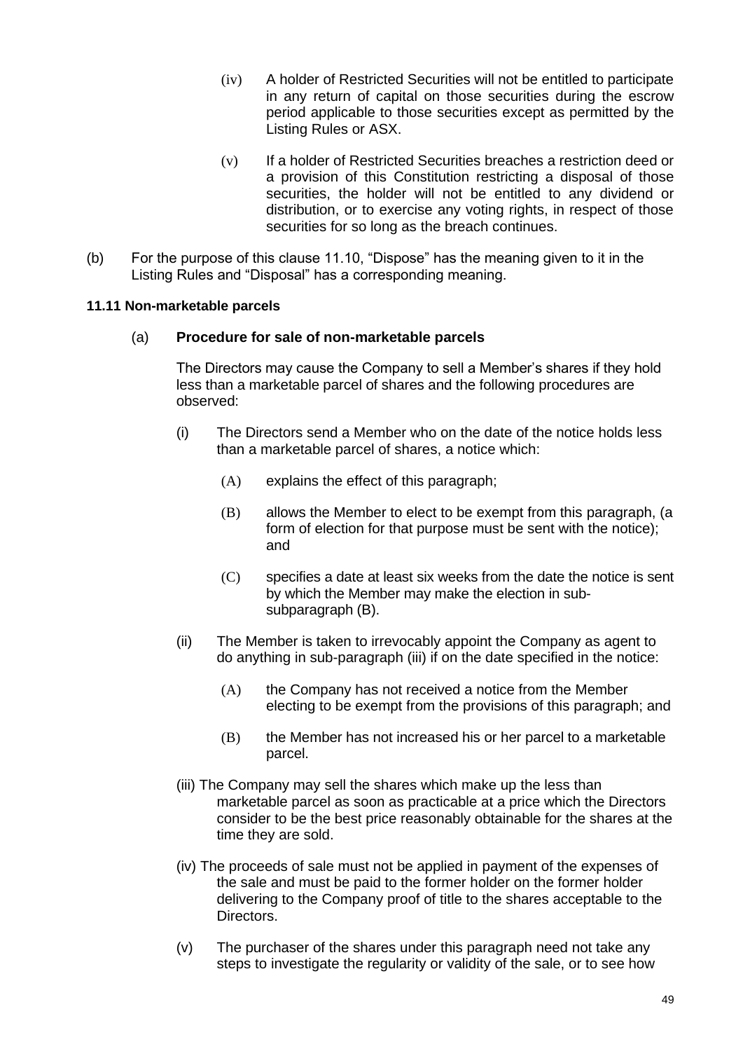(iv) A holder of Restricted Securities will not be entitled to participate in any return of capital on those securities during the escrow period applicable to those securities except as permitted by the Listing Rules or ASX.

(v) If a holder of Restricted Securities breaches a restriction deed or a provision of this Constitution restricting a disposal of those securities, the holder will not be entitled to any dividend or distribution, or to exercise any voting rights, in respect of those securities for so long as the breach continues.

(b) For the purpose of this clause 11.10, "Dispose" has the meaning given to it in the Listing Rules and "Disposal" has a corresponding meaning.

#### 11.11 Non-marketable parcels

(a) **Procedure for sale of non-marketable parcels**

The Directors may cause the Company to sell a Member's shares if they hold less than a marketable parcel of shares and the following procedures are observed:

(i) The Directors send a Member who on the date of the notice holds less than a marketable parcel of shares, a notice which:

(A) explains the effect of this paragraph;

(B) allows the Member to elect to be exempt from this paragraph, (a form of election for that purpose must be sent with the notice); and

(C) specifies a date at least six weeks from the date the notice is sent by which the Member may make the election in sub-subparagraph (B).

(ii) The Member is taken to irrevocably appoint the Company as agent to do anything in sub-paragraph (iii) if on the date specified in the notice:

(A) the Company has not received a notice from the Member electing to be exempt from the provisions of this paragraph; and

(B) the Member has not increased his or her parcel to a marketable parcel.

(iii) The Company may sell the shares which make up the less than marketable parcel as soon as practicable at a price which the Directors consider to be the best price reasonably obtainable for the shares at the time they are sold.

(iv) The proceeds of sale must not be applied in payment of the expenses of the sale and must be paid to the former holder on the former holder delivering to the Company proof of title to the shares acceptable to the Directors.

(v) The purchaser of the shares under this paragraph need not take any steps to investigate the regularity or validity of the sale, or to see how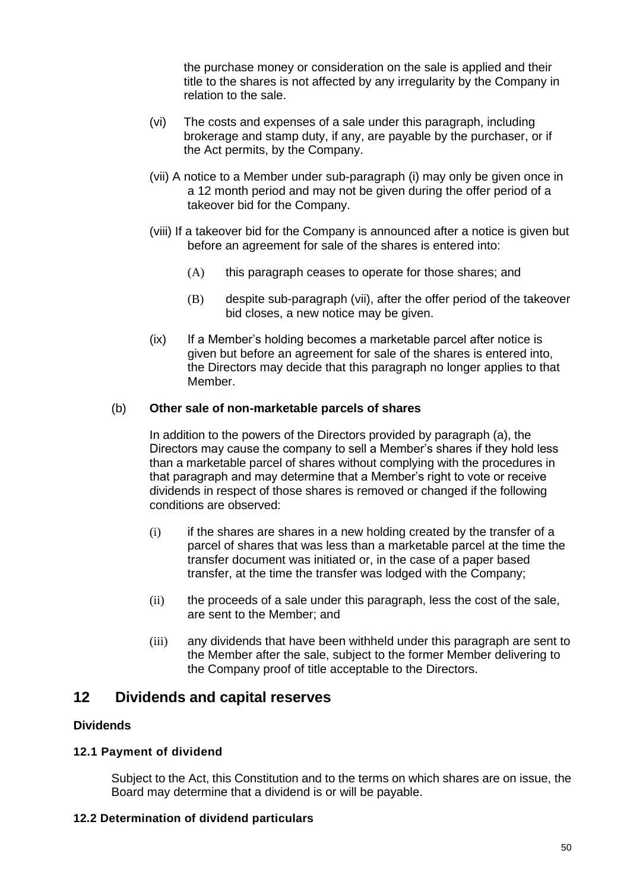the purchase money or consideration on the sale is applied and their title to the shares is not affected by any irregularity by the Company in relation to the sale.

(vi) The costs and expenses of a sale under this paragraph, including brokerage and stamp duty, if any, are payable by the purchaser, or if the Act permits, by the Company.

(vii) A notice to a Member under sub-paragraph (i) may only be given once in a 12 month period and may not be given during the offer period of a takeover bid for the Company.

(viii) If a takeover bid for the Company is announced after a notice is given but before an agreement for sale of the shares is entered into:

(A) this paragraph ceases to operate for those shares; and

(B) despite sub-paragraph (vii), after the offer period of the takeover bid closes, a new notice may be given.

(ix) If a Member's holding becomes a marketable parcel after notice is given but before an agreement for sale of the shares is entered into, the Directors may decide that this paragraph no longer applies to that Member.

(b) **Other sale of non-marketable parcels of shares**

In addition to the powers of the Directors provided by paragraph (a), the Directors may cause the company to sell a Member's shares if they hold less than a marketable parcel of shares without complying with the procedures in that paragraph and may determine that a Member's right to vote or receive dividends in respect of those shares is removed or changed if the following conditions are observed:

(i) if the shares are shares in a new holding created by the transfer of a parcel of shares that was less than a marketable parcel at the time the transfer document was initiated or, in the case of a paper based transfer, at the time the transfer was lodged with the Company;

(ii) the proceeds of a sale under this paragraph, less the cost of the sale, are sent to the Member; and

(iii) any dividends that have been withheld under this paragraph are sent to the Member after the sale, subject to the former Member delivering to the Company proof of title acceptable to the Directors.

## 12 Dividends and capital reserves

### Dividends

#### 12.1 Payment of dividend

Subject to the Act, this Constitution and to the terms on which shares are on issue, the Board may determine that a dividend is or will be payable.

#### 12.2 Determination of dividend particulars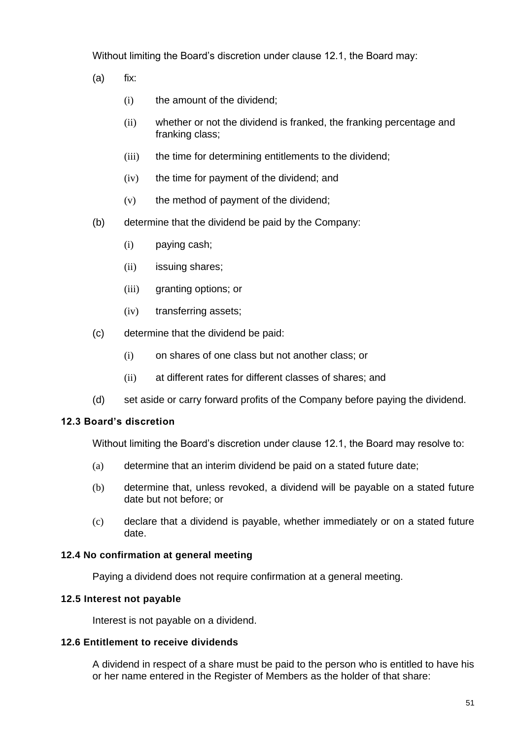Without limiting the Board's discretion under clause 12.1, the Board may:

(a) fix:

  (i) the amount of the dividend;

  (ii) whether or not the dividend is franked, the franking percentage and franking class;

  (iii) the time for determining entitlements to the dividend;

  (iv) the time for payment of the dividend; and

  (v) the method of payment of the dividend;

(b) determine that the dividend be paid by the Company:

  (i) paying cash;

  (ii) issuing shares;

  (iii) granting options; or

  (iv) transferring assets;

(c) determine that the dividend be paid:

  (i) on shares of one class but not another class; or

  (ii) at different rates for different classes of shares; and

(d) set aside or carry forward profits of the Company before paying the dividend.

#### 12.3 Board's discretion

Without limiting the Board's discretion under clause 12.1, the Board may resolve to:

(a) determine that an interim dividend be paid on a stated future date;

(b) determine that, unless revoked, a dividend will be payable on a stated future date but not before; or

(c) declare that a dividend is payable, whether immediately or on a stated future date.

#### 12.4 No confirmation at general meeting

Paying a dividend does not require confirmation at a general meeting.

#### 12.5 Interest not payable

Interest is not payable on a dividend.

#### 12.6 Entitlement to receive dividends

A dividend in respect of a share must be paid to the person who is entitled to have his or her name entered in the Register of Members as the holder of that share: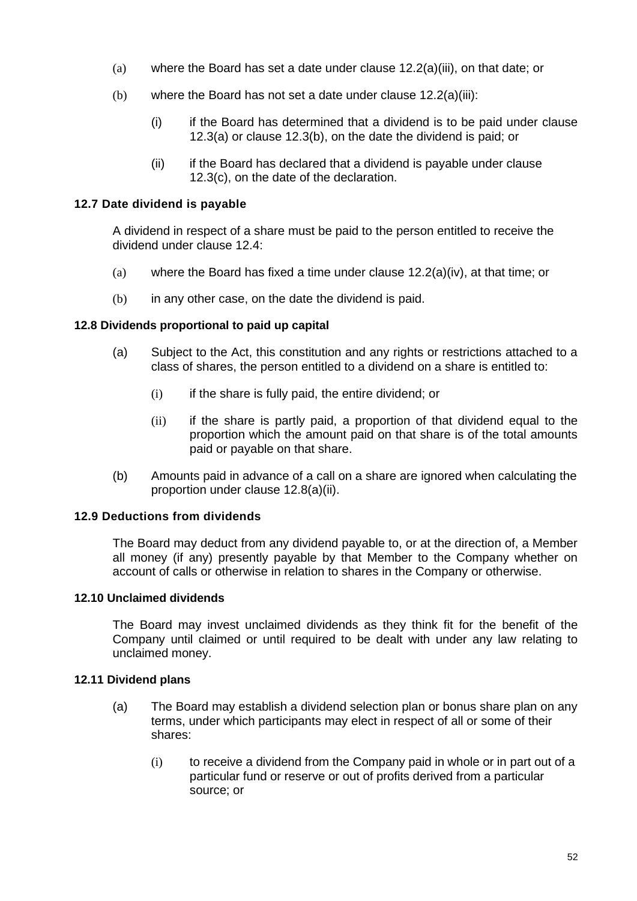(a) where the Board has set a date under clause 12.2(a)(iii), on that date; or

(b) where the Board has not set a date under clause 12.2(a)(iii):

  (i) if the Board has determined that a dividend is to be paid under clause 12.3(a) or clause 12.3(b), on the date the dividend is paid; or

  (ii) if the Board has declared that a dividend is payable under clause 12.3(c), on the date of the declaration.

**12.7 Date dividend is payable**

A dividend in respect of a share must be paid to the person entitled to receive the dividend under clause 12.4:

(a) where the Board has fixed a time under clause 12.2(a)(iv), at that time; or

(b) in any other case, on the date the dividend is paid.

**12.8 Dividends proportional to paid up capital**

(a) Subject to the Act, this constitution and any rights or restrictions attached to a class of shares, the person entitled to a dividend on a share is entitled to:

  (i) if the share is fully paid, the entire dividend; or

  (ii) if the share is partly paid, a proportion of that dividend equal to the proportion which the amount paid on that share is of the total amounts paid or payable on that share.

(b) Amounts paid in advance of a call on a share are ignored when calculating the proportion under clause 12.8(a)(ii).

**12.9 Deductions from dividends**

The Board may deduct from any dividend payable to, or at the direction of, a Member all money (if any) presently payable by that Member to the Company whether on account of calls or otherwise in relation to shares in the Company or otherwise.

**12.10 Unclaimed dividends**

The Board may invest unclaimed dividends as they think fit for the benefit of the Company until claimed or until required to be dealt with under any law relating to unclaimed money.

**12.11 Dividend plans**

(a) The Board may establish a dividend selection plan or bonus share plan on any terms, under which participants may elect in respect of all or some of their shares:

  (i) to receive a dividend from the Company paid in whole or in part out of a particular fund or reserve or out of profits derived from a particular source; or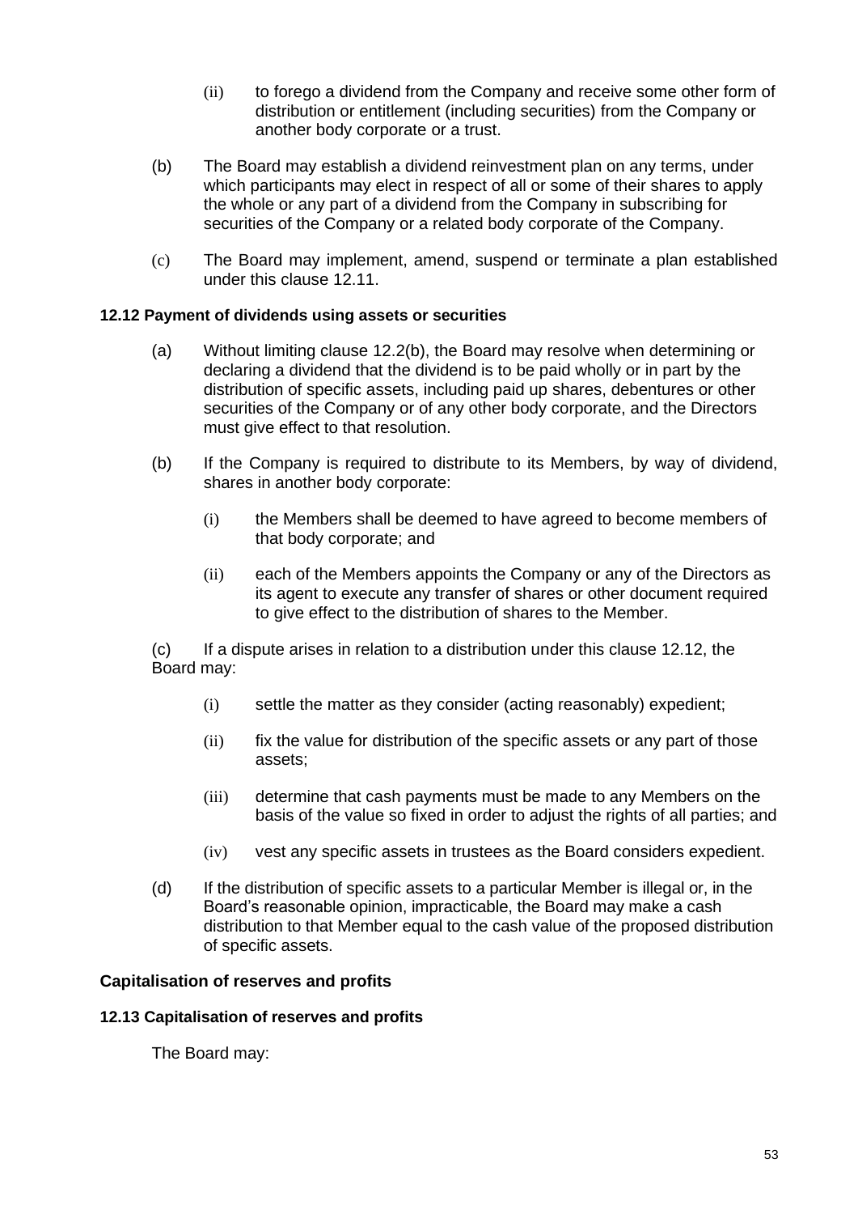(ii) to forego a dividend from the Company and receive some other form of distribution or entitlement (including securities) from the Company or another body corporate or a trust.

(b) The Board may establish a dividend reinvestment plan on any terms, under which participants may elect in respect of all or some of their shares to apply the whole or any part of a dividend from the Company in subscribing for securities of the Company or a related body corporate of the Company.

(c) The Board may implement, amend, suspend or terminate a plan established under this clause 12.11.

**12.12 Payment of dividends using assets or securities**

(a) Without limiting clause 12.2(b), the Board may resolve when determining or declaring a dividend that the dividend is to be paid wholly or in part by the distribution of specific assets, including paid up shares, debentures or other securities of the Company or of any other body corporate, and the Directors must give effect to that resolution.

(b) If the Company is required to distribute to its Members, by way of dividend, shares in another body corporate:

(i) the Members shall be deemed to have agreed to become members of that body corporate; and

(ii) each of the Members appoints the Company or any of the Directors as its agent to execute any transfer of shares or other document required to give effect to the distribution of shares to the Member.

(c) If a dispute arises in relation to a distribution under this clause 12.12, the Board may:

(i) settle the matter as they consider (acting reasonably) expedient;

(ii) fix the value for distribution of the specific assets or any part of those assets;

(iii) determine that cash payments must be made to any Members on the basis of the value so fixed in order to adjust the rights of all parties; and

(iv) vest any specific assets in trustees as the Board considers expedient.

(d) If the distribution of specific assets to a particular Member is illegal or, in the Board's reasonable opinion, impracticable, the Board may make a cash distribution to that Member equal to the cash value of the proposed distribution of specific assets.

**Capitalisation of reserves and profits**

**12.13 Capitalisation of reserves and profits**

The Board may: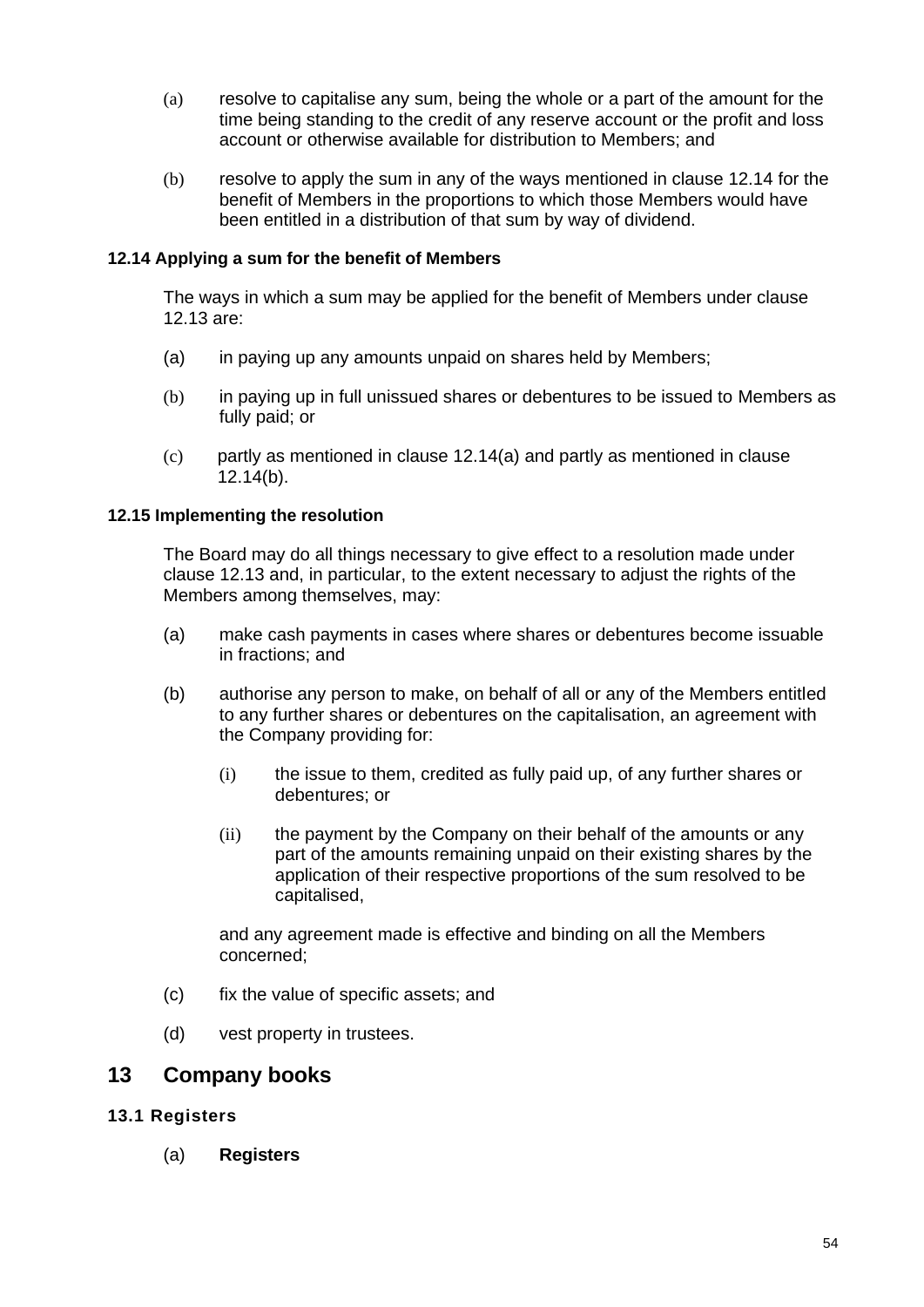(a) resolve to capitalise any sum, being the whole or a part of the amount for the time being standing to the credit of any reserve account or the profit and loss account or otherwise available for distribution to Members; and

(b) resolve to apply the sum in any of the ways mentioned in clause 12.14 for the benefit of Members in the proportions to which those Members would have been entitled in a distribution of that sum by way of dividend.

#### 12.14 Applying a sum for the benefit of Members

The ways in which a sum may be applied for the benefit of Members under clause 12.13 are:

(a) in paying up any amounts unpaid on shares held by Members;

(b) in paying up in full unissued shares or debentures to be issued to Members as fully paid; or

(c) partly as mentioned in clause 12.14(a) and partly as mentioned in clause 12.14(b).

#### 12.15 Implementing the resolution

The Board may do all things necessary to give effect to a resolution made under clause 12.13 and, in particular, to the extent necessary to adjust the rights of the Members among themselves, may:

(a) make cash payments in cases where shares or debentures become issuable in fractions; and

(b) authorise any person to make, on behalf of all or any of the Members entitled to any further shares or debentures on the capitalisation, an agreement with the Company providing for:

  (i) the issue to them, credited as fully paid up, of any further shares or debentures; or

  (ii) the payment by the Company on their behalf of the amounts or any part of the amounts remaining unpaid on their existing shares by the application of their respective proportions of the sum resolved to be capitalised,

  and any agreement made is effective and binding on all the Members concerned;

(c) fix the value of specific assets; and

(d) vest property in trustees.

## 13 Company books

#### 13.1 Registers

(a) **Registers**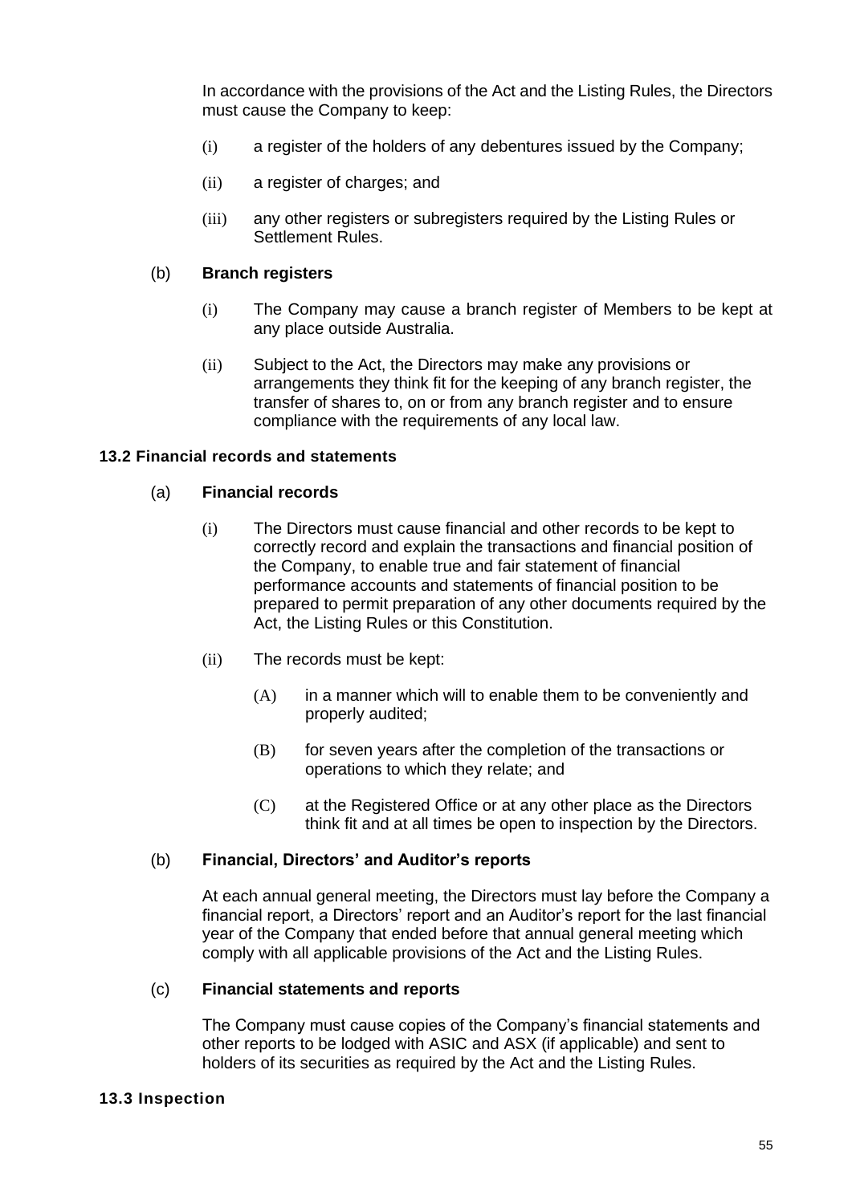In accordance with the provisions of the Act and the Listing Rules, the Directors must cause the Company to keep:

(i) a register of the holders of any debentures issued by the Company;

(ii) a register of charges; and

(iii) any other registers or subregisters required by the Listing Rules or Settlement Rules.

(b) **Branch registers**

(i) The Company may cause a branch register of Members to be kept at any place outside Australia.

(ii) Subject to the Act, the Directors may make any provisions or arrangements they think fit for the keeping of any branch register, the transfer of shares to, on or from any branch register and to ensure compliance with the requirements of any local law.

**13.2 Financial records and statements**

(a) **Financial records**

(i) The Directors must cause financial and other records to be kept to correctly record and explain the transactions and financial position of the Company, to enable true and fair statement of financial performance accounts and statements of financial position to be prepared to permit preparation of any other documents required by the Act, the Listing Rules or this Constitution.

(ii) The records must be kept:

(A) in a manner which will to enable them to be conveniently and properly audited;

(B) for seven years after the completion of the transactions or operations to which they relate; and

(C) at the Registered Office or at any other place as the Directors think fit and at all times be open to inspection by the Directors.

(b) **Financial, Directors' and Auditor's reports**

At each annual general meeting, the Directors must lay before the Company a financial report, a Directors' report and an Auditor's report for the last financial year of the Company that ended before that annual general meeting which comply with all applicable provisions of the Act and the Listing Rules.

(c) **Financial statements and reports**

The Company must cause copies of the Company's financial statements and other reports to be lodged with ASIC and ASX (if applicable) and sent to holders of its securities as required by the Act and the Listing Rules.

**13.3 Inspection**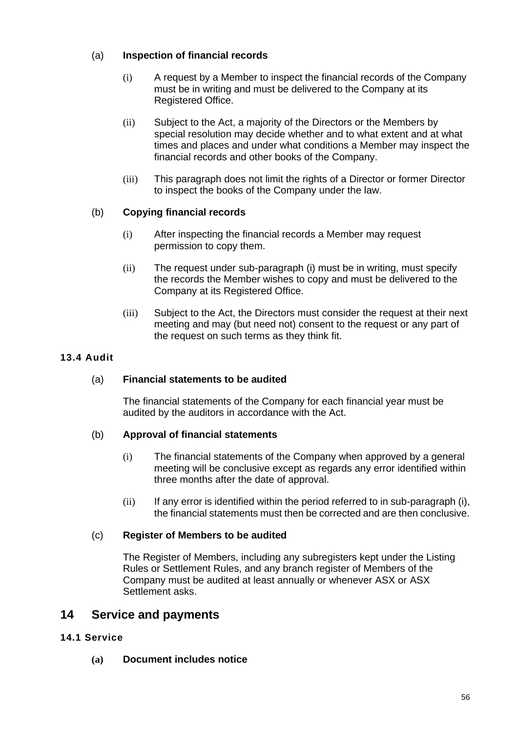(a) **Inspection of financial records**

(i) A request by a Member to inspect the financial records of the Company must be in writing and must be delivered to the Company at its Registered Office.

(ii) Subject to the Act, a majority of the Directors or the Members by special resolution may decide whether and to what extent and at what times and places and under what conditions a Member may inspect the financial records and other books of the Company.

(iii) This paragraph does not limit the rights of a Director or former Director to inspect the books of the Company under the law.

(b) **Copying financial records**

(i) After inspecting the financial records a Member may request permission to copy them.

(ii) The request under sub-paragraph (i) must be in writing, must specify the records the Member wishes to copy and must be delivered to the Company at its Registered Office.

(iii) Subject to the Act, the Directors must consider the request at their next meeting and may (but need not) consent to the request or any part of the request on such terms as they think fit.

### 13.4 Audit

(a) **Financial statements to be audited**

The financial statements of the Company for each financial year must be audited by the auditors in accordance with the Act.

(b) **Approval of financial statements**

(i) The financial statements of the Company when approved by a general meeting will be conclusive except as regards any error identified within three months after the date of approval.

(ii) If any error is identified within the period referred to in sub-paragraph (i), the financial statements must then be corrected and are then conclusive.

(c) **Register of Members to be audited**

The Register of Members, including any subregisters kept under the Listing Rules or Settlement Rules, and any branch register of Members of the Company must be audited at least annually or whenever ASX or ASX Settlement asks.

## 14 Service and payments

### 14.1 Service

**(a) Document includes notice**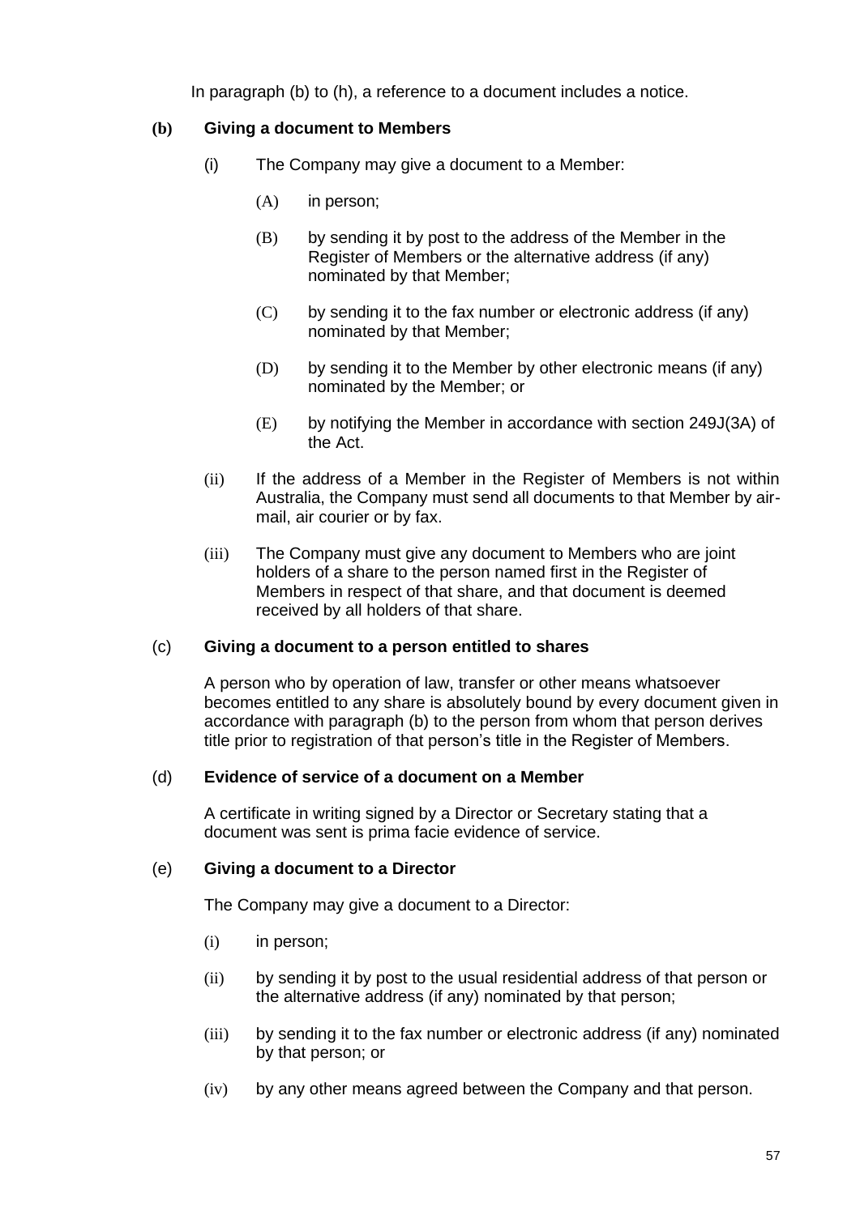In paragraph (b) to (h), a reference to a document includes a notice.

**(b) Giving a document to Members**

(i) The Company may give a document to a Member:

(A) in person;

(B) by sending it by post to the address of the Member in the Register of Members or the alternative address (if any) nominated by that Member;

(C) by sending it to the fax number or electronic address (if any) nominated by that Member;

(D) by sending it to the Member by other electronic means (if any) nominated by the Member; or

(E) by notifying the Member in accordance with section 249J(3A) of the Act.

(ii) If the address of a Member in the Register of Members is not within Australia, the Company must send all documents to that Member by air-mail, air courier or by fax.

(iii) The Company must give any document to Members who are joint holders of a share to the person named first in the Register of Members in respect of that share, and that document is deemed received by all holders of that share.

**(c) Giving a document to a person entitled to shares**

A person who by operation of law, transfer or other means whatsoever becomes entitled to any share is absolutely bound by every document given in accordance with paragraph (b) to the person from whom that person derives title prior to registration of that person's title in the Register of Members.

**(d) Evidence of service of a document on a Member**

A certificate in writing signed by a Director or Secretary stating that a document was sent is prima facie evidence of service.

**(e) Giving a document to a Director**

The Company may give a document to a Director:

(i) in person;

(ii) by sending it by post to the usual residential address of that person or the alternative address (if any) nominated by that person;

(iii) by sending it to the fax number or electronic address (if any) nominated by that person; or

(iv) by any other means agreed between the Company and that person.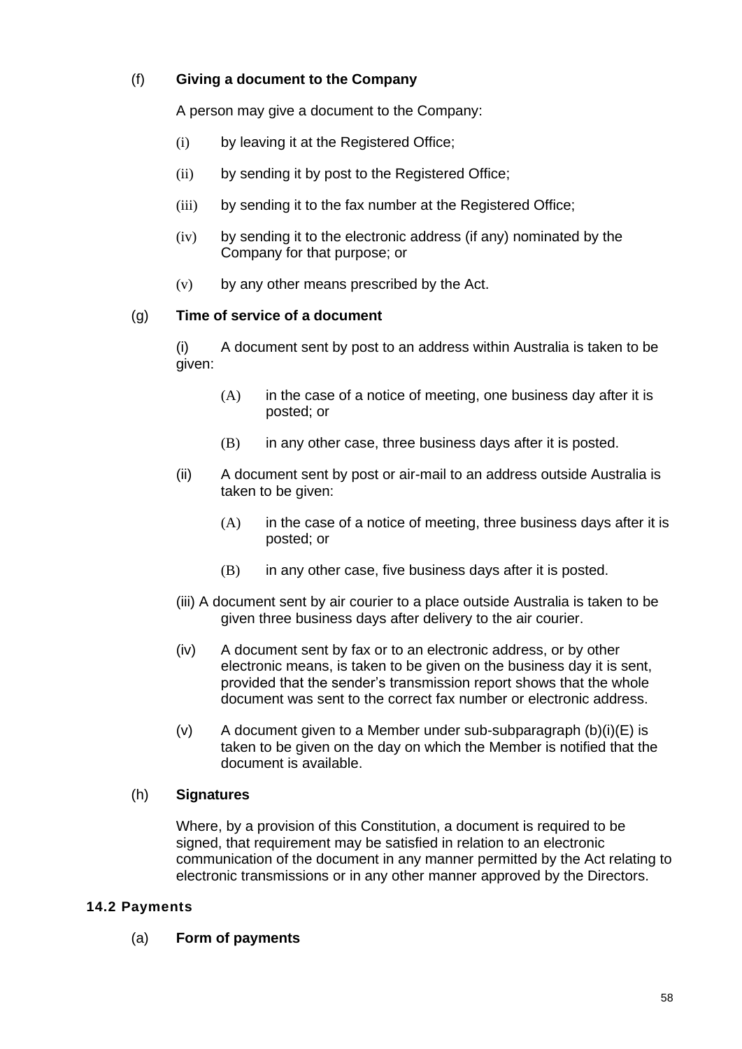(f) **Giving a document to the Company**

A person may give a document to the Company:

(i) by leaving it at the Registered Office;

(ii) by sending it by post to the Registered Office;

(iii) by sending it to the fax number at the Registered Office;

(iv) by sending it to the electronic address (if any) nominated by the Company for that purpose; or

(v) by any other means prescribed by the Act.

(g) **Time of service of a document**

(i) A document sent by post to an address within Australia is taken to be given:

(A) in the case of a notice of meeting, one business day after it is posted; or

(B) in any other case, three business days after it is posted.

(ii) A document sent by post or air-mail to an address outside Australia is taken to be given:

(A) in the case of a notice of meeting, three business days after it is posted; or

(B) in any other case, five business days after it is posted.

(iii) A document sent by air courier to a place outside Australia is taken to be given three business days after delivery to the air courier.

(iv) A document sent by fax or to an electronic address, or by other electronic means, is taken to be given on the business day it is sent, provided that the sender's transmission report shows that the whole document was sent to the correct fax number or electronic address.

(v) A document given to a Member under sub-subparagraph (b)(i)(E) is taken to be given on the day on which the Member is notified that the document is available.

(h) **Signatures**

Where, by a provision of this Constitution, a document is required to be signed, that requirement may be satisfied in relation to an electronic communication of the document in any manner permitted by the Act relating to electronic transmissions or in any other manner approved by the Directors.

## 14.2 Payments

(a) **Form of payments**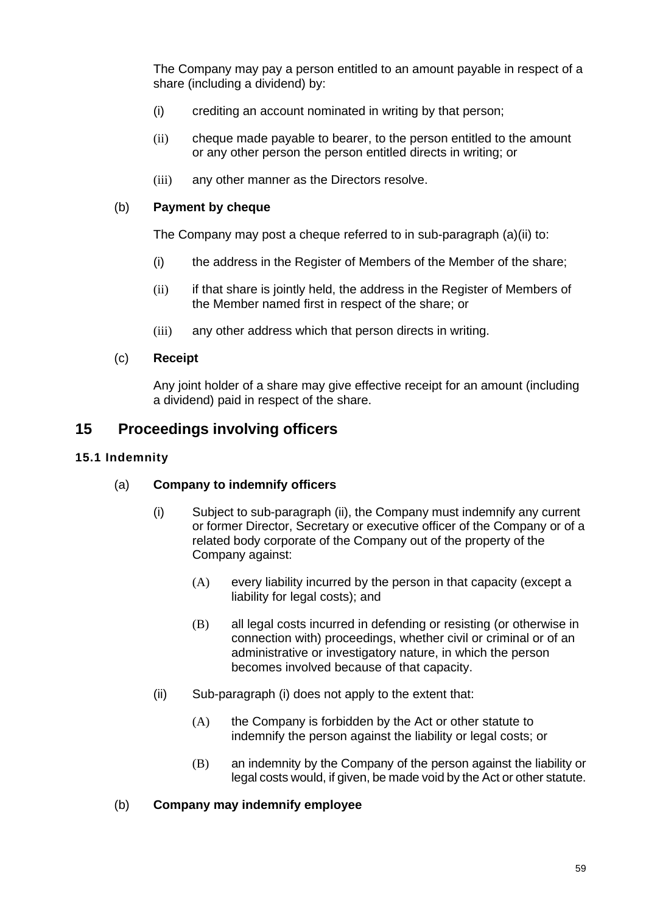The Company may pay a person entitled to an amount payable in respect of a share (including a dividend) by:

(i) crediting an account nominated in writing by that person;

(ii) cheque made payable to bearer, to the person entitled to the amount or any other person the person entitled directs in writing; or

(iii) any other manner as the Directors resolve.

(b) **Payment by cheque**

The Company may post a cheque referred to in sub-paragraph (a)(ii) to:

(i) the address in the Register of Members of the Member of the share;

(ii) if that share is jointly held, the address in the Register of Members of the Member named first in respect of the share; or

(iii) any other address which that person directs in writing.

(c) **Receipt**

Any joint holder of a share may give effective receipt for an amount (including a dividend) paid in respect of the share.

# 15 Proceedings involving officers

### 15.1 Indemnity

(a) **Company to indemnify officers**

(i) Subject to sub-paragraph (ii), the Company must indemnify any current or former Director, Secretary or executive officer of the Company or of a related body corporate of the Company out of the property of the Company against:

(A) every liability incurred by the person in that capacity (except a liability for legal costs); and

(B) all legal costs incurred in defending or resisting (or otherwise in connection with) proceedings, whether civil or criminal or of an administrative or investigatory nature, in which the person becomes involved because of that capacity.

(ii) Sub-paragraph (i) does not apply to the extent that:

(A) the Company is forbidden by the Act or other statute to indemnify the person against the liability or legal costs; or

(B) an indemnity by the Company of the person against the liability or legal costs would, if given, be made void by the Act or other statute.

(b) **Company may indemnify employee**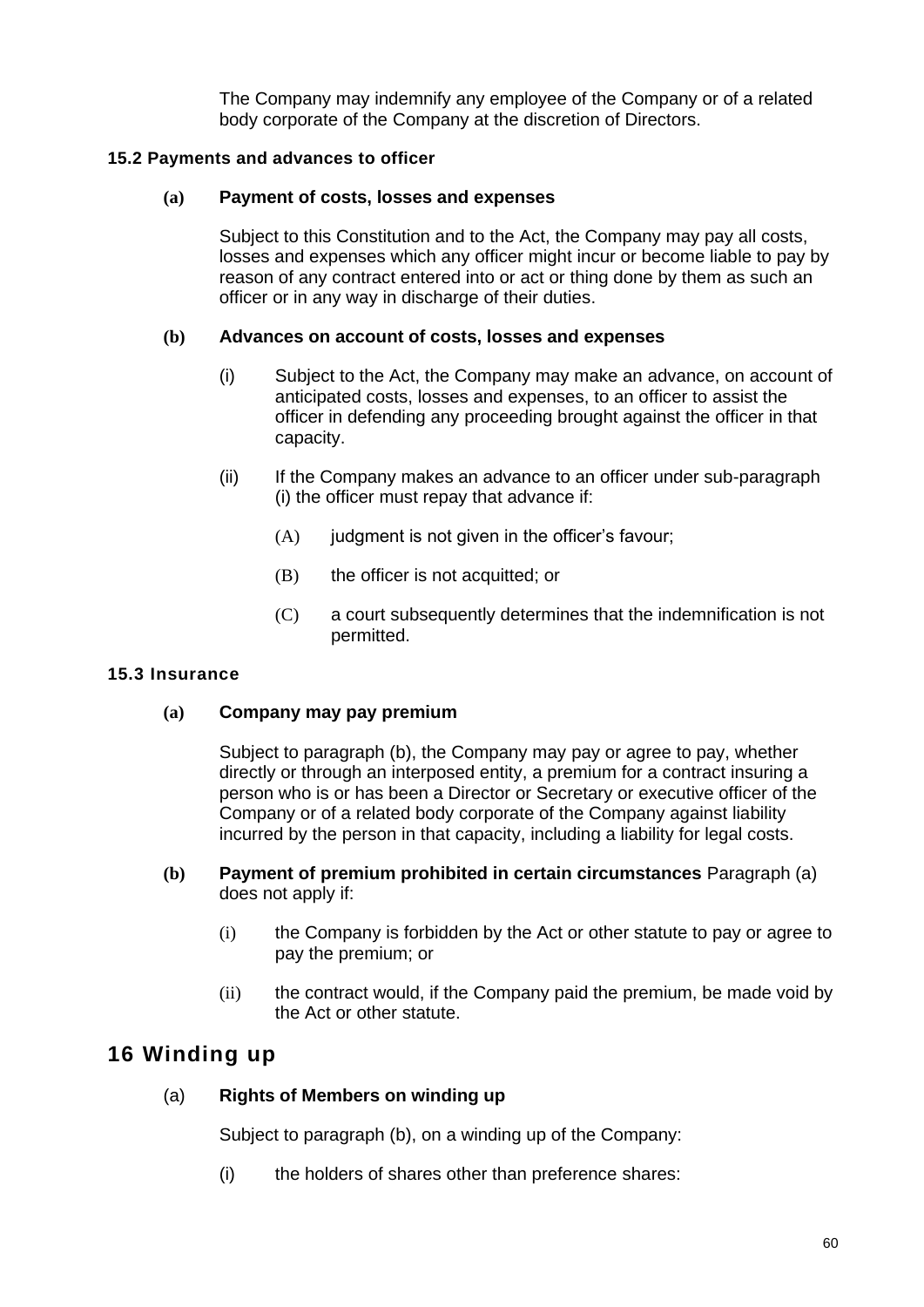The Company may indemnify any employee of the Company or of a related body corporate of the Company at the discretion of Directors.

### 15.2 Payments and advances to officer

**(a) Payment of costs, losses and expenses**

Subject to this Constitution and to the Act, the Company may pay all costs, losses and expenses which any officer might incur or become liable to pay by reason of any contract entered into or act or thing done by them as such an officer or in any way in discharge of their duties.

**(b) Advances on account of costs, losses and expenses**

(i) Subject to the Act, the Company may make an advance, on account of anticipated costs, losses and expenses, to an officer to assist the officer in defending any proceeding brought against the officer in that capacity.

(ii) If the Company makes an advance to an officer under sub-paragraph (i) the officer must repay that advance if:

(A) judgment is not given in the officer's favour;

(B) the officer is not acquitted; or

(C) a court subsequently determines that the indemnification is not permitted.

### 15.3 Insurance

**(a) Company may pay premium**

Subject to paragraph (b), the Company may pay or agree to pay, whether directly or through an interposed entity, a premium for a contract insuring a person who is or has been a Director or Secretary or executive officer of the Company or of a related body corporate of the Company against liability incurred by the person in that capacity, including a liability for legal costs.

**(b) Payment of premium prohibited in certain circumstances** Paragraph (a) does not apply if:

(i) the Company is forbidden by the Act or other statute to pay or agree to pay the premium; or

(ii) the contract would, if the Company paid the premium, be made void by the Act or other statute.

## 16 Winding up

(a) **Rights of Members on winding up**

Subject to paragraph (b), on a winding up of the Company:

(i) the holders of shares other than preference shares: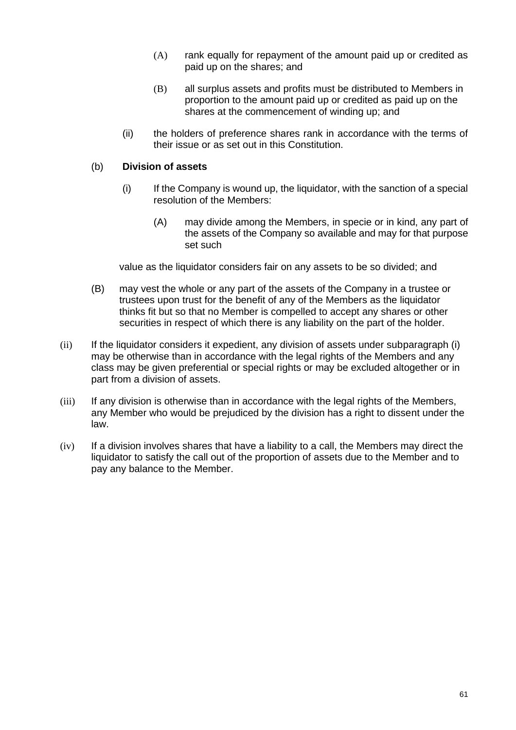(A) rank equally for repayment of the amount paid up or credited as paid up on the shares; and

(B) all surplus assets and profits must be distributed to Members in proportion to the amount paid up or credited as paid up on the shares at the commencement of winding up; and

(ii) the holders of preference shares rank in accordance with the terms of their issue or as set out in this Constitution.

(b) **Division of assets**

(i) If the Company is wound up, the liquidator, with the sanction of a special resolution of the Members:

(A) may divide among the Members, in specie or in kind, any part of the assets of the Company so available and may for that purpose set such

value as the liquidator considers fair on any assets to be so divided; and

(B) may vest the whole or any part of the assets of the Company in a trustee or trustees upon trust for the benefit of any of the Members as the liquidator thinks fit but so that no Member is compelled to accept any shares or other securities in respect of which there is any liability on the part of the holder.

(ii) If the liquidator considers it expedient, any division of assets under subparagraph (i) may be otherwise than in accordance with the legal rights of the Members and any class may be given preferential or special rights or may be excluded altogether or in part from a division of assets.

(iii) If any division is otherwise than in accordance with the legal rights of the Members, any Member who would be prejudiced by the division has a right to dissent under the law.

(iv) If a division involves shares that have a liability to a call, the Members may direct the liquidator to satisfy the call out of the proportion of assets due to the Member and to pay any balance to the Member.